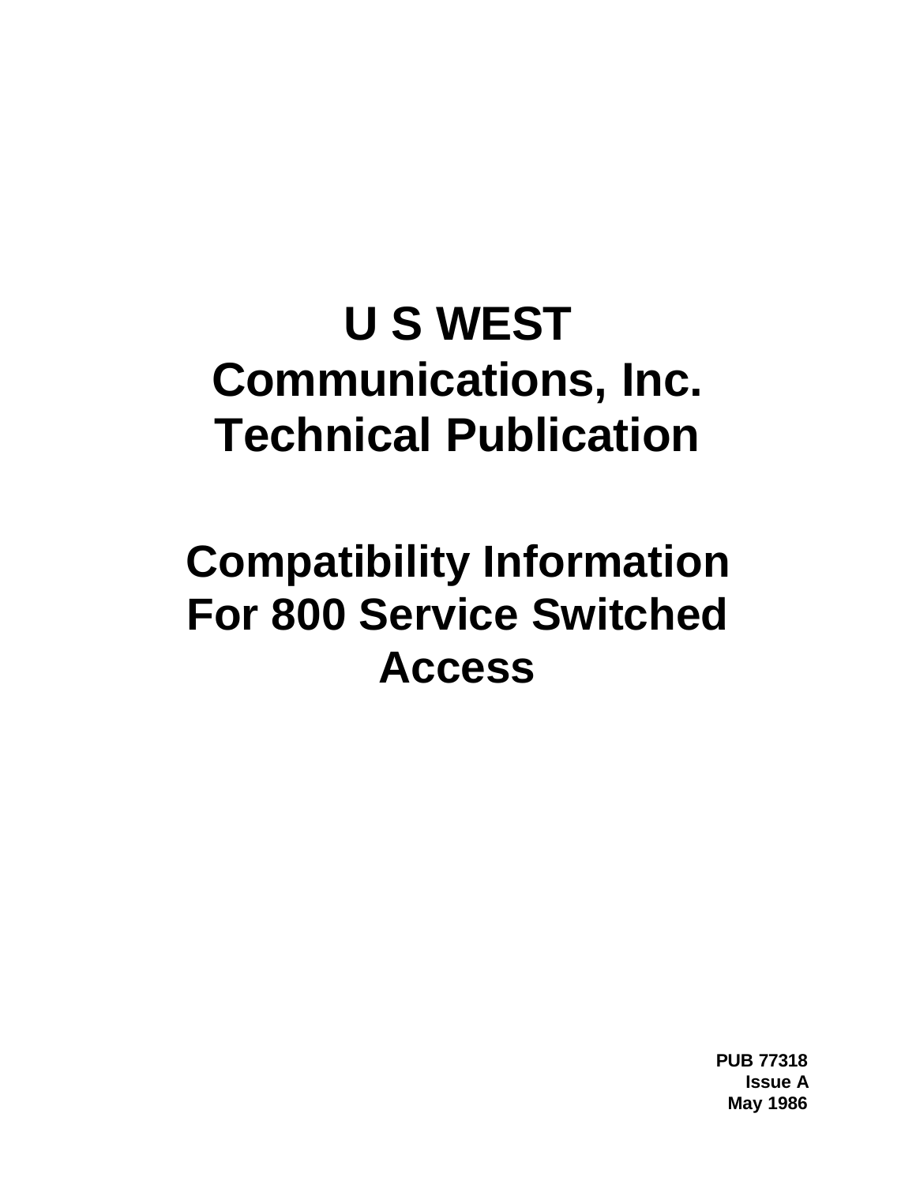# U S WEST Communications, Inc. Technical Publication

# Compatibility Information For 800 Service Switched Access

**PUB 77318**
**Issue A**
**May 1986**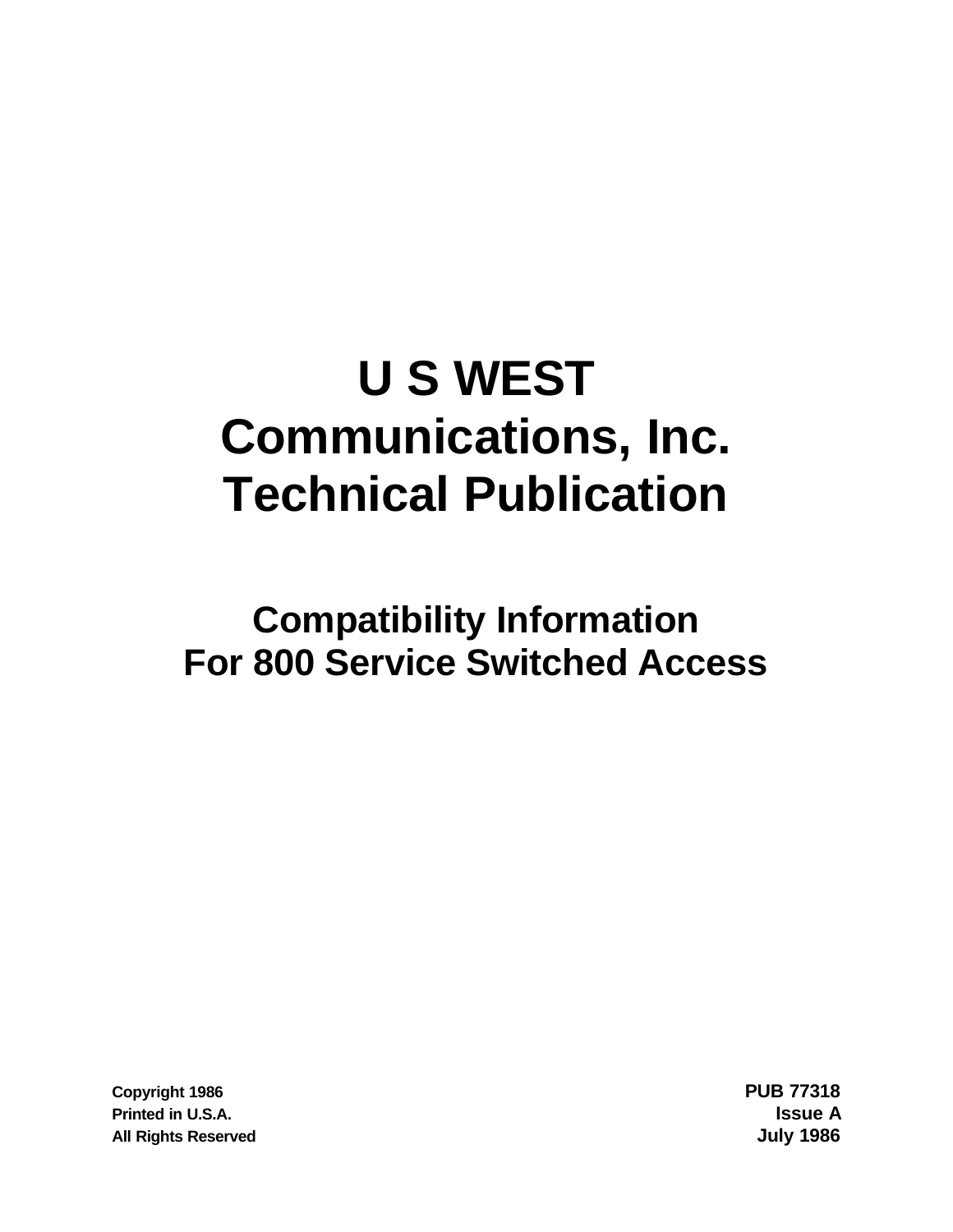# U S WEST Communications, Inc. Technical Publication

## Compatibility Information For 800 Service Switched Access

Copyright 1986
Printed in U.S.A.
All Rights Reserved

PUB 77318
Issue A
July 1986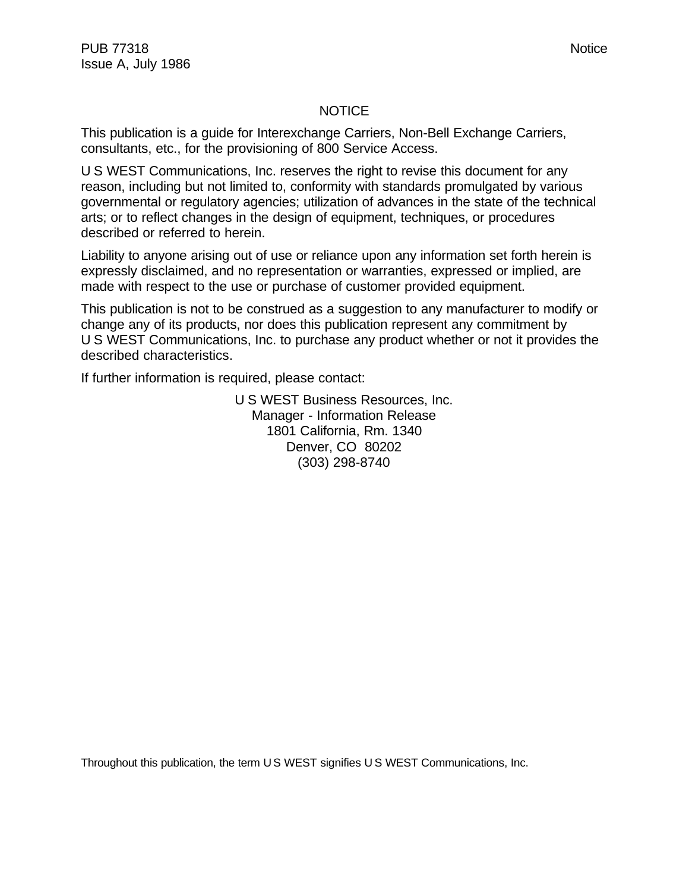# NOTICE

This publication is a guide for Interexchange Carriers, Non-Bell Exchange Carriers, consultants, etc., for the provisioning of 800 Service Access.

U S WEST Communications, Inc. reserves the right to revise this document for any reason, including but not limited to, conformity with standards promulgated by various governmental or regulatory agencies; utilization of advances in the state of the technical arts; or to reflect changes in the design of equipment, techniques, or procedures described or referred to herein.

Liability to anyone arising out of use or reliance upon any information set forth herein is expressly disclaimed, and no representation or warranties, expressed or implied, are made with respect to the use or purchase of customer provided equipment.

This publication is not to be construed as a suggestion to any manufacturer to modify or change any of its products, nor does this publication represent any commitment by U S WEST Communications, Inc. to purchase any product whether or not it provides the described characteristics.

If further information is required, please contact:

U S WEST Business Resources, Inc.
Manager - Information Release
1801 California, Rm. 1340
Denver, CO 80202
(303) 298-8740

Throughout this publication, the term U S WEST signifies U S WEST Communications, Inc.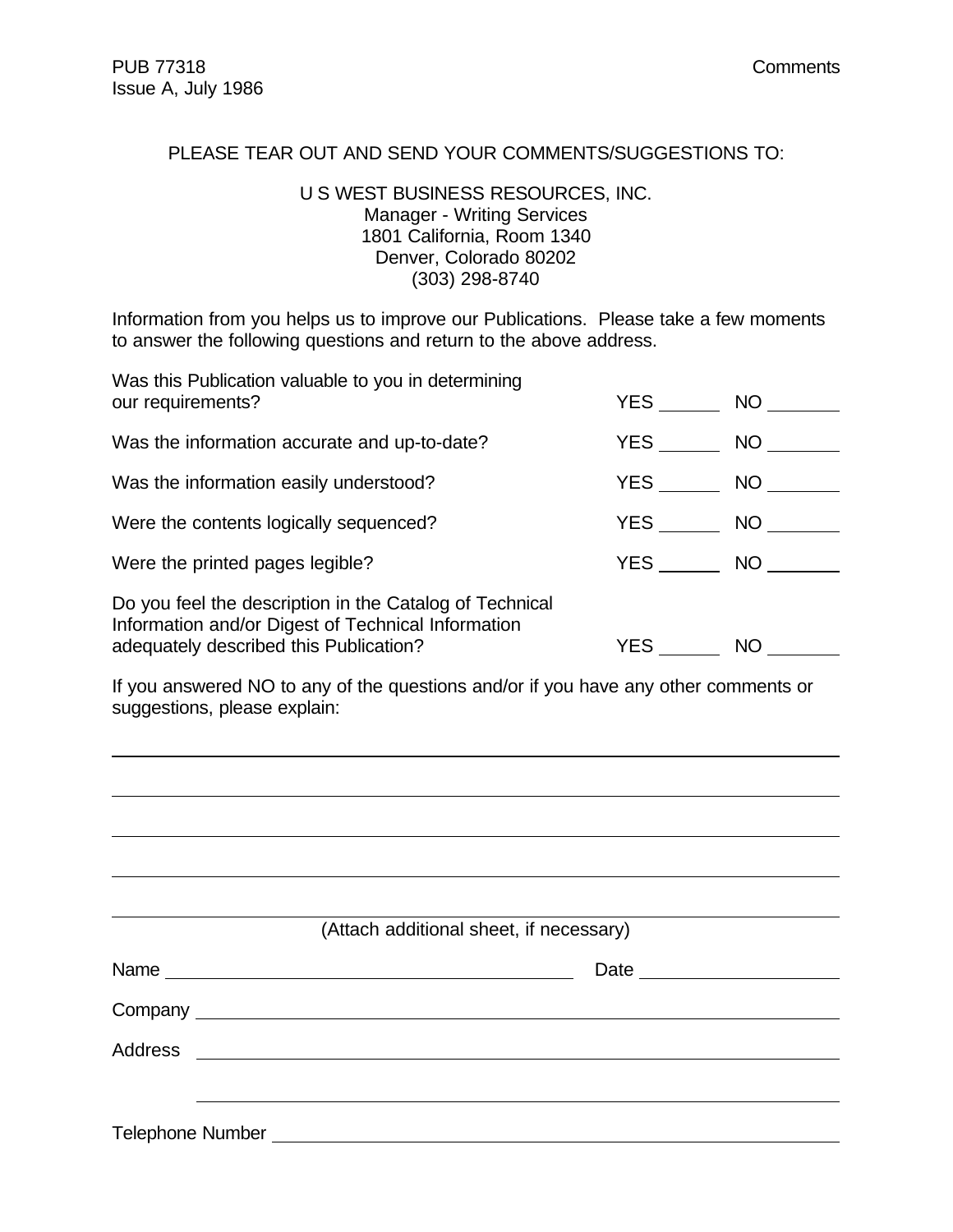PLEASE TEAR OUT AND SEND YOUR COMMENTS/SUGGESTIONS TO:

U S WEST BUSINESS RESOURCES, INC.
Manager - Writing Services
1801 California, Room 1340
Denver, Colorado 80202
(303) 298-8740

Information from you helps us to improve our Publications. Please take a few moments to answer the following questions and return to the above address.

Was this Publication valuable to you in determining our requirements? YES ______ NO _______

Was the information accurate and up-to-date? YES ______ NO _______

Was the information easily understood? YES ______ NO _______

Were the contents logically sequenced? YES ______ NO _______

Were the printed pages legible? YES ______ NO _______

Do you feel the description in the Catalog of Technical Information and/or Digest of Technical Information adequately described this Publication? YES ______ NO _______

If you answered NO to any of the questions and/or if you have any other comments or suggestions, please explain:

______________________________________________________________________

______________________________________________________________________

______________________________________________________________________

______________________________________________________________________

______________________________________________________________________

(Attach additional sheet, if necessary)

Name ________________________________________ Date ____________________

Company ______________________________________________________________

Address _______________________________________________________________

_______________________________________________________________

Telephone Number ______________________________________________________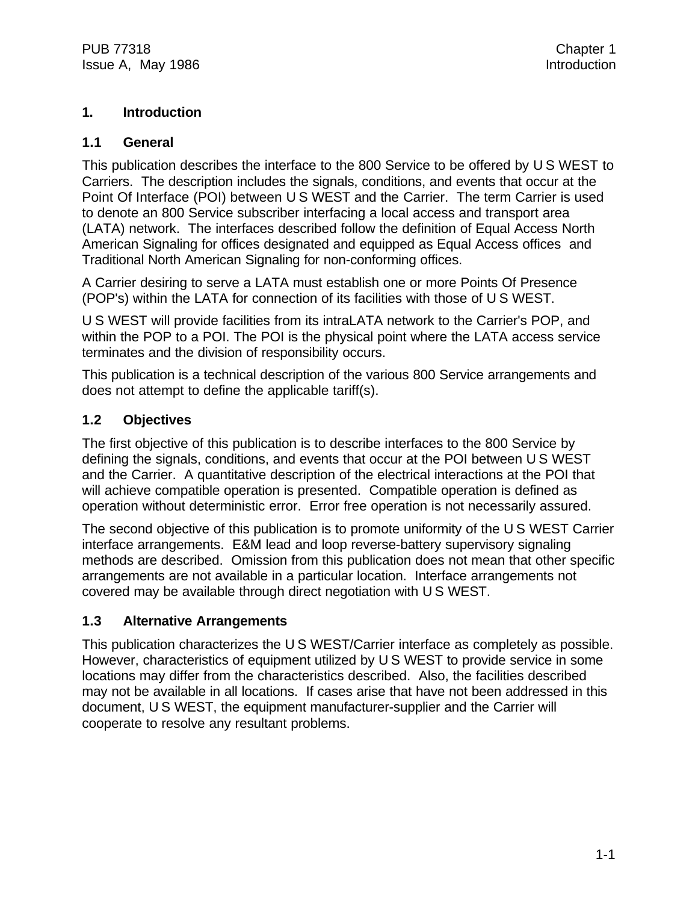# 1. Introduction

## 1.1 General

This publication describes the interface to the 800 Service to be offered by U S WEST to Carriers. The description includes the signals, conditions, and events that occur at the Point Of Interface (POI) between U S WEST and the Carrier. The term Carrier is used to denote an 800 Service subscriber interfacing a local access and transport area (LATA) network. The interfaces described follow the definition of Equal Access North American Signaling for offices designated and equipped as Equal Access offices and Traditional North American Signaling for non-conforming offices.

A Carrier desiring to serve a LATA must establish one or more Points Of Presence (POP's) within the LATA for connection of its facilities with those of U S WEST.

U S WEST will provide facilities from its intraLATA network to the Carrier's POP, and within the POP to a POI. The POI is the physical point where the LATA access service terminates and the division of responsibility occurs.

This publication is a technical description of the various 800 Service arrangements and does not attempt to define the applicable tariff(s).

## 1.2 Objectives

The first objective of this publication is to describe interfaces to the 800 Service by defining the signals, conditions, and events that occur at the POI between U S WEST and the Carrier. A quantitative description of the electrical interactions at the POI that will achieve compatible operation is presented. Compatible operation is defined as operation without deterministic error. Error free operation is not necessarily assured.

The second objective of this publication is to promote uniformity of the U S WEST Carrier interface arrangements. E&M lead and loop reverse-battery supervisory signaling methods are described. Omission from this publication does not mean that other specific arrangements are not available in a particular location. Interface arrangements not covered may be available through direct negotiation with U S WEST.

## 1.3 Alternative Arrangements

This publication characterizes the U S WEST/Carrier interface as completely as possible. However, characteristics of equipment utilized by U S WEST to provide service in some locations may differ from the characteristics described. Also, the facilities described may not be available in all locations. If cases arise that have not been addressed in this document, U S WEST, the equipment manufacturer-supplier and the Carrier will cooperate to resolve any resultant problems.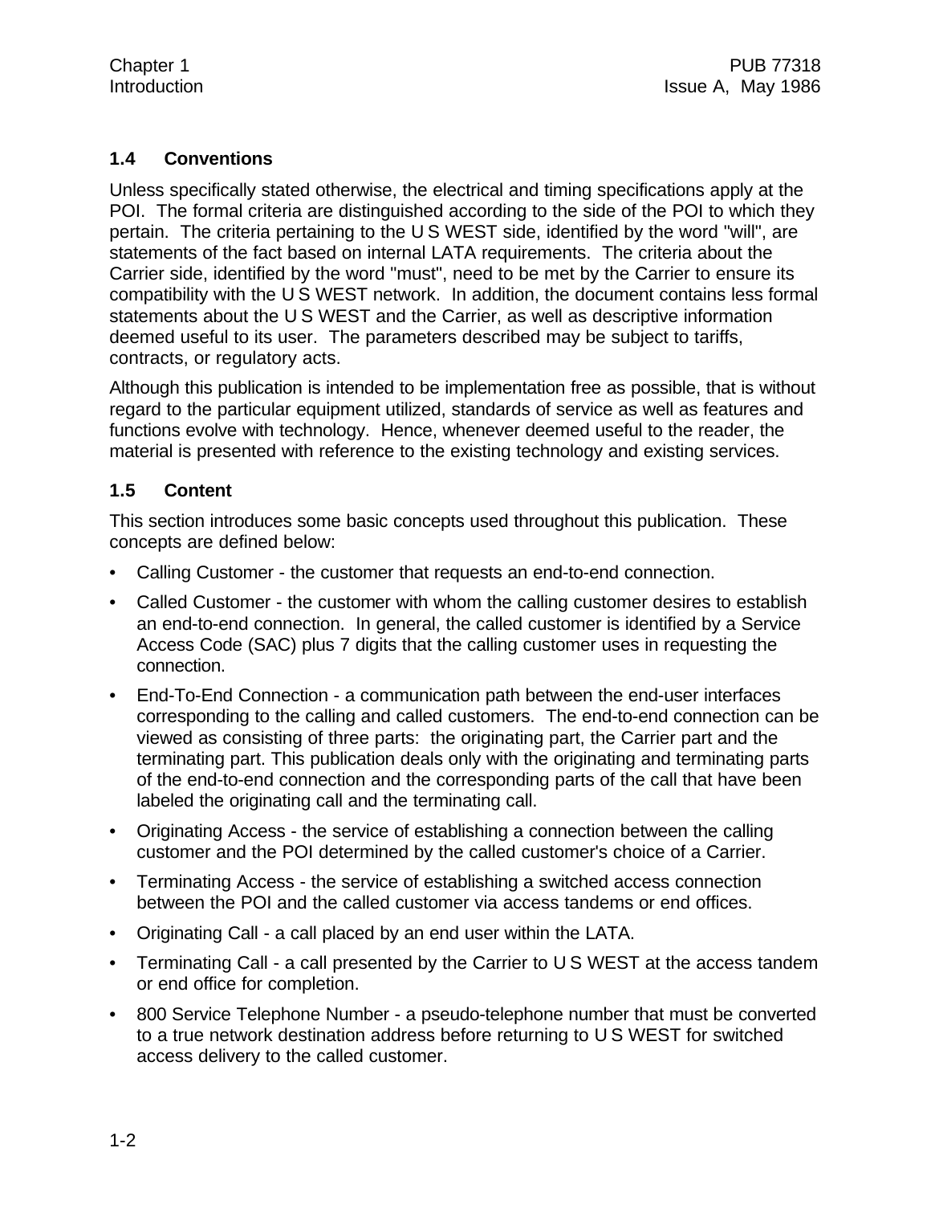## 1.4 Conventions

Unless specifically stated otherwise, the electrical and timing specifications apply at the POI. The formal criteria are distinguished according to the side of the POI to which they pertain. The criteria pertaining to the U S WEST side, identified by the word "will", are statements of the fact based on internal LATA requirements. The criteria about the Carrier side, identified by the word "must", need to be met by the Carrier to ensure its compatibility with the U S WEST network. In addition, the document contains less formal statements about the U S WEST and the Carrier, as well as descriptive information deemed useful to its user. The parameters described may be subject to tariffs, contracts, or regulatory acts.

Although this publication is intended to be implementation free as possible, that is without regard to the particular equipment utilized, standards of service as well as features and functions evolve with technology. Hence, whenever deemed useful to the reader, the material is presented with reference to the existing technology and existing services.

## 1.5 Content

This section introduces some basic concepts used throughout this publication. These concepts are defined below:

- Calling Customer - the customer that requests an end-to-end connection.
- Called Customer - the customer with whom the calling customer desires to establish an end-to-end connection. In general, the called customer is identified by a Service Access Code (SAC) plus 7 digits that the calling customer uses in requesting the connection.
- End-To-End Connection - a communication path between the end-user interfaces corresponding to the calling and called customers. The end-to-end connection can be viewed as consisting of three parts: the originating part, the Carrier part and the terminating part. This publication deals only with the originating and terminating parts of the end-to-end connection and the corresponding parts of the call that have been labeled the originating call and the terminating call.
- Originating Access - the service of establishing a connection between the calling customer and the POI determined by the called customer's choice of a Carrier.
- Terminating Access - the service of establishing a switched access connection between the POI and the called customer via access tandems or end offices.
- Originating Call - a call placed by an end user within the LATA.
- Terminating Call - a call presented by the Carrier to U S WEST at the access tandem or end office for completion.
- 800 Service Telephone Number - a pseudo-telephone number that must be converted to a true network destination address before returning to U S WEST for switched access delivery to the called customer.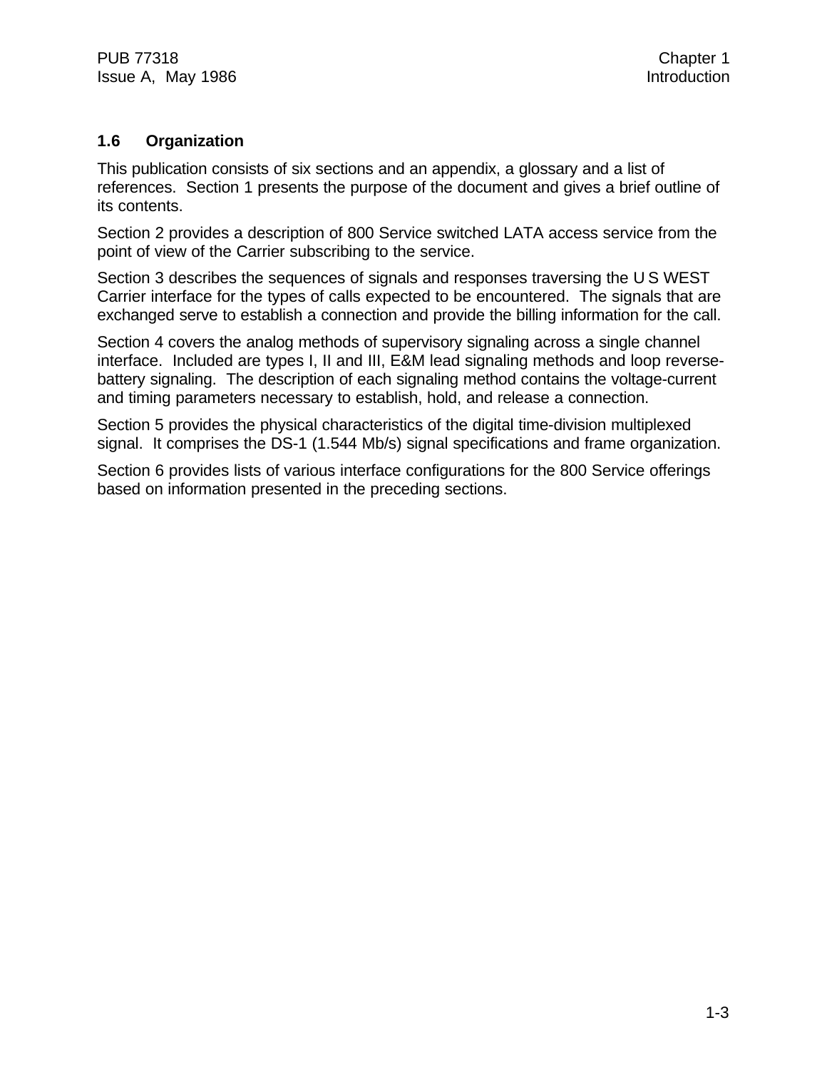### 1.6 Organization

This publication consists of six sections and an appendix, a glossary and a list of references. Section 1 presents the purpose of the document and gives a brief outline of its contents.

Section 2 provides a description of 800 Service switched LATA access service from the point of view of the Carrier subscribing to the service.

Section 3 describes the sequences of signals and responses traversing the U S WEST Carrier interface for the types of calls expected to be encountered. The signals that are exchanged serve to establish a connection and provide the billing information for the call.

Section 4 covers the analog methods of supervisory signaling across a single channel interface. Included are types I, II and III, E&M lead signaling methods and loop reverse-battery signaling. The description of each signaling method contains the voltage-current and timing parameters necessary to establish, hold, and release a connection.

Section 5 provides the physical characteristics of the digital time-division multiplexed signal. It comprises the DS-1 (1.544 Mb/s) signal specifications and frame organization.

Section 6 provides lists of various interface configurations for the 800 Service offerings based on information presented in the preceding sections.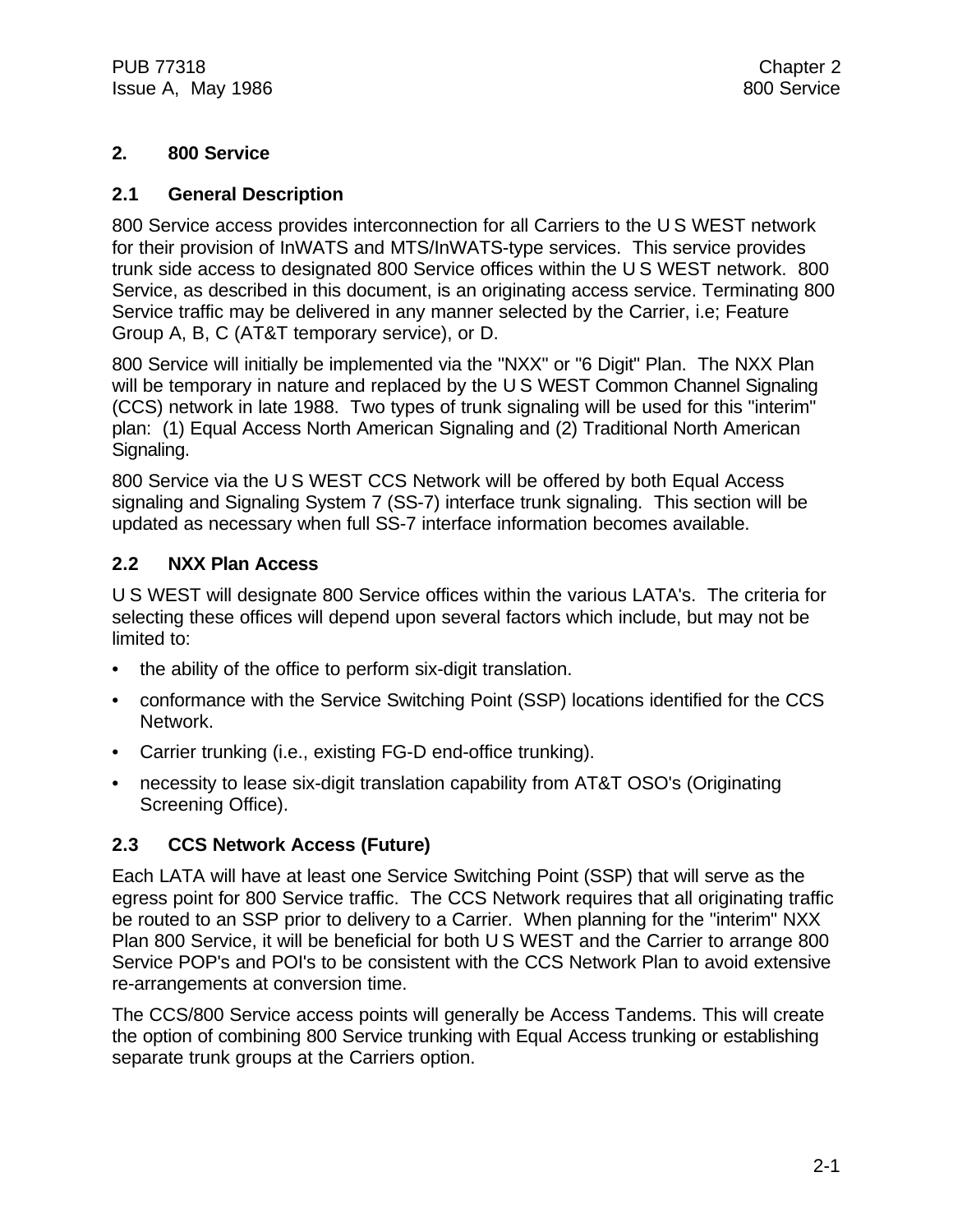## 2. 800 Service

### 2.1 General Description

800 Service access provides interconnection for all Carriers to the U S WEST network for their provision of InWATS and MTS/InWATS-type services. This service provides trunk side access to designated 800 Service offices within the U S WEST network. 800 Service, as described in this document, is an originating access service. Terminating 800 Service traffic may be delivered in any manner selected by the Carrier, i.e; Feature Group A, B, C (AT&T temporary service), or D.

800 Service will initially be implemented via the "NXX" or "6 Digit" Plan. The NXX Plan will be temporary in nature and replaced by the U S WEST Common Channel Signaling (CCS) network in late 1988. Two types of trunk signaling will be used for this "interim" plan: (1) Equal Access North American Signaling and (2) Traditional North American Signaling.

800 Service via the U S WEST CCS Network will be offered by both Equal Access signaling and Signaling System 7 (SS-7) interface trunk signaling. This section will be updated as necessary when full SS-7 interface information becomes available.

### 2.2 NXX Plan Access

U S WEST will designate 800 Service offices within the various LATA's. The criteria for selecting these offices will depend upon several factors which include, but may not be limited to:

- the ability of the office to perform six-digit translation.
- conformance with the Service Switching Point (SSP) locations identified for the CCS Network.
- Carrier trunking (i.e., existing FG-D end-office trunking).
- necessity to lease six-digit translation capability from AT&T OSO's (Originating Screening Office).

### 2.3 CCS Network Access (Future)

Each LATA will have at least one Service Switching Point (SSP) that will serve as the egress point for 800 Service traffic. The CCS Network requires that all originating traffic be routed to an SSP prior to delivery to a Carrier. When planning for the "interim" NXX Plan 800 Service, it will be beneficial for both U S WEST and the Carrier to arrange 800 Service POP's and POI's to be consistent with the CCS Network Plan to avoid extensive re-arrangements at conversion time.

The CCS/800 Service access points will generally be Access Tandems. This will create the option of combining 800 Service trunking with Equal Access trunking or establishing separate trunk groups at the Carriers option.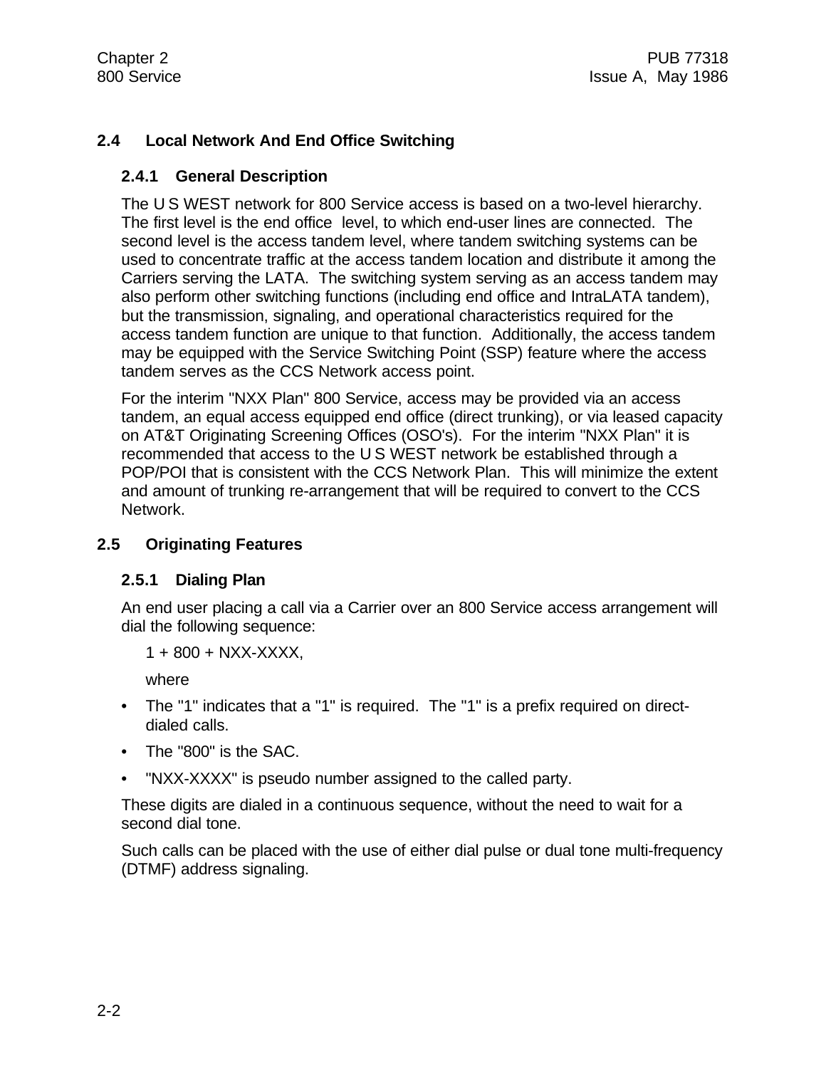## 2.4 Local Network And End Office Switching

### 2.4.1 General Description

The U S WEST network for 800 Service access is based on a two-level hierarchy. The first level is the end office level, to which end-user lines are connected. The second level is the access tandem level, where tandem switching systems can be used to concentrate traffic at the access tandem location and distribute it among the Carriers serving the LATA. The switching system serving as an access tandem may also perform other switching functions (including end office and IntraLATA tandem), but the transmission, signaling, and operational characteristics required for the access tandem function are unique to that function. Additionally, the access tandem may be equipped with the Service Switching Point (SSP) feature where the access tandem serves as the CCS Network access point.

For the interim "NXX Plan" 800 Service, access may be provided via an access tandem, an equal access equipped end office (direct trunking), or via leased capacity on AT&T Originating Screening Offices (OSO's). For the interim "NXX Plan" it is recommended that access to the U S WEST network be established through a POP/POI that is consistent with the CCS Network Plan. This will minimize the extent and amount of trunking re-arrangement that will be required to convert to the CCS Network.

## 2.5 Originating Features

### 2.5.1 Dialing Plan

An end user placing a call via a Carrier over an 800 Service access arrangement will dial the following sequence:

1 + 800 + NXX-XXXX,

where

- The "1" indicates that a "1" is required. The "1" is a prefix required on direct-dialed calls.
- The "800" is the SAC.
- "NXX-XXXX" is pseudo number assigned to the called party.

These digits are dialed in a continuous sequence, without the need to wait for a second dial tone.

Such calls can be placed with the use of either dial pulse or dual tone multi-frequency (DTMF) address signaling.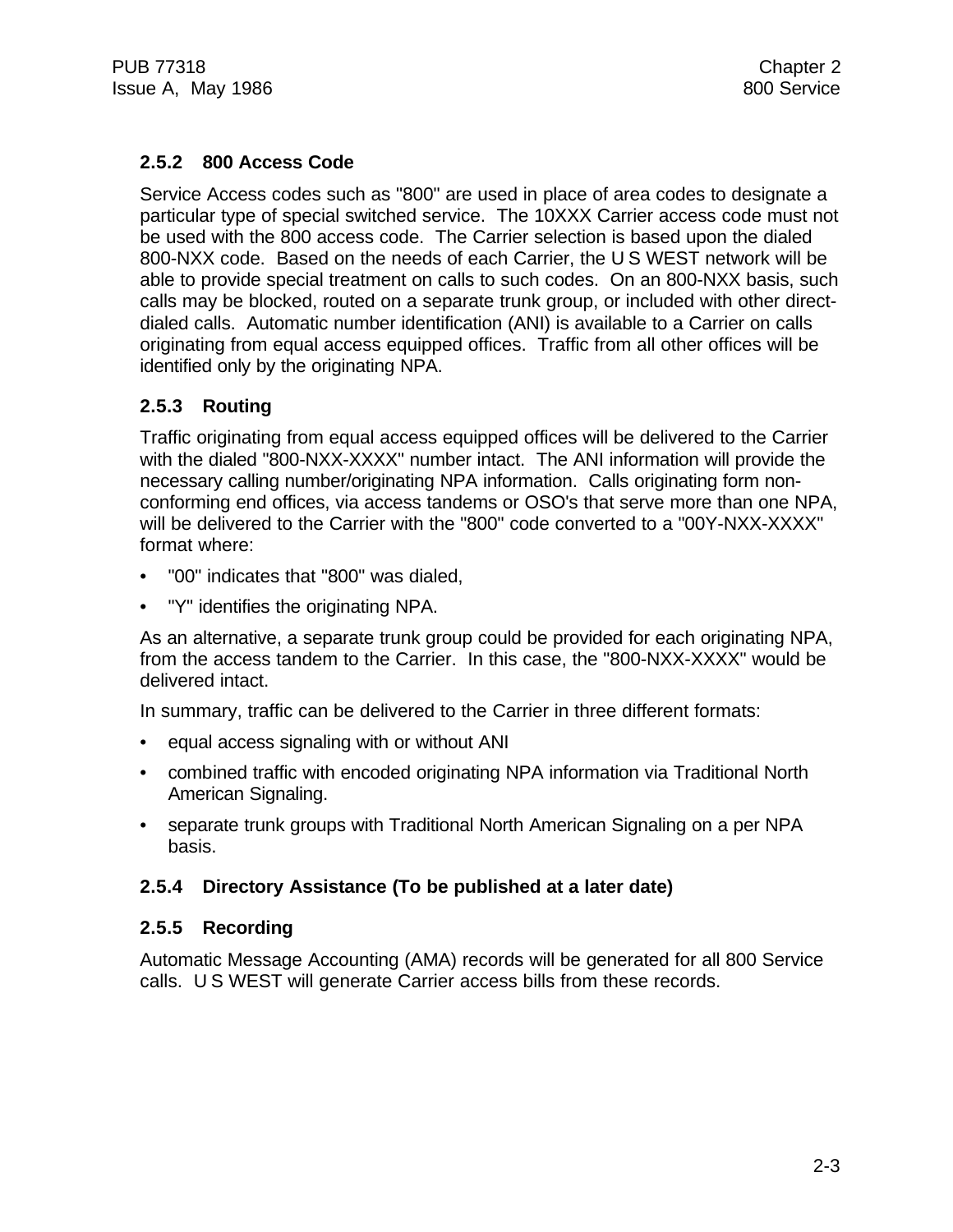### 2.5.2 800 Access Code

Service Access codes such as "800" are used in place of area codes to designate a particular type of special switched service. The 10XXX Carrier access code must not be used with the 800 access code. The Carrier selection is based upon the dialed 800-NXX code. Based on the needs of each Carrier, the U S WEST network will be able to provide special treatment on calls to such codes. On an 800-NXX basis, such calls may be blocked, routed on a separate trunk group, or included with other direct-dialed calls. Automatic number identification (ANI) is available to a Carrier on calls originating from equal access equipped offices. Traffic from all other offices will be identified only by the originating NPA.

### 2.5.3 Routing

Traffic originating from equal access equipped offices will be delivered to the Carrier with the dialed "800-NXX-XXXX" number intact. The ANI information will provide the necessary calling number/originating NPA information. Calls originating form non-conforming end offices, via access tandems or OSO's that serve more than one NPA, will be delivered to the Carrier with the "800" code converted to a "00Y-NXX-XXXX" format where:

- "00" indicates that "800" was dialed,
- "Y" identifies the originating NPA.

As an alternative, a separate trunk group could be provided for each originating NPA, from the access tandem to the Carrier. In this case, the "800-NXX-XXXX" would be delivered intact.

In summary, traffic can be delivered to the Carrier in three different formats:

- equal access signaling with or without ANI
- combined traffic with encoded originating NPA information via Traditional North American Signaling.
- separate trunk groups with Traditional North American Signaling on a per NPA basis.

### 2.5.4 Directory Assistance (To be published at a later date)

### 2.5.5 Recording

Automatic Message Accounting (AMA) records will be generated for all 800 Service calls. U S WEST will generate Carrier access bills from these records.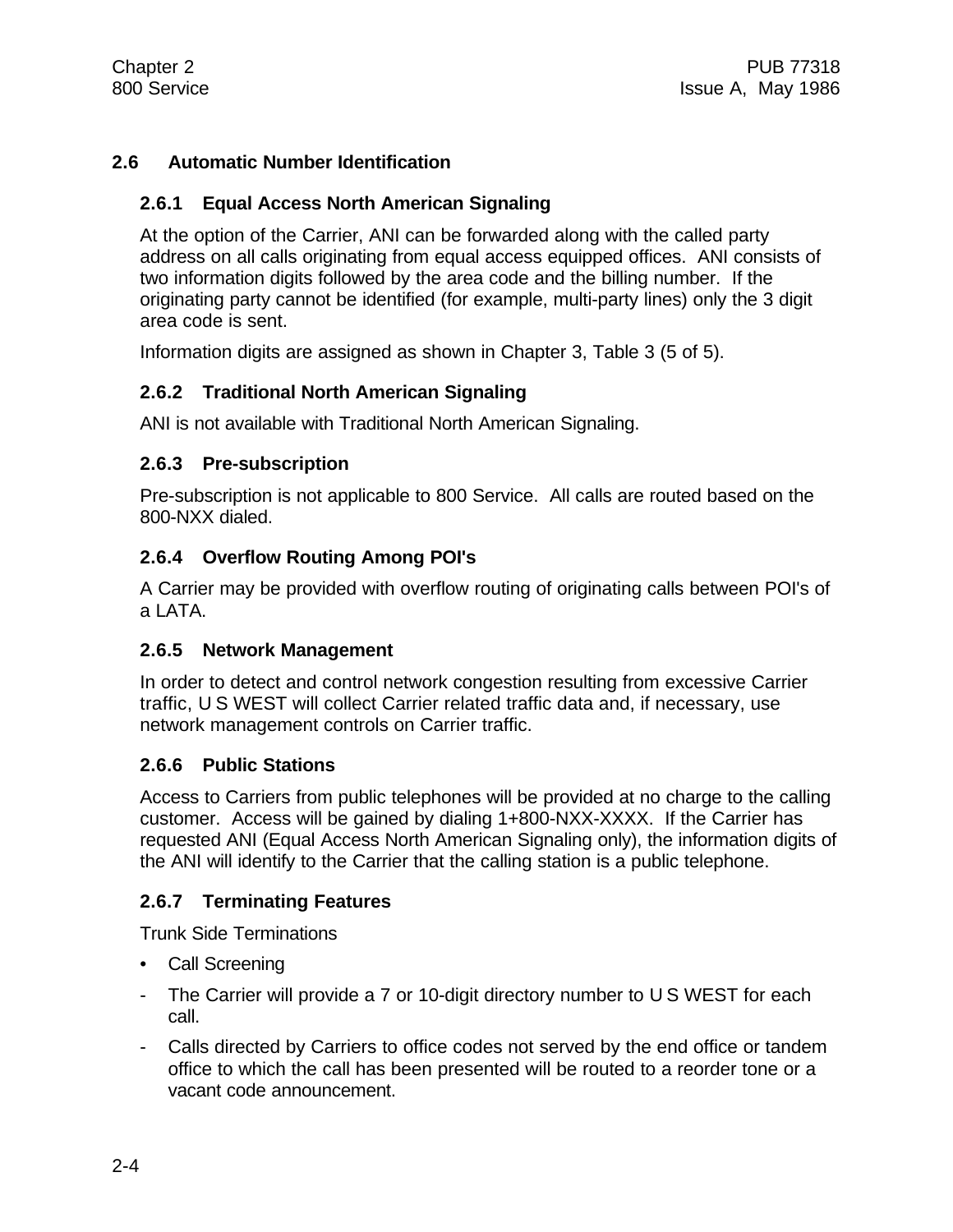## 2.6 Automatic Number Identification

### 2.6.1 Equal Access North American Signaling

At the option of the Carrier, ANI can be forwarded along with the called party address on all calls originating from equal access equipped offices. ANI consists of two information digits followed by the area code and the billing number. If the originating party cannot be identified (for example, multi-party lines) only the 3 digit area code is sent.

Information digits are assigned as shown in Chapter 3, Table 3 (5 of 5).

### 2.6.2 Traditional North American Signaling

ANI is not available with Traditional North American Signaling.

### 2.6.3 Pre-subscription

Pre-subscription is not applicable to 800 Service. All calls are routed based on the 800-NXX dialed.

### 2.6.4 Overflow Routing Among POI's

A Carrier may be provided with overflow routing of originating calls between POI's of a LATA.

### 2.6.5 Network Management

In order to detect and control network congestion resulting from excessive Carrier traffic, U S WEST will collect Carrier related traffic data and, if necessary, use network management controls on Carrier traffic.

### 2.6.6 Public Stations

Access to Carriers from public telephones will be provided at no charge to the calling customer. Access will be gained by dialing 1+800-NXX-XXXX. If the Carrier has requested ANI (Equal Access North American Signaling only), the information digits of the ANI will identify to the Carrier that the calling station is a public telephone.

### 2.6.7 Terminating Features

Trunk Side Terminations

- Call Screening

- The Carrier will provide a 7 or 10-digit directory number to U S WEST for each call.
- Calls directed by Carriers to office codes not served by the end office or tandem office to which the call has been presented will be routed to a reorder tone or a vacant code announcement.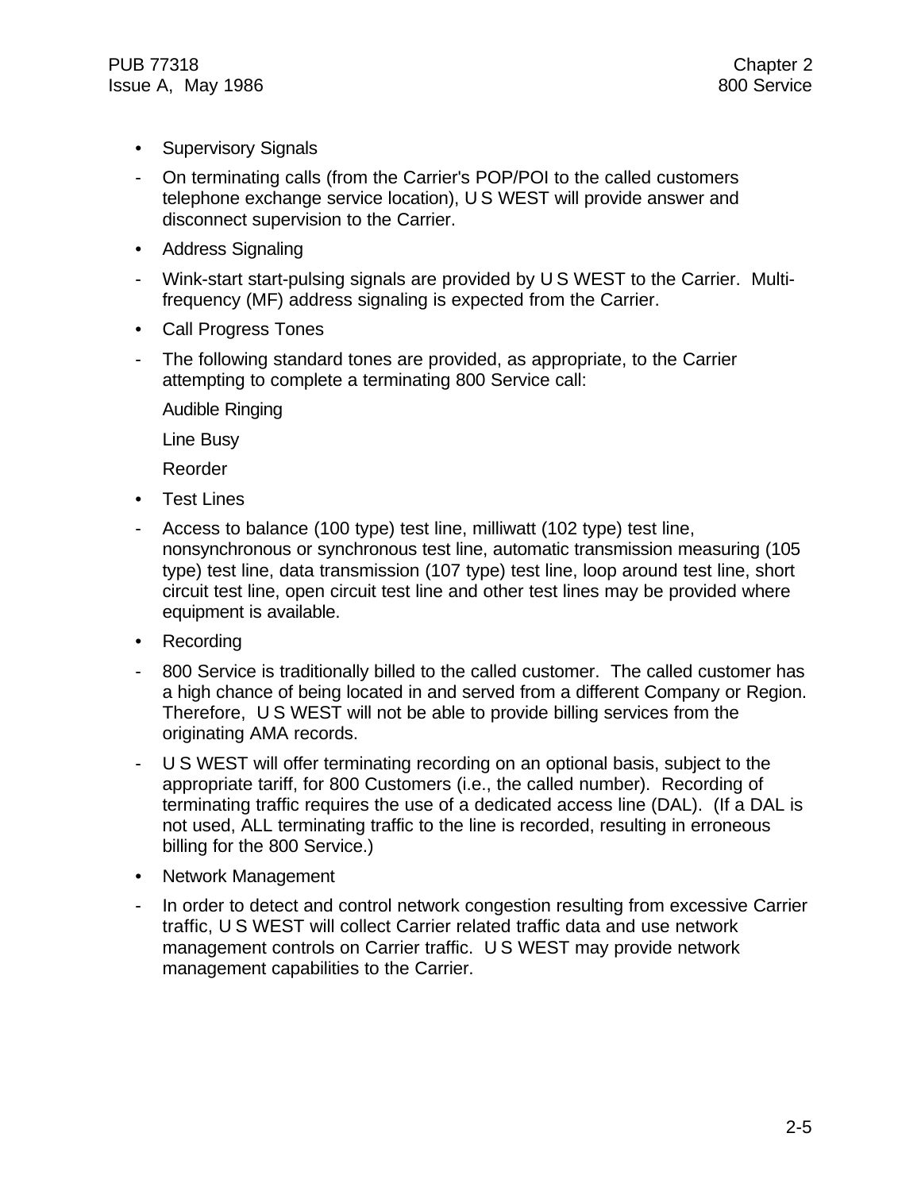- Supervisory Signals
  - On terminating calls (from the Carrier's POP/POI to the called customers telephone exchange service location), U S WEST will provide answer and disconnect supervision to the Carrier.
- Address Signaling
  - Wink-start start-pulsing signals are provided by U S WEST to the Carrier. Multi-frequency (MF) address signaling is expected from the Carrier.
- Call Progress Tones
  - The following standard tones are provided, as appropriate, to the Carrier attempting to complete a terminating 800 Service call:

    Audible Ringing

    Line Busy

    Reorder
- Test Lines
  - Access to balance (100 type) test line, milliwatt (102 type) test line, nonsynchronous or synchronous test line, automatic transmission measuring (105 type) test line, data transmission (107 type) test line, loop around test line, short circuit test line, open circuit test line and other test lines may be provided where equipment is available.
- Recording
  - 800 Service is traditionally billed to the called customer. The called customer has a high chance of being located in and served from a different Company or Region. Therefore, U S WEST will not be able to provide billing services from the originating AMA records.
  - U S WEST will offer terminating recording on an optional basis, subject to the appropriate tariff, for 800 Customers (i.e., the called number). Recording of terminating traffic requires the use of a dedicated access line (DAL). (If a DAL is not used, ALL terminating traffic to the line is recorded, resulting in erroneous billing for the 800 Service.)
- Network Management
  - In order to detect and control network congestion resulting from excessive Carrier traffic, U S WEST will collect Carrier related traffic data and use network management controls on Carrier traffic. U S WEST may provide network management capabilities to the Carrier.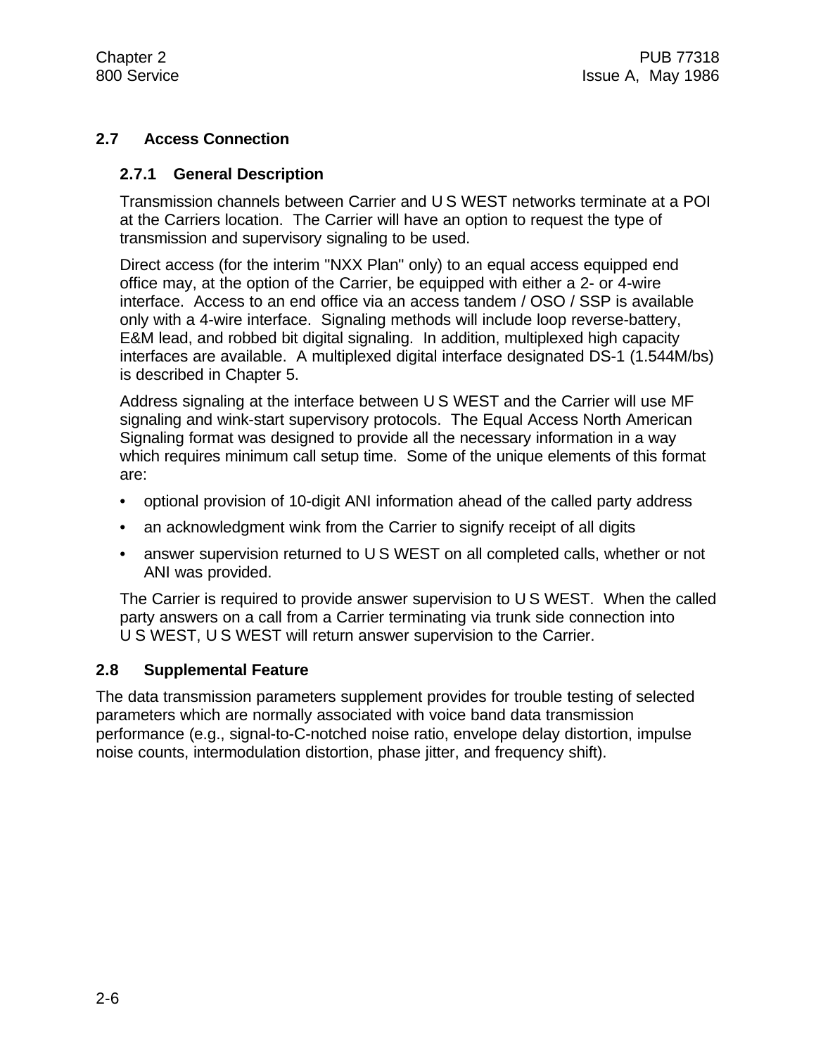## 2.7 Access Connection

### 2.7.1 General Description

Transmission channels between Carrier and U S WEST networks terminate at a POI at the Carriers location. The Carrier will have an option to request the type of transmission and supervisory signaling to be used.

Direct access (for the interim "NXX Plan" only) to an equal access equipped end office may, at the option of the Carrier, be equipped with either a 2- or 4-wire interface. Access to an end office via an access tandem / OSO / SSP is available only with a 4-wire interface. Signaling methods will include loop reverse-battery, E&M lead, and robbed bit digital signaling. In addition, multiplexed high capacity interfaces are available. A multiplexed digital interface designated DS-1 (1.544M/bs) is described in Chapter 5.

Address signaling at the interface between U S WEST and the Carrier will use MF signaling and wink-start supervisory protocols. The Equal Access North American Signaling format was designed to provide all the necessary information in a way which requires minimum call setup time. Some of the unique elements of this format are:

- optional provision of 10-digit ANI information ahead of the called party address
- an acknowledgment wink from the Carrier to signify receipt of all digits
- answer supervision returned to U S WEST on all completed calls, whether or not ANI was provided.

The Carrier is required to provide answer supervision to U S WEST. When the called party answers on a call from a Carrier terminating via trunk side connection into U S WEST, U S WEST will return answer supervision to the Carrier.

## 2.8 Supplemental Feature

The data transmission parameters supplement provides for trouble testing of selected parameters which are normally associated with voice band data transmission performance (e.g., signal-to-C-notched noise ratio, envelope delay distortion, impulse noise counts, intermodulation distortion, phase jitter, and frequency shift).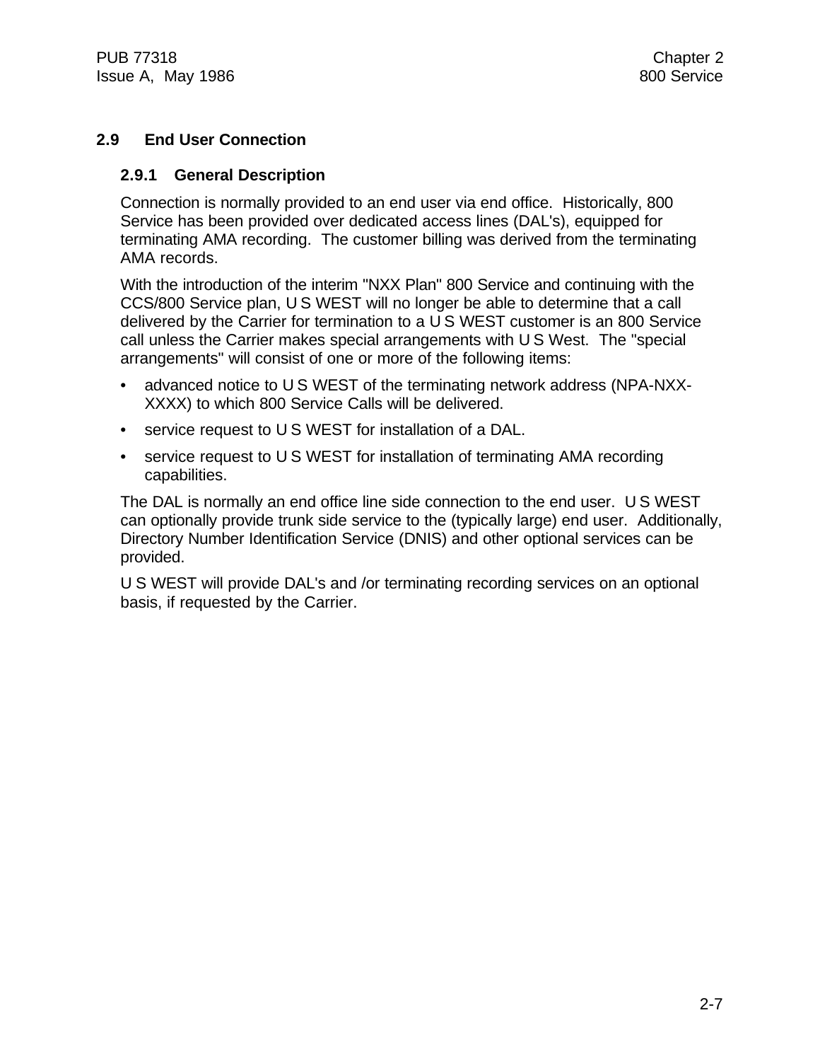## 2.9 End User Connection

### 2.9.1 General Description

Connection is normally provided to an end user via end office. Historically, 800 Service has been provided over dedicated access lines (DAL's), equipped for terminating AMA recording. The customer billing was derived from the terminating AMA records.

With the introduction of the interim "NXX Plan" 800 Service and continuing with the CCS/800 Service plan, U S WEST will no longer be able to determine that a call delivered by the Carrier for termination to a U S WEST customer is an 800 Service call unless the Carrier makes special arrangements with U S West. The "special arrangements" will consist of one or more of the following items:

- advanced notice to U S WEST of the terminating network address (NPA-NXX-XXXX) to which 800 Service Calls will be delivered.
- service request to U S WEST for installation of a DAL.
- service request to U S WEST for installation of terminating AMA recording capabilities.

The DAL is normally an end office line side connection to the end user. U S WEST can optionally provide trunk side service to the (typically large) end user. Additionally, Directory Number Identification Service (DNIS) and other optional services can be provided.

U S WEST will provide DAL's and /or terminating recording services on an optional basis, if requested by the Carrier.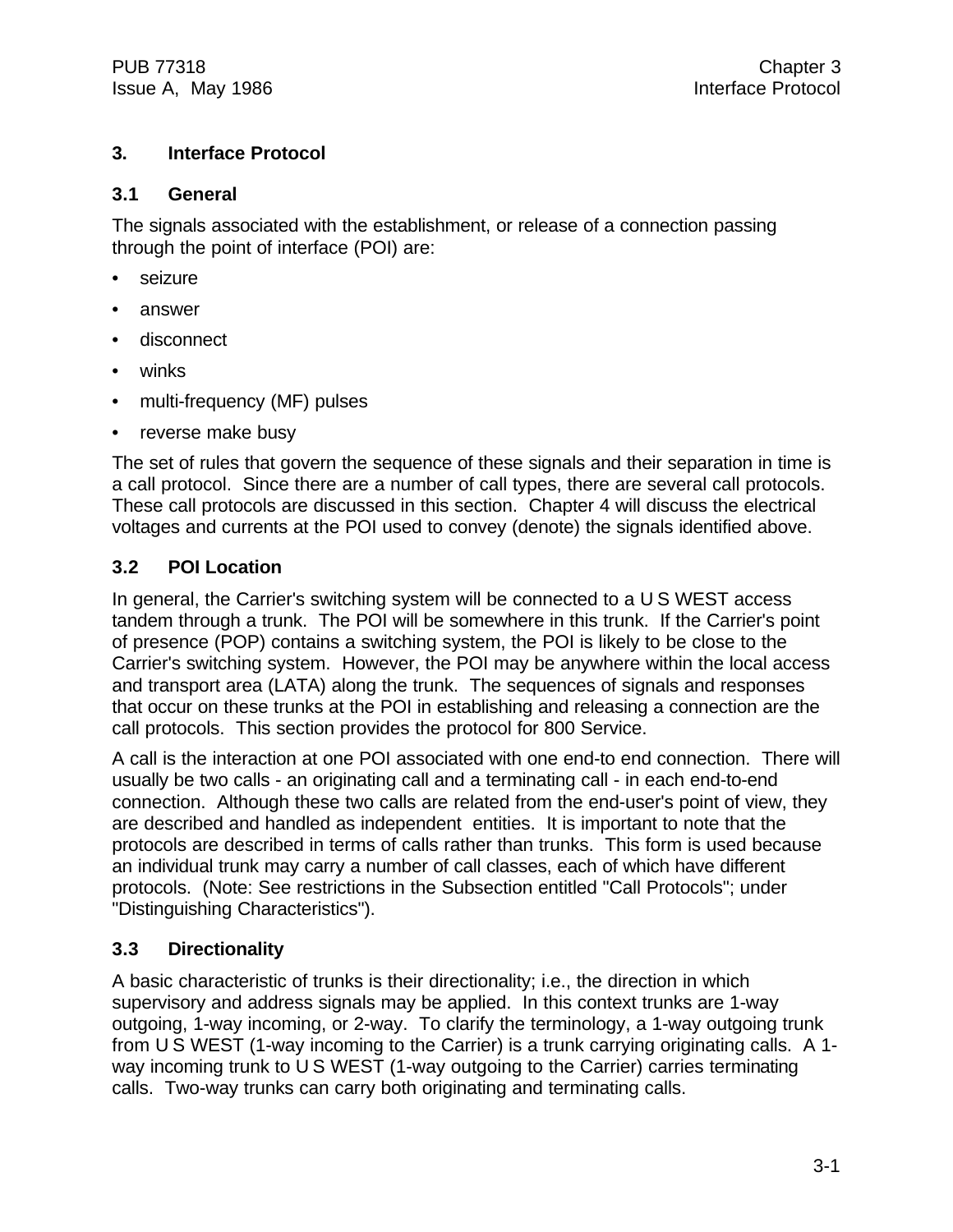# 3. Interface Protocol

## 3.1 General

The signals associated with the establishment, or release of a connection passing through the point of interface (POI) are:

- seizure
- answer
- disconnect
- winks
- multi-frequency (MF) pulses
- reverse make busy

The set of rules that govern the sequence of these signals and their separation in time is a call protocol. Since there are a number of call types, there are several call protocols. These call protocols are discussed in this section. Chapter 4 will discuss the electrical voltages and currents at the POI used to convey (denote) the signals identified above.

## 3.2 POI Location

In general, the Carrier's switching system will be connected to a U S WEST access tandem through a trunk. The POI will be somewhere in this trunk. If the Carrier's point of presence (POP) contains a switching system, the POI is likely to be close to the Carrier's switching system. However, the POI may be anywhere within the local access and transport area (LATA) along the trunk. The sequences of signals and responses that occur on these trunks at the POI in establishing and releasing a connection are the call protocols. This section provides the protocol for 800 Service.

A call is the interaction at one POI associated with one end-to end connection. There will usually be two calls - an originating call and a terminating call - in each end-to-end connection. Although these two calls are related from the end-user's point of view, they are described and handled as independent entities. It is important to note that the protocols are described in terms of calls rather than trunks. This form is used because an individual trunk may carry a number of call classes, each of which have different protocols. (Note: See restrictions in the Subsection entitled "Call Protocols"; under "Distinguishing Characteristics").

## 3.3 Directionality

A basic characteristic of trunks is their directionality; i.e., the direction in which supervisory and address signals may be applied. In this context trunks are 1-way outgoing, 1-way incoming, or 2-way. To clarify the terminology, a 1-way outgoing trunk from U S WEST (1-way incoming to the Carrier) is a trunk carrying originating calls. A 1-way incoming trunk to U S WEST (1-way outgoing to the Carrier) carries terminating calls. Two-way trunks can carry both originating and terminating calls.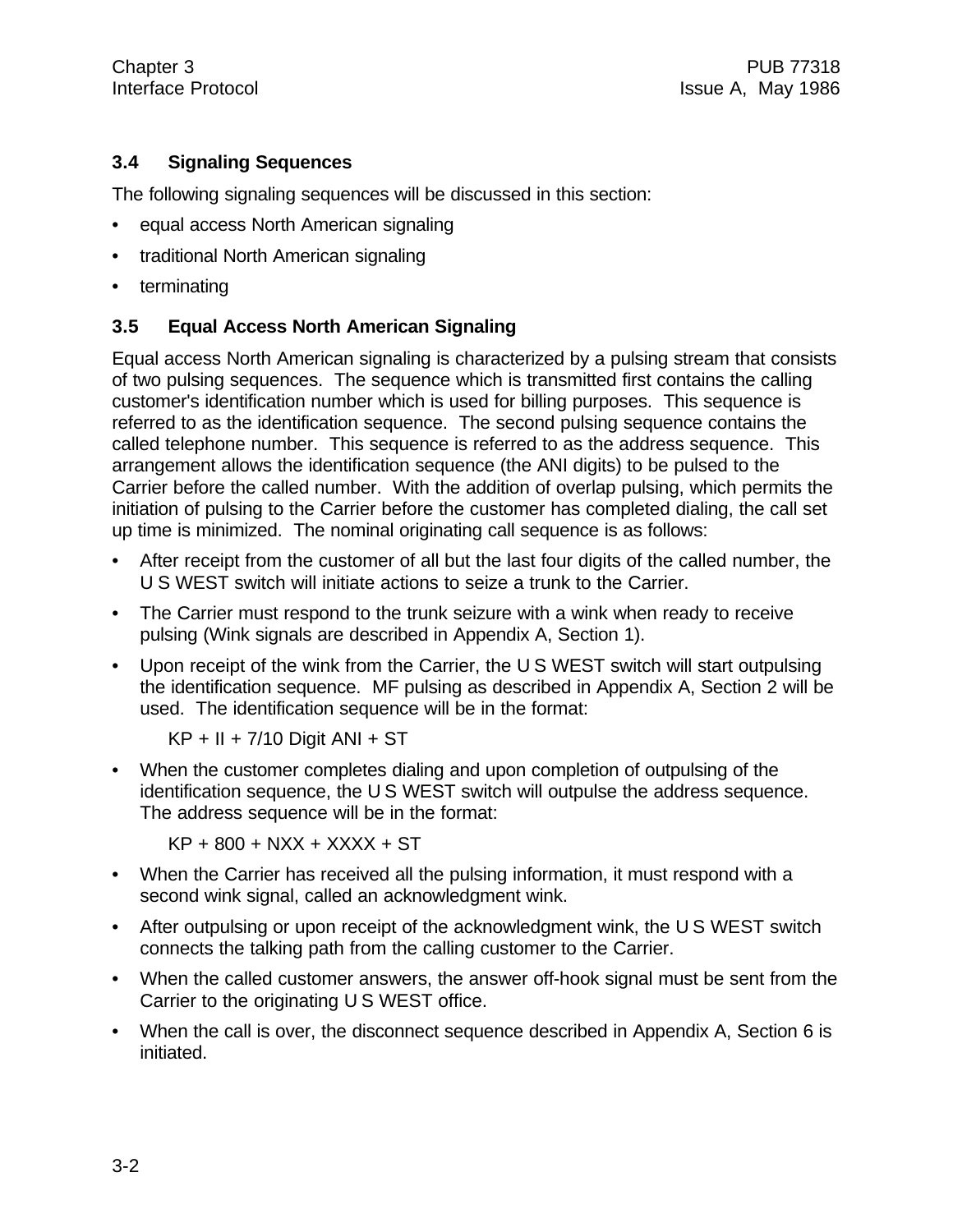## 3.4 Signaling Sequences

The following signaling sequences will be discussed in this section:

- equal access North American signaling
- traditional North American signaling
- terminating

## 3.5 Equal Access North American Signaling

Equal access North American signaling is characterized by a pulsing stream that consists of two pulsing sequences. The sequence which is transmitted first contains the calling customer's identification number which is used for billing purposes. This sequence is referred to as the identification sequence. The second pulsing sequence contains the called telephone number. This sequence is referred to as the address sequence. This arrangement allows the identification sequence (the ANI digits) to be pulsed to the Carrier before the called number. With the addition of overlap pulsing, which permits the initiation of pulsing to the Carrier before the customer has completed dialing, the call set up time is minimized. The nominal originating call sequence is as follows:

- After receipt from the customer of all but the last four digits of the called number, the U S WEST switch will initiate actions to seize a trunk to the Carrier.
- The Carrier must respond to the trunk seizure with a wink when ready to receive pulsing (Wink signals are described in Appendix A, Section 1).
- Upon receipt of the wink from the Carrier, the U S WEST switch will start outpulsing the identification sequence. MF pulsing as described in Appendix A, Section 2 will be used. The identification sequence will be in the format:

  KP + II + 7/10 Digit ANI + ST

- When the customer completes dialing and upon completion of outpulsing of the identification sequence, the U S WEST switch will outpulse the address sequence. The address sequence will be in the format:

  KP + 800 + NXX + XXXX + ST

- When the Carrier has received all the pulsing information, it must respond with a second wink signal, called an acknowledgment wink.
- After outpulsing or upon receipt of the acknowledgment wink, the U S WEST switch connects the talking path from the calling customer to the Carrier.
- When the called customer answers, the answer off-hook signal must be sent from the Carrier to the originating U S WEST office.
- When the call is over, the disconnect sequence described in Appendix A, Section 6 is initiated.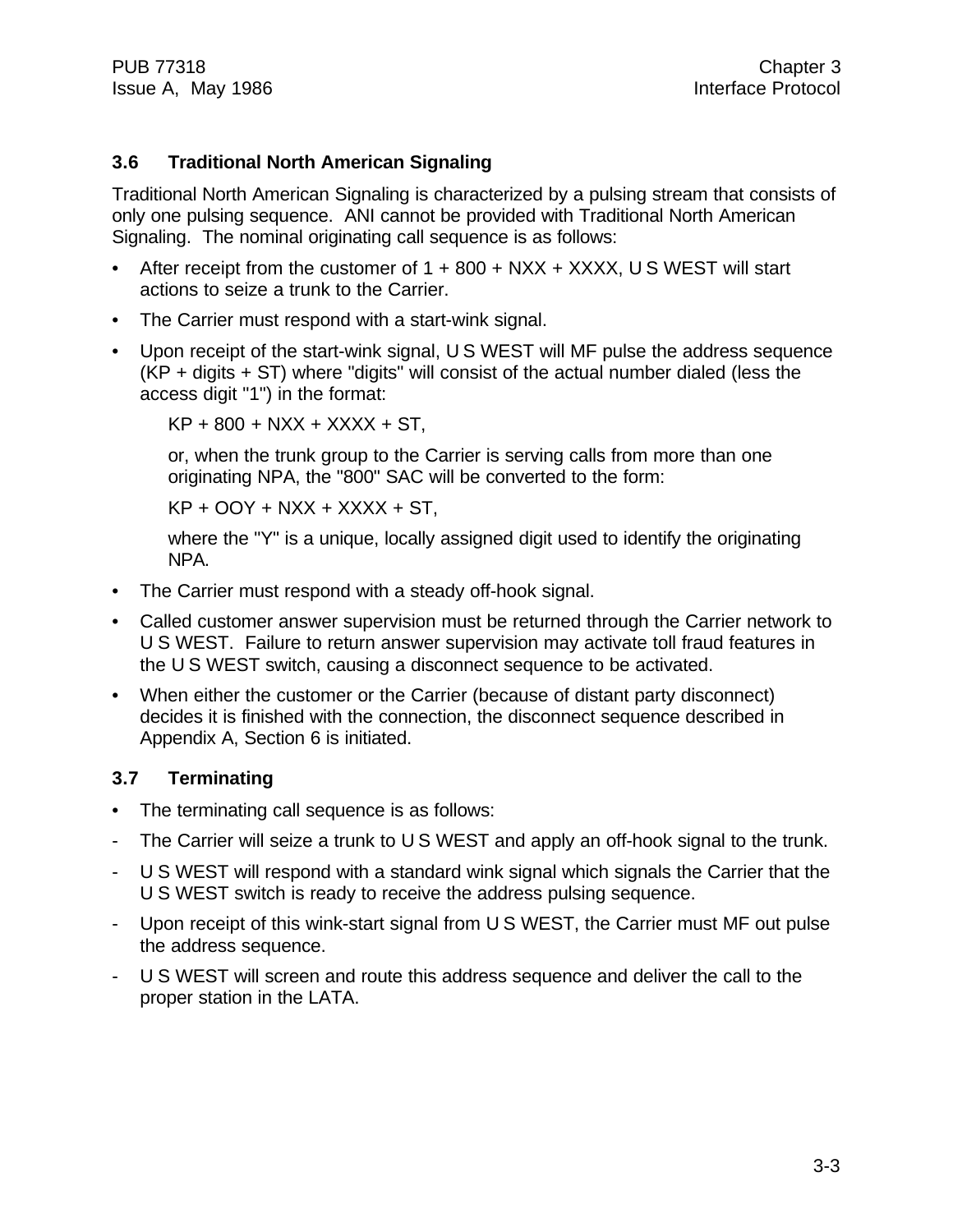### 3.6 Traditional North American Signaling

Traditional North American Signaling is characterized by a pulsing stream that consists of only one pulsing sequence. ANI cannot be provided with Traditional North American Signaling. The nominal originating call sequence is as follows:

- After receipt from the customer of 1 + 800 + NXX + XXXX, U S WEST will start actions to seize a trunk to the Carrier.
- The Carrier must respond with a start-wink signal.
- Upon receipt of the start-wink signal, U S WEST will MF pulse the address sequence (KP + digits + ST) where "digits" will consist of the actual number dialed (less the access digit "1") in the format:

  KP + 800 + NXX + XXXX + ST,

  or, when the trunk group to the Carrier is serving calls from more than one originating NPA, the "800" SAC will be converted to the form:

  KP + OOY + NXX + XXXX + ST,

  where the "Y" is a unique, locally assigned digit used to identify the originating NPA.
- The Carrier must respond with a steady off-hook signal.
- Called customer answer supervision must be returned through the Carrier network to U S WEST. Failure to return answer supervision may activate toll fraud features in the U S WEST switch, causing a disconnect sequence to be activated.
- When either the customer or the Carrier (because of distant party disconnect) decides it is finished with the connection, the disconnect sequence described in Appendix A, Section 6 is initiated.

### 3.7 Terminating

- The terminating call sequence is as follows:

- The Carrier will seize a trunk to U S WEST and apply an off-hook signal to the trunk.
- U S WEST will respond with a standard wink signal which signals the Carrier that the U S WEST switch is ready to receive the address pulsing sequence.
- Upon receipt of this wink-start signal from U S WEST, the Carrier must MF out pulse the address sequence.
- U S WEST will screen and route this address sequence and deliver the call to the proper station in the LATA.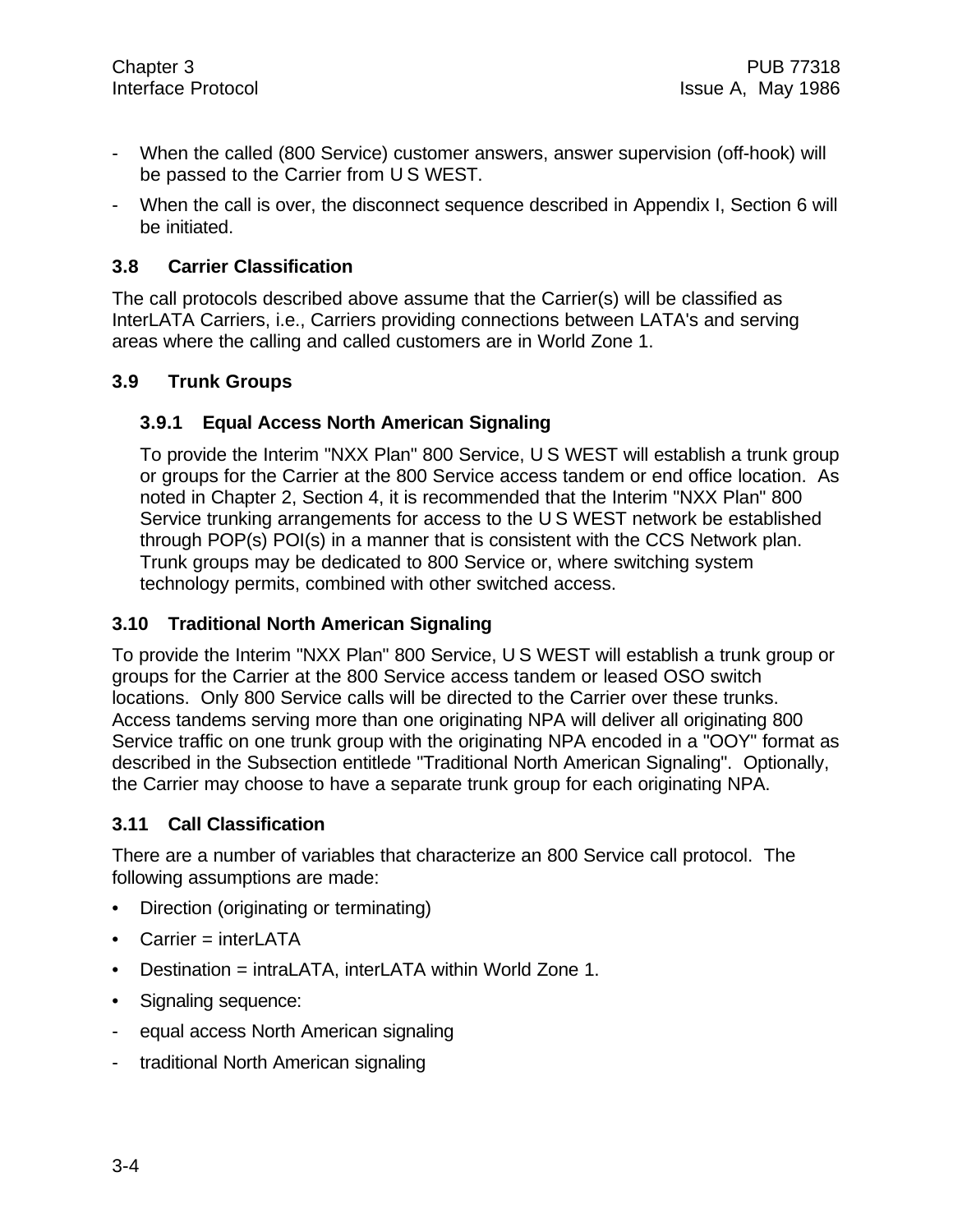- When the called (800 Service) customer answers, answer supervision (off-hook) will be passed to the Carrier from U S WEST.
- When the call is over, the disconnect sequence described in Appendix I, Section 6 will be initiated.

## 3.8 Carrier Classification

The call protocols described above assume that the Carrier(s) will be classified as InterLATA Carriers, i.e., Carriers providing connections between LATA's and serving areas where the calling and called customers are in World Zone 1.

## 3.9 Trunk Groups

### 3.9.1 Equal Access North American Signaling

To provide the Interim "NXX Plan" 800 Service, U S WEST will establish a trunk group or groups for the Carrier at the 800 Service access tandem or end office location. As noted in Chapter 2, Section 4, it is recommended that the Interim "NXX Plan" 800 Service trunking arrangements for access to the U S WEST network be established through POP(s) POI(s) in a manner that is consistent with the CCS Network plan. Trunk groups may be dedicated to 800 Service or, where switching system technology permits, combined with other switched access.

## 3.10 Traditional North American Signaling

To provide the Interim "NXX Plan" 800 Service, U S WEST will establish a trunk group or groups for the Carrier at the 800 Service access tandem or leased OSO switch locations. Only 800 Service calls will be directed to the Carrier over these trunks. Access tandems serving more than one originating NPA will deliver all originating 800 Service traffic on one trunk group with the originating NPA encoded in a "OOY" format as described in the Subsection entitlede "Traditional North American Signaling". Optionally, the Carrier may choose to have a separate trunk group for each originating NPA.

## 3.11 Call Classification

There are a number of variables that characterize an 800 Service call protocol. The following assumptions are made:

- Direction (originating or terminating)
- Carrier = interLATA
- Destination = intraLATA, interLATA within World Zone 1.
- Signaling sequence:
  - equal access North American signaling
  - traditional North American signaling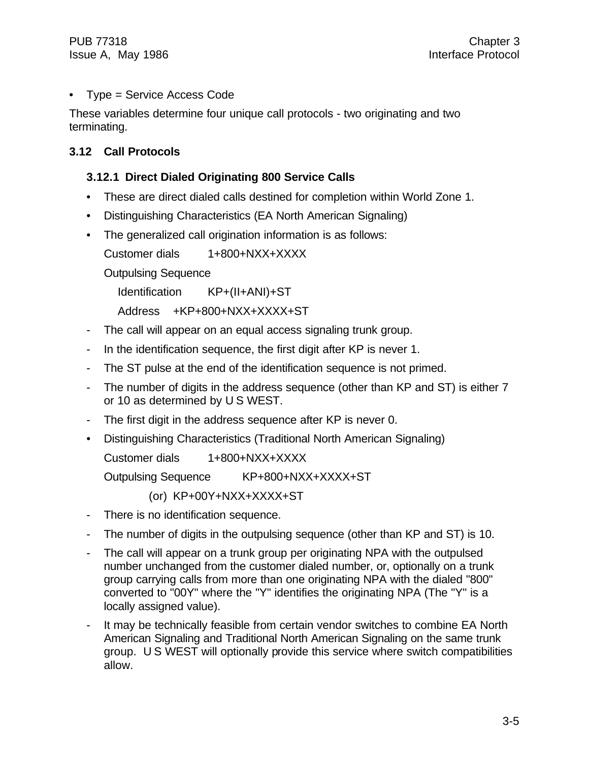- Type = Service Access Code

These variables determine four unique call protocols - two originating and two terminating.

## 3.12 Call Protocols

### 3.12.1 Direct Dialed Originating 800 Service Calls

- These are direct dialed calls destined for completion within World Zone 1.
- Distinguishing Characteristics (EA North American Signaling)
- The generalized call origination information is as follows:

  Customer dials 1+800+NXX+XXXX

  Outpulsing Sequence

  Identification KP+(II+ANI)+ST

  Address +KP+800+NXX+XXXX+ST

- The call will appear on an equal access signaling trunk group.
- In the identification sequence, the first digit after KP is never 1.
- The ST pulse at the end of the identification sequence is not primed.
- The number of digits in the address sequence (other than KP and ST) is either 7 or 10 as determined by U S WEST.
- The first digit in the address sequence after KP is never 0.

- Distinguishing Characteristics (Traditional North American Signaling)

  Customer dials 1+800+NXX+XXXX

  Outpulsing Sequence KP+800+NXX+XXXX+ST

  (or) KP+00Y+NXX+XXXX+ST

- There is no identification sequence.
- The number of digits in the outpulsing sequence (other than KP and ST) is 10.
- The call will appear on a trunk group per originating NPA with the outpulsed number unchanged from the customer dialed number, or, optionally on a trunk group carrying calls from more than one originating NPA with the dialed "800" converted to "00Y" where the "Y" identifies the originating NPA (The "Y" is a locally assigned value).
- It may be technically feasible from certain vendor switches to combine EA North American Signaling and Traditional North American Signaling on the same trunk group. U S WEST will optionally provide this service where switch compatibilities allow.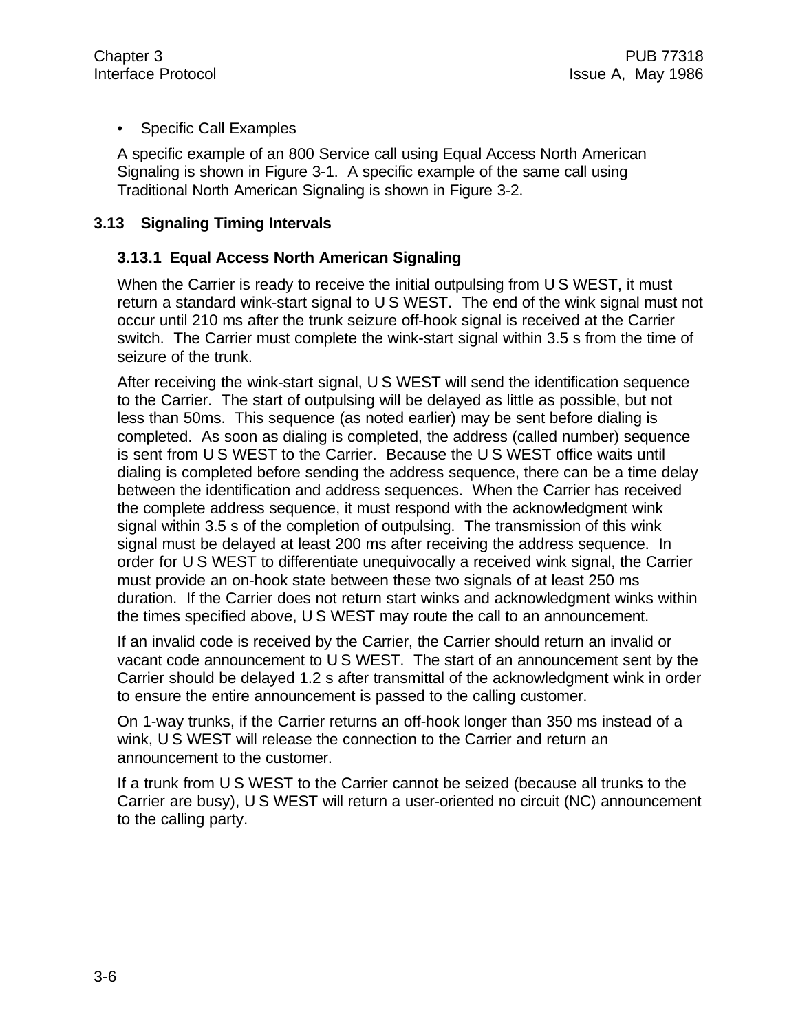- Specific Call Examples

A specific example of an 800 Service call using Equal Access North American Signaling is shown in Figure 3-1. A specific example of the same call using Traditional North American Signaling is shown in Figure 3-2.

## 3.13 Signaling Timing Intervals

### 3.13.1 Equal Access North American Signaling

When the Carrier is ready to receive the initial outpulsing from U S WEST, it must return a standard wink-start signal to U S WEST. The end of the wink signal must not occur until 210 ms after the trunk seizure off-hook signal is received at the Carrier switch. The Carrier must complete the wink-start signal within 3.5 s from the time of seizure of the trunk.

After receiving the wink-start signal, U S WEST will send the identification sequence to the Carrier. The start of outpulsing will be delayed as little as possible, but not less than 50ms. This sequence (as noted earlier) may be sent before dialing is completed. As soon as dialing is completed, the address (called number) sequence is sent from U S WEST to the Carrier. Because the U S WEST office waits until dialing is completed before sending the address sequence, there can be a time delay between the identification and address sequences. When the Carrier has received the complete address sequence, it must respond with the acknowledgment wink signal within 3.5 s of the completion of outpulsing. The transmission of this wink signal must be delayed at least 200 ms after receiving the address sequence. In order for U S WEST to differentiate unequivocally a received wink signal, the Carrier must provide an on-hook state between these two signals of at least 250 ms duration. If the Carrier does not return start winks and acknowledgment winks within the times specified above, U S WEST may route the call to an announcement.

If an invalid code is received by the Carrier, the Carrier should return an invalid or vacant code announcement to U S WEST. The start of an announcement sent by the Carrier should be delayed 1.2 s after transmittal of the acknowledgment wink in order to ensure the entire announcement is passed to the calling customer.

On 1-way trunks, if the Carrier returns an off-hook longer than 350 ms instead of a wink, U S WEST will release the connection to the Carrier and return an announcement to the customer.

If a trunk from U S WEST to the Carrier cannot be seized (because all trunks to the Carrier are busy), U S WEST will return a user-oriented no circuit (NC) announcement to the calling party.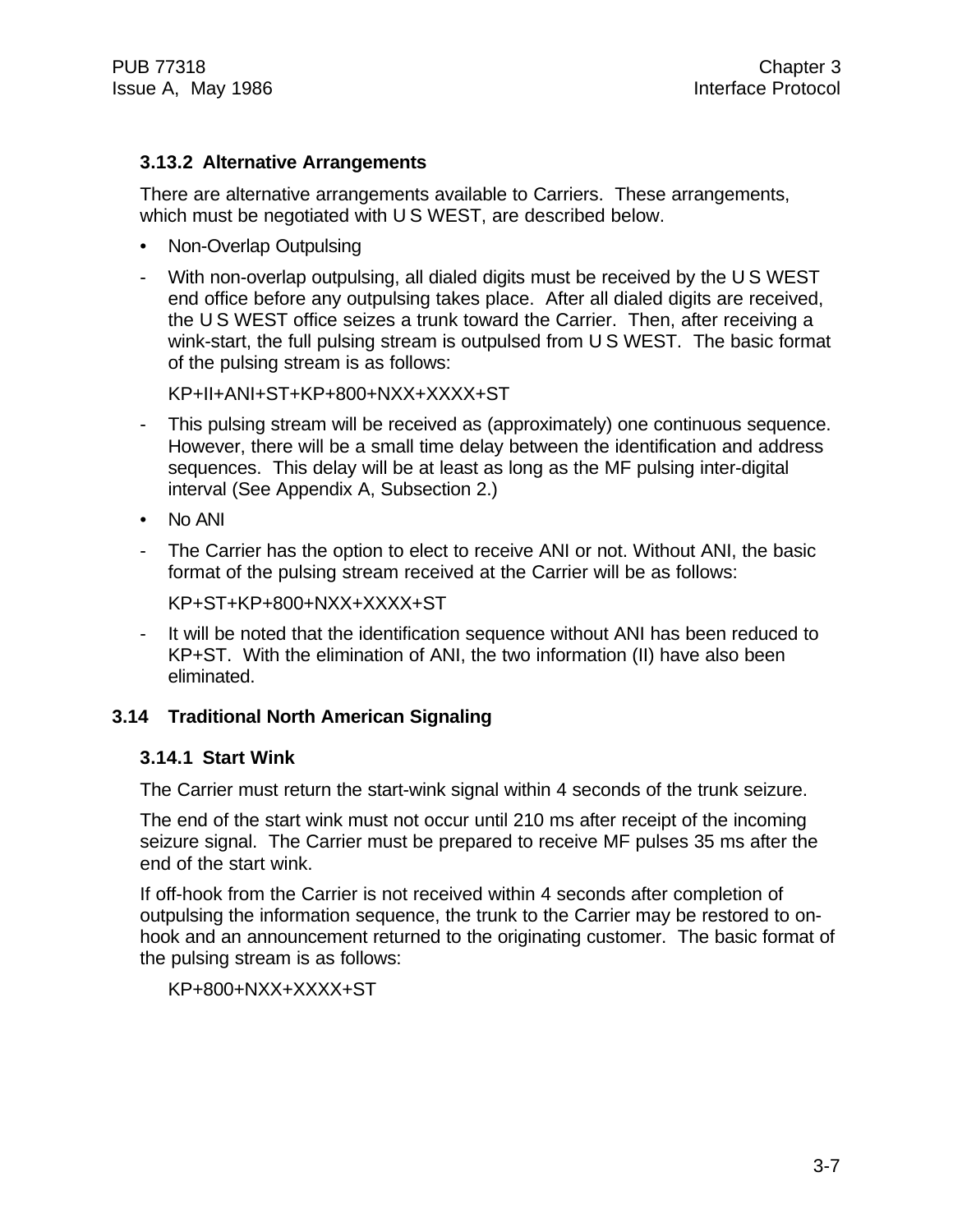### 3.13.2 Alternative Arrangements

There are alternative arrangements available to Carriers. These arrangements, which must be negotiated with U S WEST, are described below.

- Non-Overlap Outpulsing

- With non-overlap outpulsing, all dialed digits must be received by the U S WEST end office before any outpulsing takes place. After all dialed digits are received, the U S WEST office seizes a trunk toward the Carrier. Then, after receiving a wink-start, the full pulsing stream is outpulsed from U S WEST. The basic format of the pulsing stream is as follows:

  KP+II+ANI+ST+KP+800+NXX+XXXX+ST

- This pulsing stream will be received as (approximately) one continuous sequence. However, there will be a small time delay between the identification and address sequences. This delay will be at least as long as the MF pulsing inter-digital interval (See Appendix A, Subsection 2.)

- No ANI

- The Carrier has the option to elect to receive ANI or not. Without ANI, the basic format of the pulsing stream received at the Carrier will be as follows:

  KP+ST+KP+800+NXX+XXXX+ST

- It will be noted that the identification sequence without ANI has been reduced to KP+ST. With the elimination of ANI, the two information (II) have also been eliminated.

## 3.14 Traditional North American Signaling

### 3.14.1 Start Wink

The Carrier must return the start-wink signal within 4 seconds of the trunk seizure.

The end of the start wink must not occur until 210 ms after receipt of the incoming seizure signal. The Carrier must be prepared to receive MF pulses 35 ms after the end of the start wink.

If off-hook from the Carrier is not received within 4 seconds after completion of outpulsing the information sequence, the trunk to the Carrier may be restored to on-hook and an announcement returned to the originating customer. The basic format of the pulsing stream is as follows:

KP+800+NXX+XXXX+ST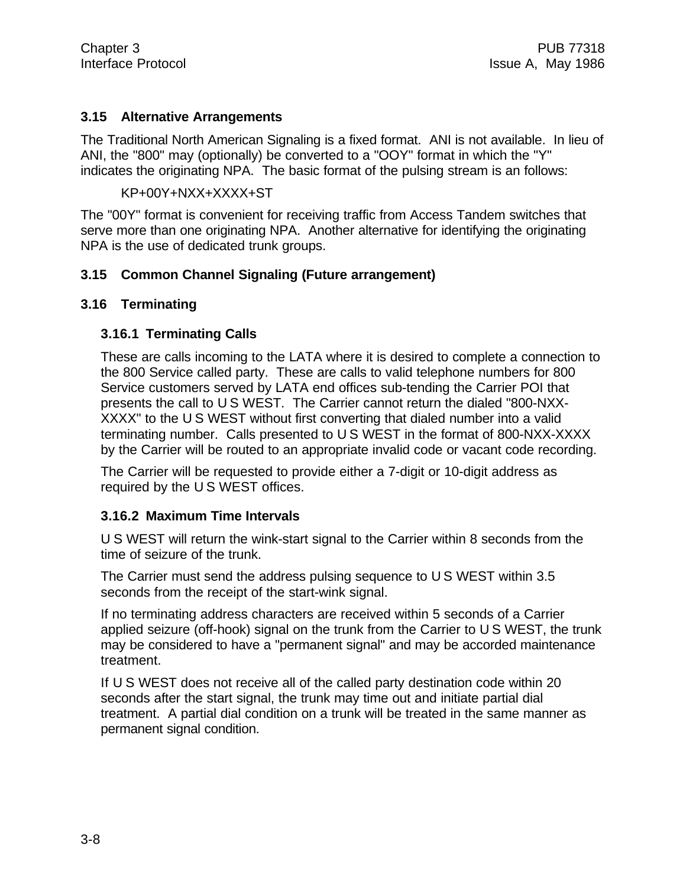### 3.15 Alternative Arrangements

The Traditional North American Signaling is a fixed format. ANI is not available. In lieu of ANI, the "800" may (optionally) be converted to a "OOY" format in which the "Y" indicates the originating NPA. The basic format of the pulsing stream is an follows:

KP+00Y+NXX+XXXX+ST

The "00Y" format is convenient for receiving traffic from Access Tandem switches that serve more than one originating NPA. Another alternative for identifying the originating NPA is the use of dedicated trunk groups.

### 3.15 Common Channel Signaling (Future arrangement)

### 3.16 Terminating

#### 3.16.1 Terminating Calls

These are calls incoming to the LATA where it is desired to complete a connection to the 800 Service called party. These are calls to valid telephone numbers for 800 Service customers served by LATA end offices sub-tending the Carrier POI that presents the call to U S WEST. The Carrier cannot return the dialed "800-NXX-XXXX" to the U S WEST without first converting that dialed number into a valid terminating number. Calls presented to U S WEST in the format of 800-NXX-XXXX by the Carrier will be routed to an appropriate invalid code or vacant code recording.

The Carrier will be requested to provide either a 7-digit or 10-digit address as required by the U S WEST offices.

#### 3.16.2 Maximum Time Intervals

U S WEST will return the wink-start signal to the Carrier within 8 seconds from the time of seizure of the trunk.

The Carrier must send the address pulsing sequence to U S WEST within 3.5 seconds from the receipt of the start-wink signal.

If no terminating address characters are received within 5 seconds of a Carrier applied seizure (off-hook) signal on the trunk from the Carrier to U S WEST, the trunk may be considered to have a "permanent signal" and may be accorded maintenance treatment.

If U S WEST does not receive all of the called party destination code within 20 seconds after the start signal, the trunk may time out and initiate partial dial treatment. A partial dial condition on a trunk will be treated in the same manner as permanent signal condition.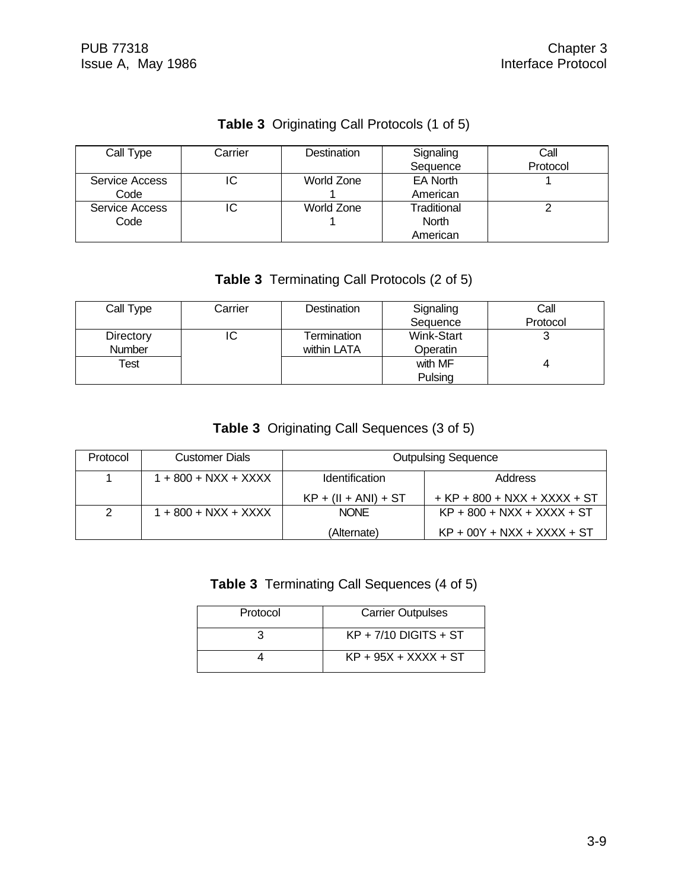**Table 3** Originating Call Protocols (1 of 5)

| Call Type | Carrier | Destination | Signaling Sequence | Call Protocol |
|---|---|---|---|---|
| Service Access Code | IC | World Zone 1 | EA North American | 1 |
| Service Access Code | IC | World Zone 1 | Traditional North American | 2 |

**Table 3** Terminating Call Protocols (2 of 5)

| Call Type | Carrier | Destination | Signaling Sequence | Call Protocol |
|---|---|---|---|---|
| Directory Number | IC | Termination within LATA | Wink-Start Operatin | 3 |
| Test | | | with MF Pulsing | 4 |

**Table 3** Originating Call Sequences (3 of 5)

| Protocol | Customer Dials | Outpulsing Sequence | |
|---|---|---|---|
| 1 | 1 + 800 + NXX + XXXX | Identification<br>KP + (II + ANI) + ST | Address<br>+ KP + 800 + NXX + XXXX + ST |
| 2 | 1 + 800 + NXX + XXXX | NONE<br>(Alternate) | KP + 800 + NXX + XXXX + ST<br>KP + 00Y + NXX + XXXX + ST |

**Table 3** Terminating Call Sequences (4 of 5)

| Protocol | Carrier Outpulses |
|---|---|
| 3 | KP + 7/10 DIGITS + ST |
| 4 | KP + 95X + XXXX + ST |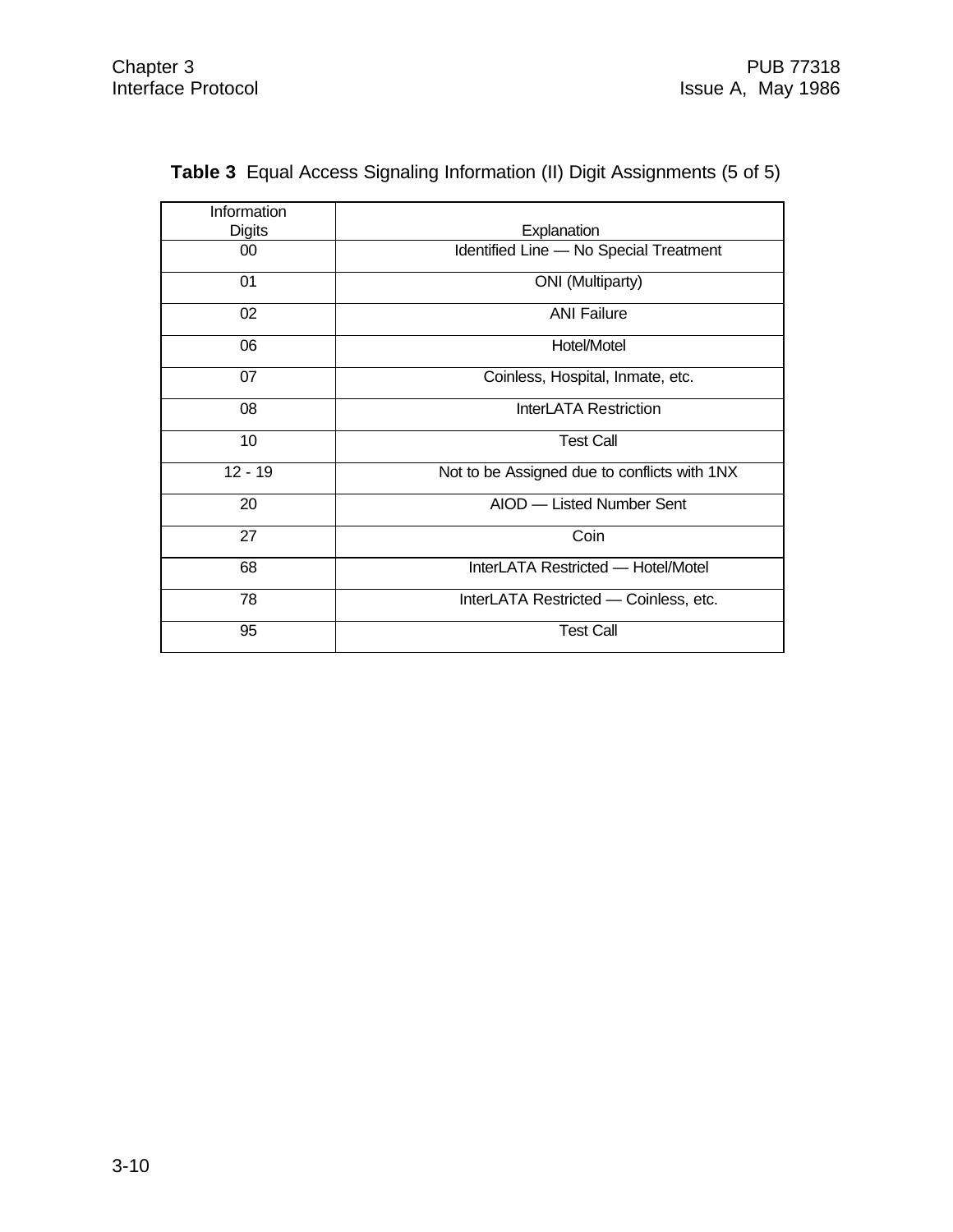**Table 3** Equal Access Signaling Information (II) Digit Assignments (5 of 5)

| Information Digits | Explanation |
|---|---|
| 00 | Identified Line — No Special Treatment |
| 01 | ONI (Multiparty) |
| 02 | ANI Failure |
| 06 | Hotel/Motel |
| 07 | Coinless, Hospital, Inmate, etc. |
| 08 | InterLATA Restriction |
| 10 | Test Call |
| 12 - 19 | Not to be Assigned due to conflicts with 1NX |
| 20 | AIOD — Listed Number Sent |
| 27 | Coin |
| 68 | InterLATA Restricted — Hotel/Motel |
| 78 | InterLATA Restricted — Coinless, etc. |
| 95 | Test Call |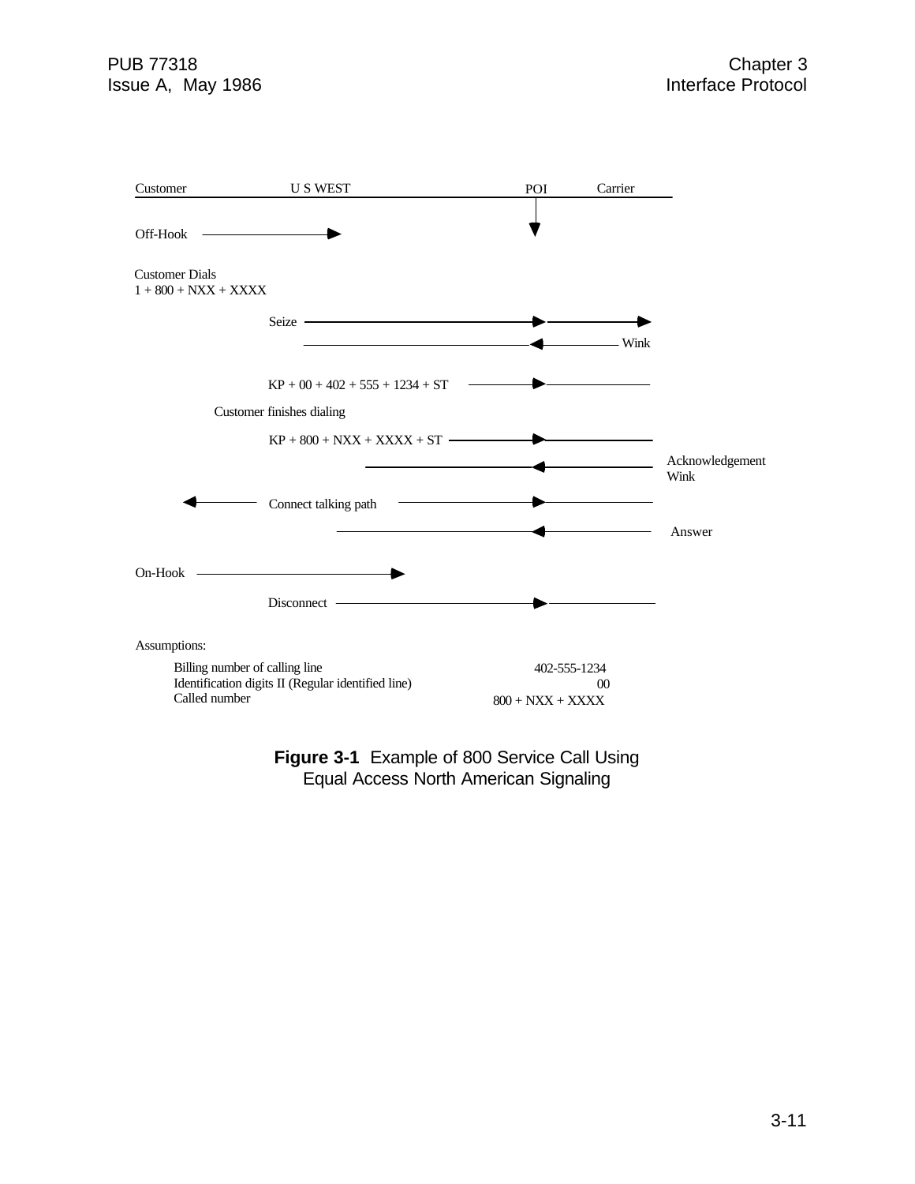Customer | U S WEST | POI | Carrier

Off-Hook

Customer Dials
1 + 800 + NXX + XXXX

Seize

Wink

KP + 00 + 402 + 555 + 1234 + ST

Customer finishes dialing

KP + 800 + NXX + XXXX + ST

Acknowledgement Wink

Connect talking path

Answer

On-Hook

Disconnect

Assumptions:

| | |
|---|---|
| Billing number of calling line | 402-555-1234 |
| Identification digits II (Regular identified line) | 00 |
| Called number | 800 + NXX + XXXX |

**Figure 3-1** Example of 800 Service Call Using Equal Access North American Signaling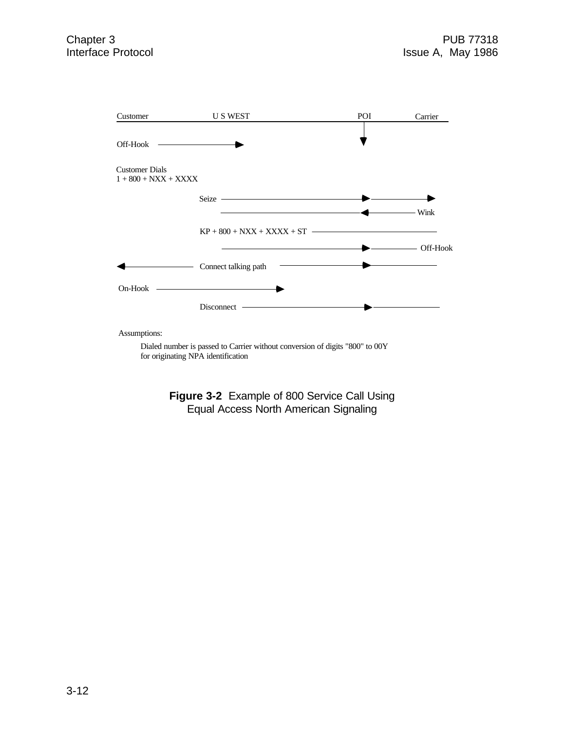Customer | U S WEST | POI | Carrier

Off-Hook

Customer Dials
1 + 800 + NXX + XXXX

Seize

Wink

KP + 800 + NXX + XXXX + ST

Off-Hook

Connect talking path

On-Hook

Disconnect

Assumptions:

Dialed number is passed to Carrier without conversion of digits "800" to 00Y for originating NPA identification

**Figure 3-2** Example of 800 Service Call Using Equal Access North American Signaling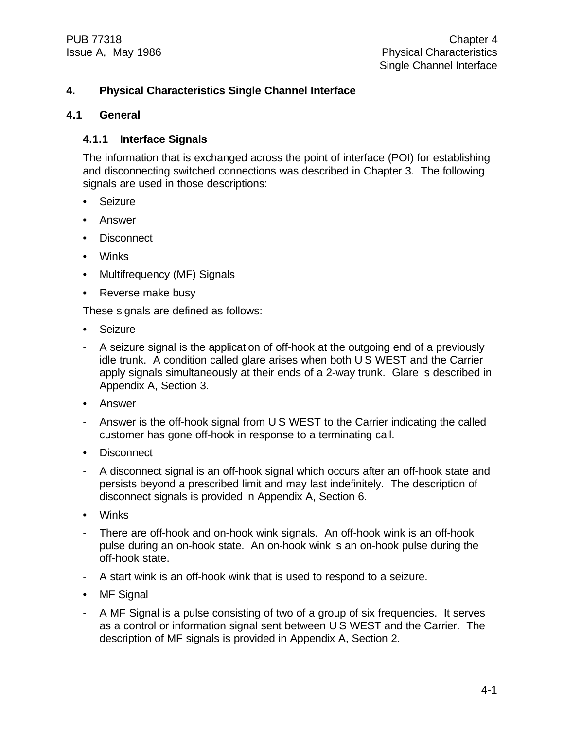# 4. Physical Characteristics Single Channel Interface

## 4.1 General

### 4.1.1 Interface Signals

The information that is exchanged across the point of interface (POI) for establishing and disconnecting switched connections was described in Chapter 3. The following signals are used in those descriptions:

- Seizure
- Answer
- Disconnect
- Winks
- Multifrequency (MF) Signals
- Reverse make busy

These signals are defined as follows:

- Seizure
  - A seizure signal is the application of off-hook at the outgoing end of a previously idle trunk. A condition called glare arises when both U S WEST and the Carrier apply signals simultaneously at their ends of a 2-way trunk. Glare is described in Appendix A, Section 3.
- Answer
  - Answer is the off-hook signal from U S WEST to the Carrier indicating the called customer has gone off-hook in response to a terminating call.
- Disconnect
  - A disconnect signal is an off-hook signal which occurs after an off-hook state and persists beyond a prescribed limit and may last indefinitely. The description of disconnect signals is provided in Appendix A, Section 6.
- Winks
  - There are off-hook and on-hook wink signals. An off-hook wink is an off-hook pulse during an on-hook state. An on-hook wink is an on-hook pulse during the off-hook state.
  - A start wink is an off-hook wink that is used to respond to a seizure.
- MF Signal
  - A MF Signal is a pulse consisting of two of a group of six frequencies. It serves as a control or information signal sent between U S WEST and the Carrier. The description of MF signals is provided in Appendix A, Section 2.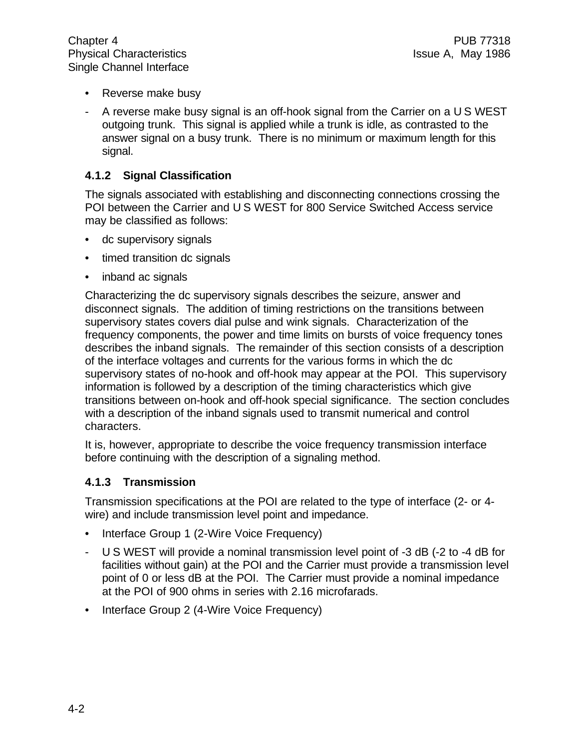- Reverse make busy
  - A reverse make busy signal is an off-hook signal from the Carrier on a U S WEST outgoing trunk. This signal is applied while a trunk is idle, as contrasted to the answer signal on a busy trunk. There is no minimum or maximum length for this signal.

### 4.1.2 Signal Classification

The signals associated with establishing and disconnecting connections crossing the POI between the Carrier and U S WEST for 800 Service Switched Access service may be classified as follows:

- dc supervisory signals
- timed transition dc signals
- inband ac signals

Characterizing the dc supervisory signals describes the seizure, answer and disconnect signals. The addition of timing restrictions on the transitions between supervisory states covers dial pulse and wink signals. Characterization of the frequency components, the power and time limits on bursts of voice frequency tones describes the inband signals. The remainder of this section consists of a description of the interface voltages and currents for the various forms in which the dc supervisory states of no-hook and off-hook may appear at the POI. This supervisory information is followed by a description of the timing characteristics which give transitions between on-hook and off-hook special significance. The section concludes with a description of the inband signals used to transmit numerical and control characters.

It is, however, appropriate to describe the voice frequency transmission interface before continuing with the description of a signaling method.

### 4.1.3 Transmission

Transmission specifications at the POI are related to the type of interface (2- or 4-wire) and include transmission level point and impedance.

- Interface Group 1 (2-Wire Voice Frequency)
  - U S WEST will provide a nominal transmission level point of -3 dB (-2 to -4 dB for facilities without gain) at the POI and the Carrier must provide a transmission level point of 0 or less dB at the POI. The Carrier must provide a nominal impedance at the POI of 900 ohms in series with 2.16 microfarads.
- Interface Group 2 (4-Wire Voice Frequency)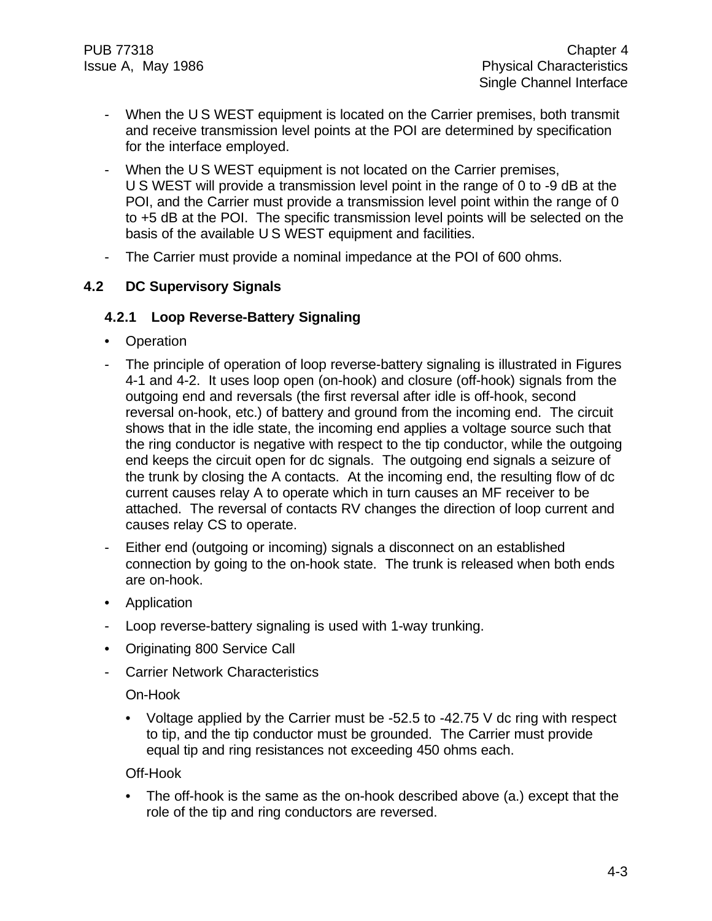- When the U S WEST equipment is located on the Carrier premises, both transmit and receive transmission level points at the POI are determined by specification for the interface employed.
- When the U S WEST equipment is not located on the Carrier premises, U S WEST will provide a transmission level point in the range of 0 to -9 dB at the POI, and the Carrier must provide a transmission level point within the range of 0 to +5 dB at the POI. The specific transmission level points will be selected on the basis of the available U S WEST equipment and facilities.
- The Carrier must provide a nominal impedance at the POI of 600 ohms.

## 4.2 DC Supervisory Signals

### 4.2.1 Loop Reverse-Battery Signaling

- Operation

- The principle of operation of loop reverse-battery signaling is illustrated in Figures 4-1 and 4-2. It uses loop open (on-hook) and closure (off-hook) signals from the outgoing end and reversals (the first reversal after idle is off-hook, second reversal on-hook, etc.) of battery and ground from the incoming end. The circuit shows that in the idle state, the incoming end applies a voltage source such that the ring conductor is negative with respect to the tip conductor, while the outgoing end keeps the circuit open for dc signals. The outgoing end signals a seizure of the trunk by closing the A contacts. At the incoming end, the resulting flow of dc current causes relay A to operate which in turn causes an MF receiver to be attached. The reversal of contacts RV changes the direction of loop current and causes relay CS to operate.
- Either end (outgoing or incoming) signals a disconnect on an established connection by going to the on-hook state. The trunk is released when both ends are on-hook.

- Application

- Loop reverse-battery signaling is used with 1-way trunking.

- Originating 800 Service Call

- Carrier Network Characteristics

  On-Hook

  - Voltage applied by the Carrier must be -52.5 to -42.75 V dc ring with respect to tip, and the tip conductor must be grounded. The Carrier must provide equal tip and ring resistances not exceeding 450 ohms each.

  Off-Hook

  - The off-hook is the same as the on-hook described above (a.) except that the role of the tip and ring conductors are reversed.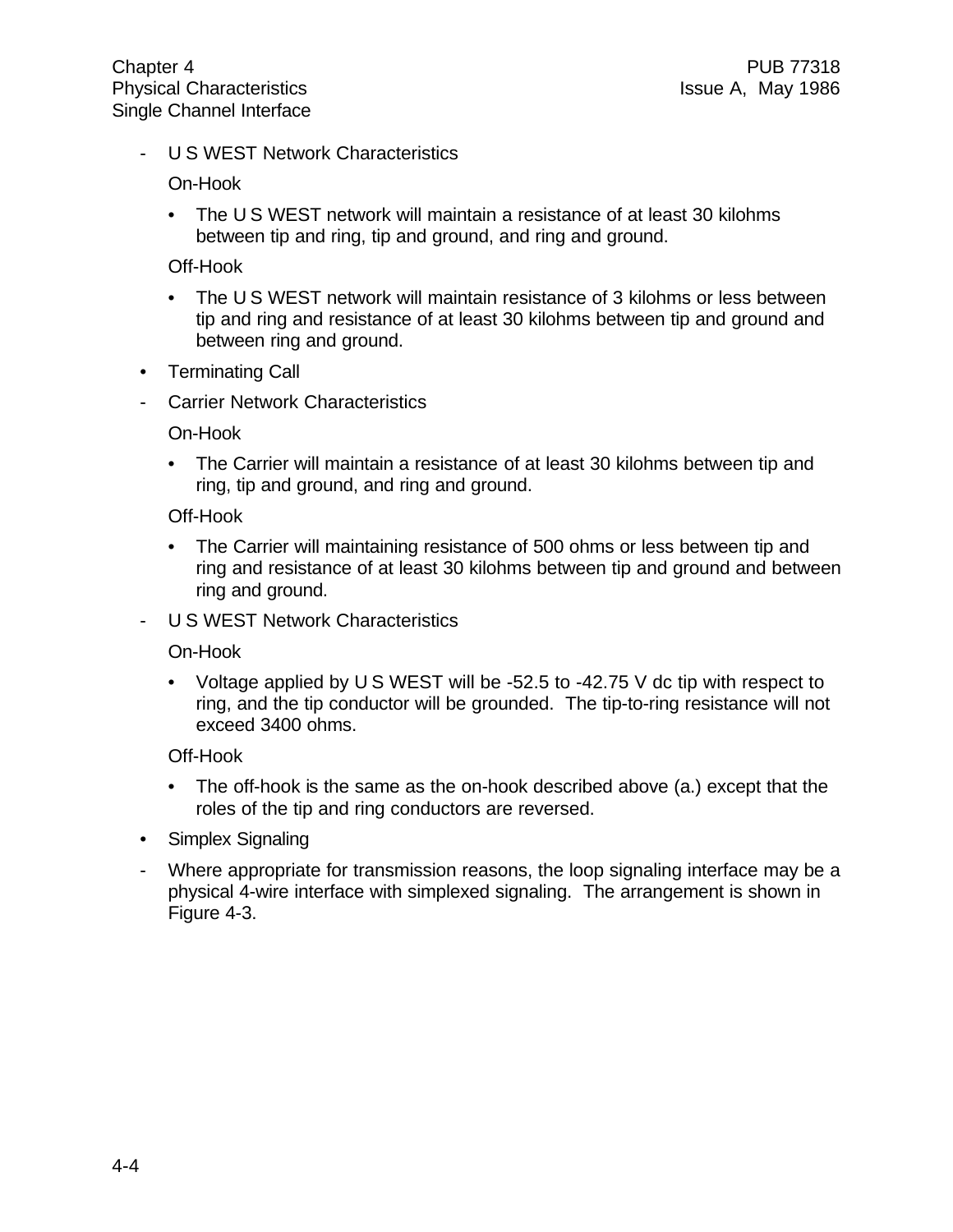- U S WEST Network Characteristics

  On-Hook

  - The U S WEST network will maintain a resistance of at least 30 kilohms between tip and ring, tip and ground, and ring and ground.

  Off-Hook

  - The U S WEST network will maintain resistance of 3 kilohms or less between tip and ring and resistance of at least 30 kilohms between tip and ground and between ring and ground.

- Terminating Call

- Carrier Network Characteristics

  On-Hook

  - The Carrier will maintain a resistance of at least 30 kilohms between tip and ring, tip and ground, and ring and ground.

  Off-Hook

  - The Carrier will maintaining resistance of 500 ohms or less between tip and ring and resistance of at least 30 kilohms between tip and ground and between ring and ground.

- U S WEST Network Characteristics

  On-Hook

  - Voltage applied by U S WEST will be -52.5 to -42.75 V dc tip with respect to ring, and the tip conductor will be grounded. The tip-to-ring resistance will not exceed 3400 ohms.

  Off-Hook

  - The off-hook is the same as the on-hook described above (a.) except that the roles of the tip and ring conductors are reversed.

- Simplex Signaling

- Where appropriate for transmission reasons, the loop signaling interface may be a physical 4-wire interface with simplexed signaling. The arrangement is shown in Figure 4-3.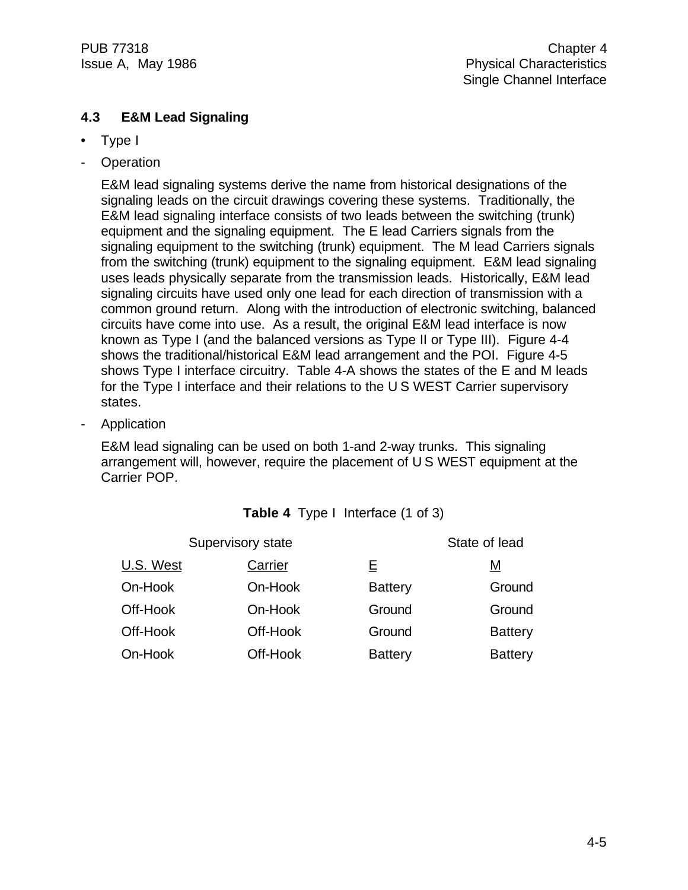## 4.3 E&M Lead Signaling

- Type I

- Operation

  E&M lead signaling systems derive the name from historical designations of the signaling leads on the circuit drawings covering these systems. Traditionally, the E&M lead signaling interface consists of two leads between the switching (trunk) equipment and the signaling equipment. The E lead Carriers signals from the signaling equipment to the switching (trunk) equipment. The M lead Carriers signals from the switching (trunk) equipment to the signaling equipment. E&M lead signaling uses leads physically separate from the transmission leads. Historically, E&M lead signaling circuits have used only one lead for each direction of transmission with a common ground return. Along with the introduction of electronic switching, balanced circuits have come into use. As a result, the original E&M lead interface is now known as Type I (and the balanced versions as Type II or Type III). Figure 4-4 shows the traditional/historical E&M lead arrangement and the POI. Figure 4-5 shows Type I interface circuitry. Table 4-A shows the states of the E and M leads for the Type I interface and their relations to the U S WEST Carrier supervisory states.

- Application

  E&M lead signaling can be used on both 1-and 2-way trunks. This signaling arrangement will, however, require the placement of U S WEST equipment at the Carrier POP.

**Table 4** Type I Interface (1 of 3)

| Supervisory state | | State of lead | |
|---|---|---|---|
| U.S. West | Carrier | E | M |
| On-Hook | On-Hook | Battery | Ground |
| Off-Hook | On-Hook | Ground | Ground |
| Off-Hook | Off-Hook | Ground | Battery |
| On-Hook | Off-Hook | Battery | Battery |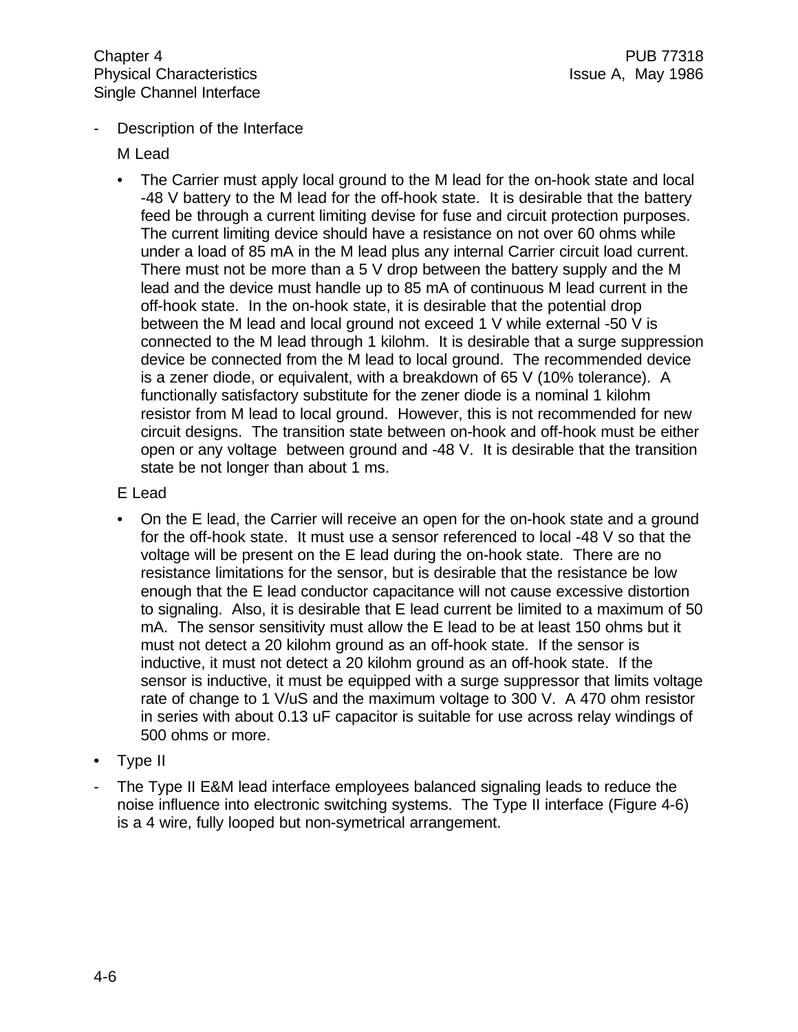- Description of the Interface

  M Lead

  - The Carrier must apply local ground to the M lead for the on-hook state and local -48 V battery to the M lead for the off-hook state. It is desirable that the battery feed be through a current limiting devise for fuse and circuit protection purposes. The current limiting device should have a resistance on not over 60 ohms while under a load of 85 mA in the M lead plus any internal Carrier circuit load current. There must not be more than a 5 V drop between the battery supply and the M lead and the device must handle up to 85 mA of continuous M lead current in the off-hook state. In the on-hook state, it is desirable that the potential drop between the M lead and local ground not exceed 1 V while external -50 V is connected to the M lead through 1 kilohm. It is desirable that a surge suppression device be connected from the M lead to local ground. The recommended device is a zener diode, or equivalent, with a breakdown of 65 V (10% tolerance). A functionally satisfactory substitute for the zener diode is a nominal 1 kilohm resistor from M lead to local ground. However, this is not recommended for new circuit designs. The transition state between on-hook and off-hook must be either open or any voltage between ground and -48 V. It is desirable that the transition state be not longer than about 1 ms.

  E Lead

  - On the E lead, the Carrier will receive an open for the on-hook state and a ground for the off-hook state. It must use a sensor referenced to local -48 V so that the voltage will be present on the E lead during the on-hook state. There are no resistance limitations for the sensor, but is desirable that the resistance be low enough that the E lead conductor capacitance will not cause excessive distortion to signaling. Also, it is desirable that E lead current be limited to a maximum of 50 mA. The sensor sensitivity must allow the E lead to be at least 150 ohms but it must not detect a 20 kilohm ground as an off-hook state. If the sensor is inductive, it must not detect a 20 kilohm ground as an off-hook state. If the sensor is inductive, it must be equipped with a surge suppressor that limits voltage rate of change to 1 V/uS and the maximum voltage to 300 V. A 470 ohm resistor in series with about 0.13 uF capacitor is suitable for use across relay windings of 500 ohms or more.

- Type II

- The Type II E&M lead interface employees balanced signaling leads to reduce the noise influence into electronic switching systems. The Type II interface (Figure 4-6) is a 4 wire, fully looped but non-symetrical arrangement.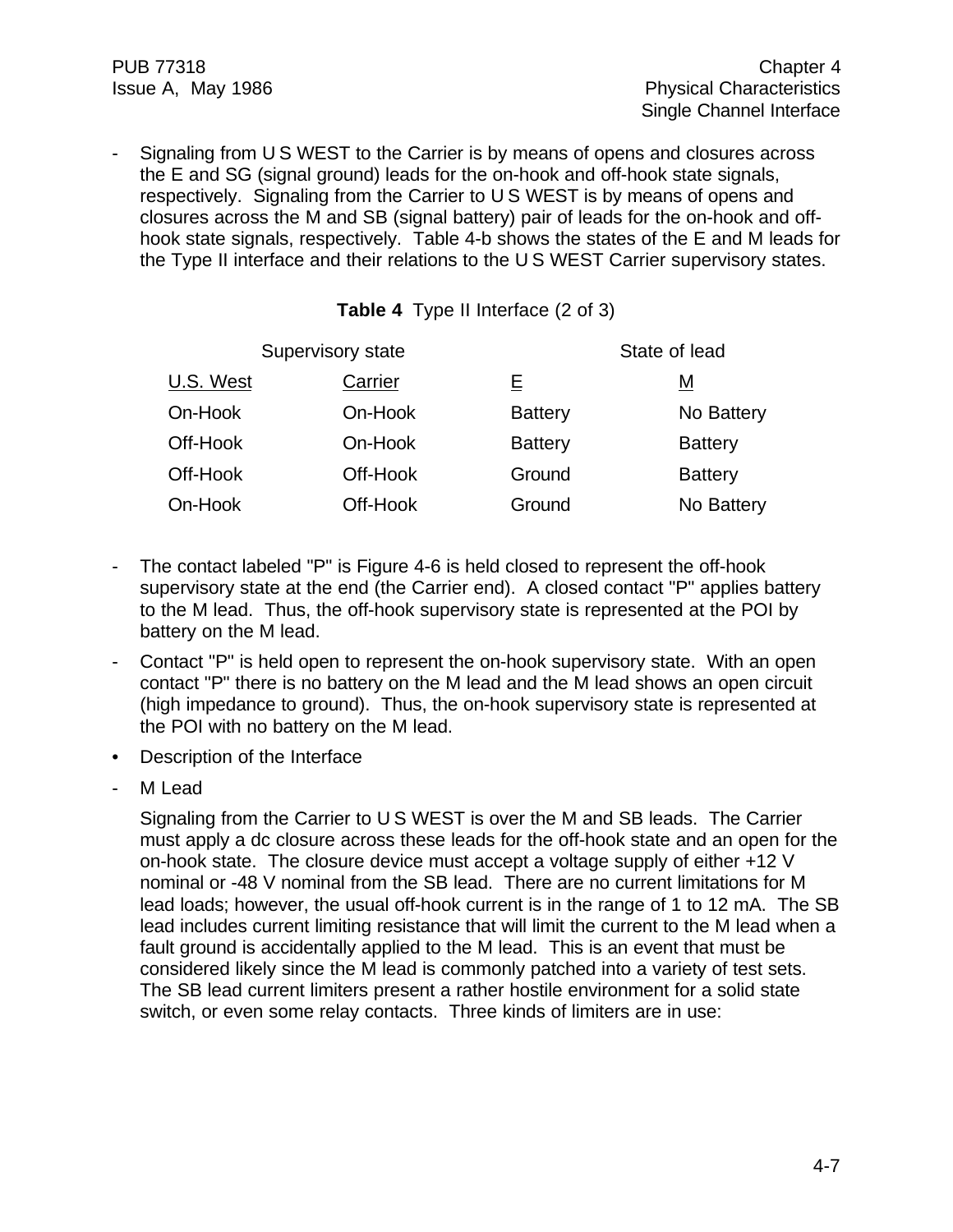- Signaling from U S WEST to the Carrier is by means of opens and closures across the E and SG (signal ground) leads for the on-hook and off-hook state signals, respectively. Signaling from the Carrier to U S WEST is by means of opens and closures across the M and SB (signal battery) pair of leads for the on-hook and off-hook state signals, respectively. Table 4-b shows the states of the E and M leads for the Type II interface and their relations to the U S WEST Carrier supervisory states.

**Table 4** Type II Interface (2 of 3)

| Supervisory state | | State of lead | |
|---|---|---|---|
| U.S. West | Carrier | E | M |
| On-Hook | On-Hook | Battery | No Battery |
| Off-Hook | On-Hook | Battery | Battery |
| Off-Hook | Off-Hook | Ground | Battery |
| On-Hook | Off-Hook | Ground | No Battery |

- The contact labeled "P" is Figure 4-6 is held closed to represent the off-hook supervisory state at the end (the Carrier end). A closed contact "P" applies battery to the M lead. Thus, the off-hook supervisory state is represented at the POI by battery on the M lead.
- Contact "P" is held open to represent the on-hook supervisory state. With an open contact "P" there is no battery on the M lead and the M lead shows an open circuit (high impedance to ground). Thus, the on-hook supervisory state is represented at the POI with no battery on the M lead.

• Description of the Interface

- M Lead

  Signaling from the Carrier to U S WEST is over the M and SB leads. The Carrier must apply a dc closure across these leads for the off-hook state and an open for the on-hook state. The closure device must accept a voltage supply of either +12 V nominal or -48 V nominal from the SB lead. There are no current limitations for M lead loads; however, the usual off-hook current is in the range of 1 to 12 mA. The SB lead includes current limiting resistance that will limit the current to the M lead when a fault ground is accidentally applied to the M lead. This is an event that must be considered likely since the M lead is commonly patched into a variety of test sets. The SB lead current limiters present a rather hostile environment for a solid state switch, or even some relay contacts. Three kinds of limiters are in use: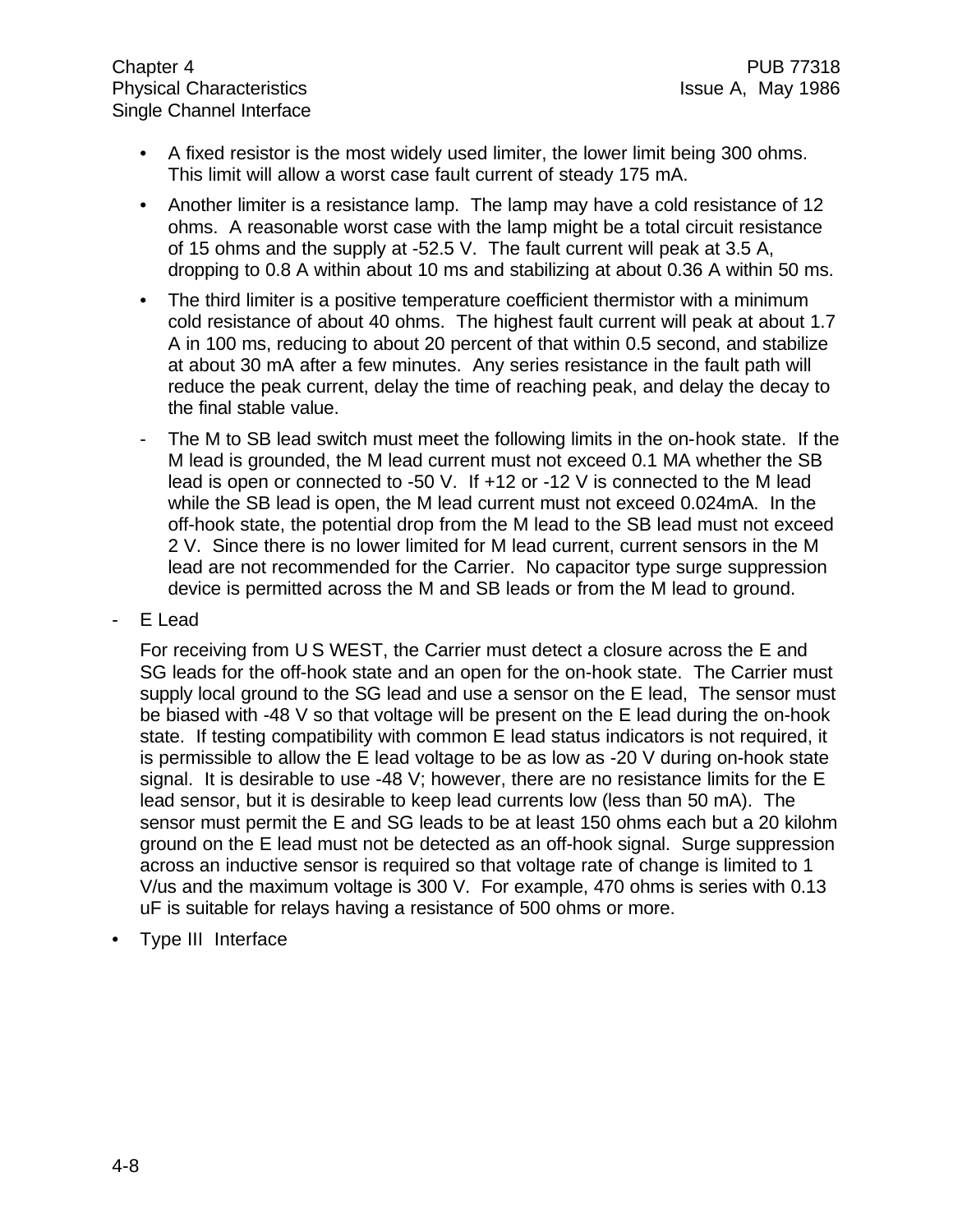- A fixed resistor is the most widely used limiter, the lower limit being 300 ohms. This limit will allow a worst case fault current of steady 175 mA.

- Another limiter is a resistance lamp. The lamp may have a cold resistance of 12 ohms. A reasonable worst case with the lamp might be a total circuit resistance of 15 ohms and the supply at -52.5 V. The fault current will peak at 3.5 A, dropping to 0.8 A within about 10 ms and stabilizing at about 0.36 A within 50 ms.

- The third limiter is a positive temperature coefficient thermistor with a minimum cold resistance of about 40 ohms. The highest fault current will peak at about 1.7 A in 100 ms, reducing to about 20 percent of that within 0.5 second, and stabilize at about 30 mA after a few minutes. Any series resistance in the fault path will reduce the peak current, delay the time of reaching peak, and delay the decay to the final stable value.

- The M to SB lead switch must meet the following limits in the on-hook state. If the M lead is grounded, the M lead current must not exceed 0.1 MA whether the SB lead is open or connected to -50 V. If +12 or -12 V is connected to the M lead while the SB lead is open, the M lead current must not exceed 0.024mA. In the off-hook state, the potential drop from the M lead to the SB lead must not exceed 2 V. Since there is no lower limited for M lead current, current sensors in the M lead are not recommended for the Carrier. No capacitor type surge suppression device is permitted across the M and SB leads or from the M lead to ground.

- E Lead

  For receiving from U S WEST, the Carrier must detect a closure across the E and SG leads for the off-hook state and an open for the on-hook state. The Carrier must supply local ground to the SG lead and use a sensor on the E lead, The sensor must be biased with -48 V so that voltage will be present on the E lead during the on-hook state. If testing compatibility with common E lead status indicators is not required, it is permissible to allow the E lead voltage to be as low as -20 V during on-hook state signal. It is desirable to use -48 V; however, there are no resistance limits for the E lead sensor, but it is desirable to keep lead currents low (less than 50 mA). The sensor must permit the E and SG leads to be at least 150 ohms each but a 20 kilohm ground on the E lead must not be detected as an off-hook signal. Surge suppression across an inductive sensor is required so that voltage rate of change is limited to 1 V/us and the maximum voltage is 300 V. For example, 470 ohms is series with 0.13 uF is suitable for relays having a resistance of 500 ohms or more.

- Type III Interface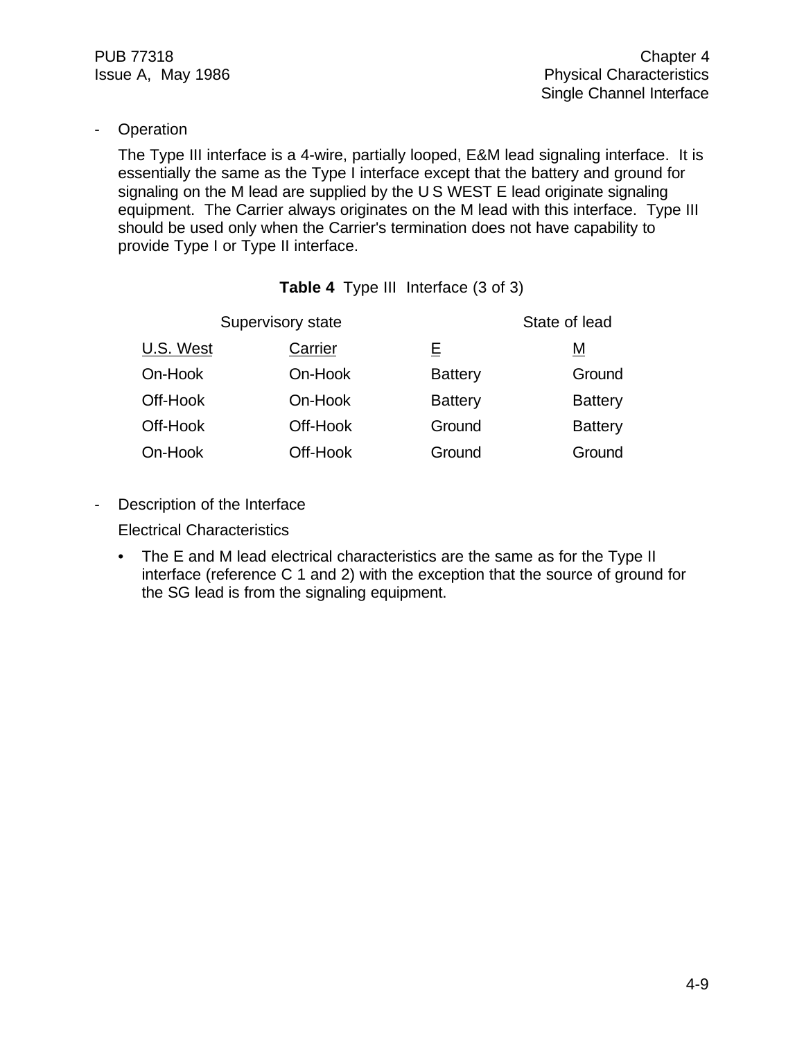- Operation

  The Type III interface is a 4-wire, partially looped, E&M lead signaling interface. It is essentially the same as the Type I interface except that the battery and ground for signaling on the M lead are supplied by the U S WEST E lead originate signaling equipment. The Carrier always originates on the M lead with this interface. Type III should be used only when the Carrier's termination does not have capability to provide Type I or Type II interface.

**Table 4** Type III Interface (3 of 3)

| Supervisory state | | State of lead | |
|---|---|---|---|
| U.S. West | Carrier | E | M |
| On-Hook | On-Hook | Battery | Ground |
| Off-Hook | On-Hook | Battery | Battery |
| Off-Hook | Off-Hook | Ground | Battery |
| On-Hook | Off-Hook | Ground | Ground |

- Description of the Interface

  Electrical Characteristics

  - The E and M lead electrical characteristics are the same as for the Type II interface (reference C 1 and 2) with the exception that the source of ground for the SG lead is from the signaling equipment.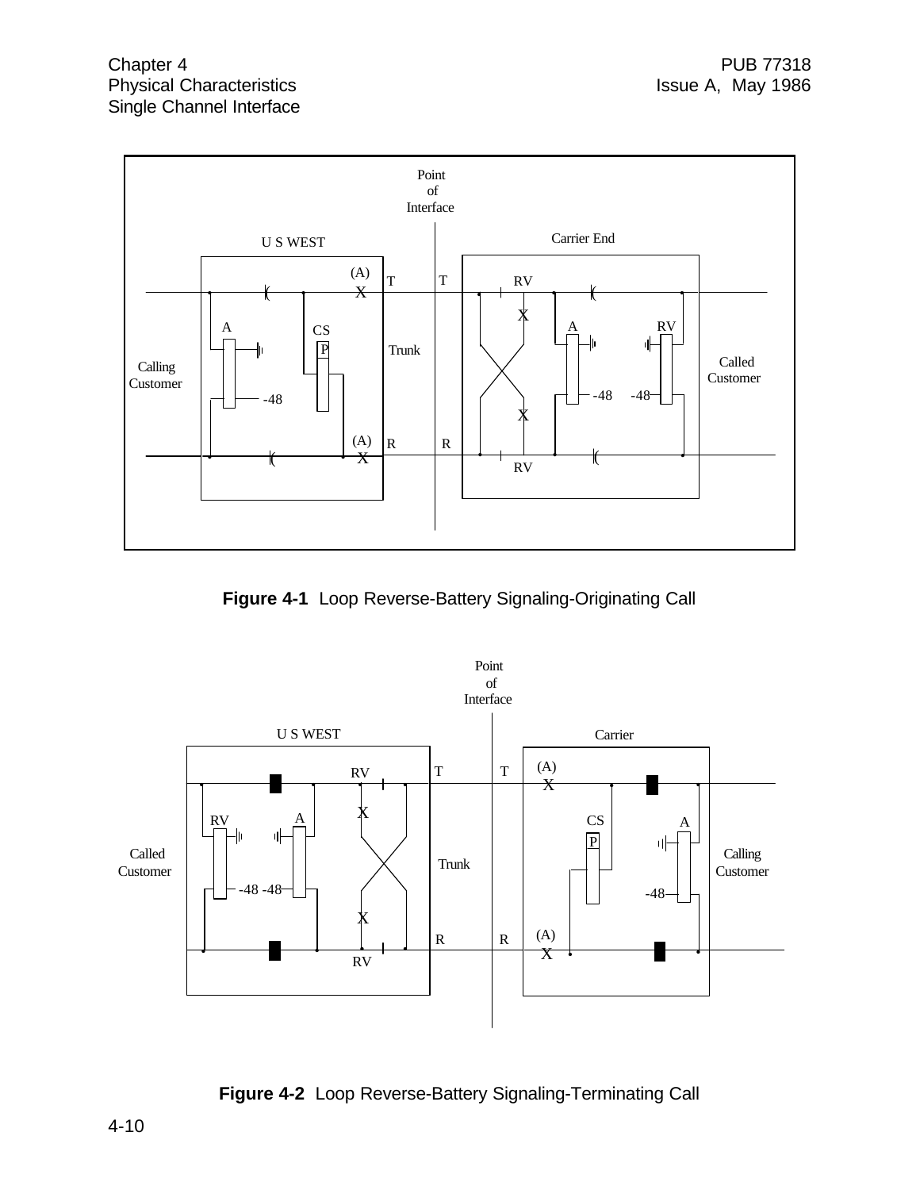Point of Interface

U S WEST | Carrier End

Calling Customer | Called Customer

**Figure 4-1** Loop Reverse-Battery Signaling-Originating Call

Point of Interface

U S WEST | Carrier

Called Customer | Calling Customer

**Figure 4-2** Loop Reverse-Battery Signaling-Terminating Call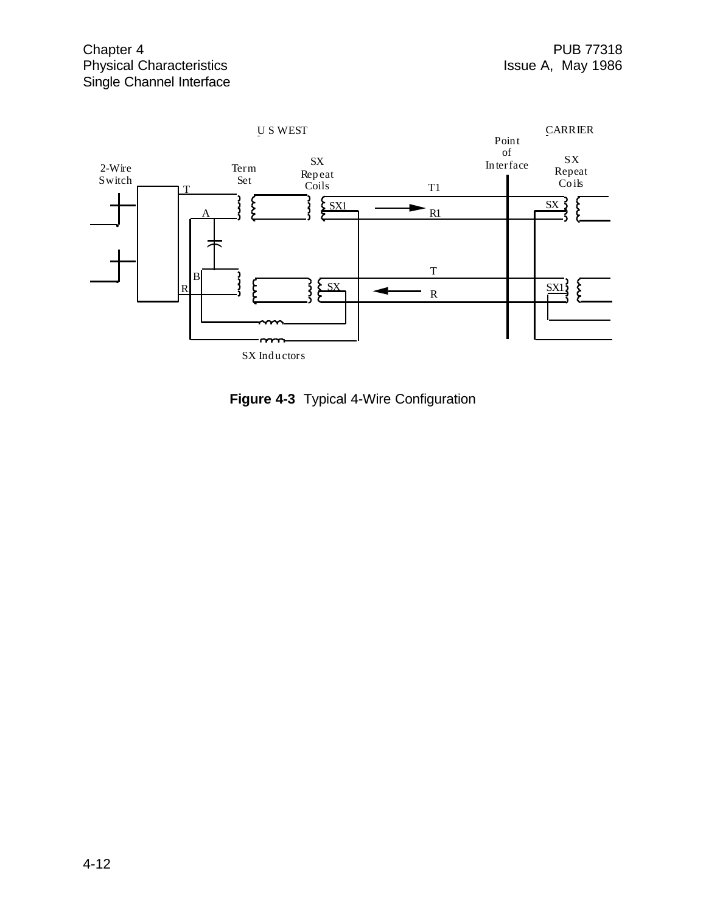U S WEST

CARRIER

Point of Interface

2-Wire Switch

Term Set

SX Repeat Coils

SX Repeat Coils

T

A

B

R

T1

R1

T

R

SX1

SX

SX

SX1

SX Inductors

**Figure 4-3** Typical 4-Wire Configuration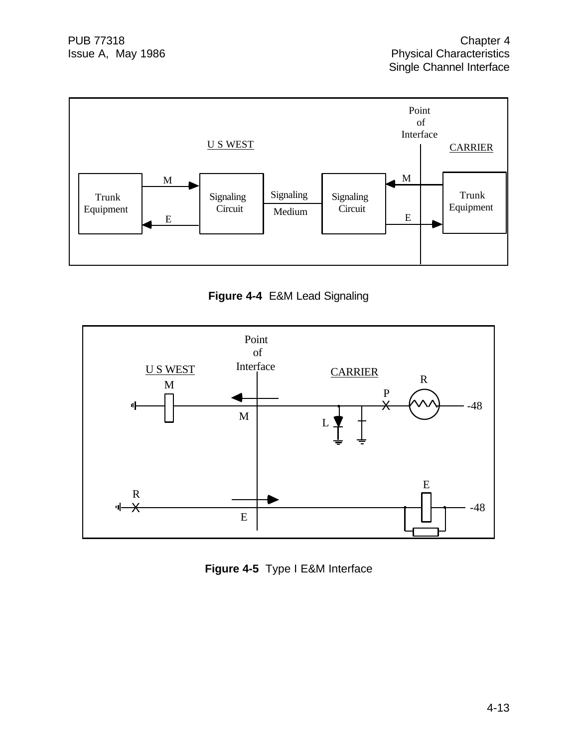**Figure 4-4** E&M Lead Signaling

**Figure 4-5** Type I E&M Interface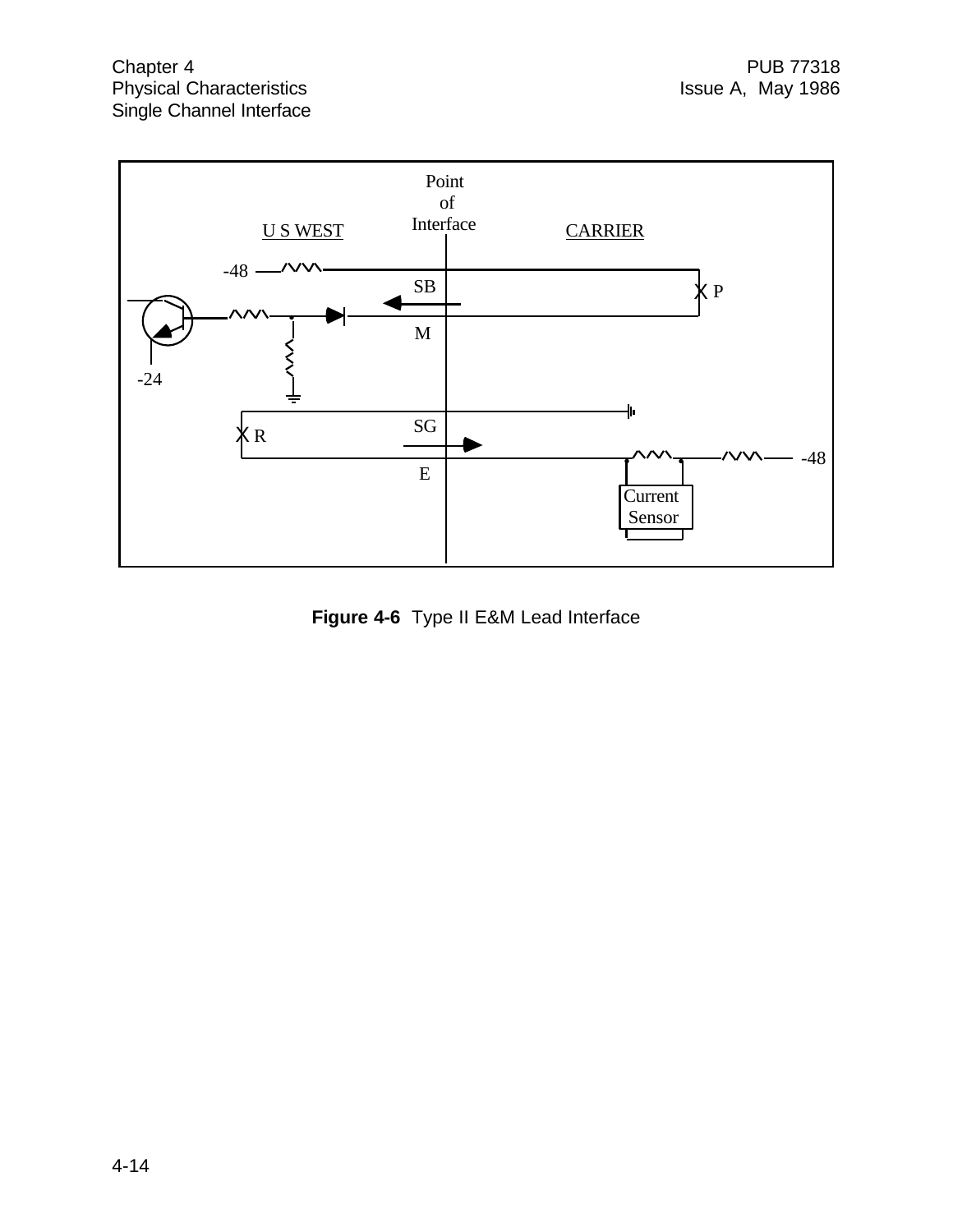**Figure 4-6** Type II E&M Lead Interface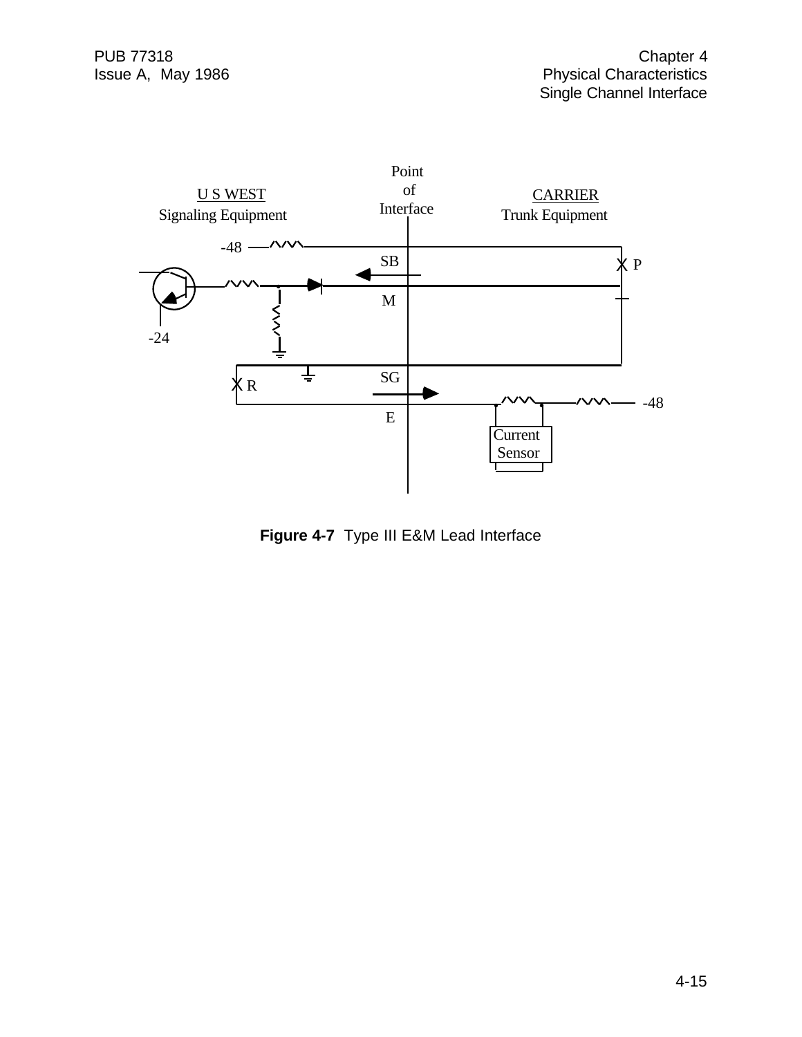Point of Interface

U S WEST
Signaling Equipment

CARRIER
Trunk Equipment

-48

SB

P

M

-24

SG

R

E

-48

Current Sensor

**Figure 4-7** Type III E&M Lead Interface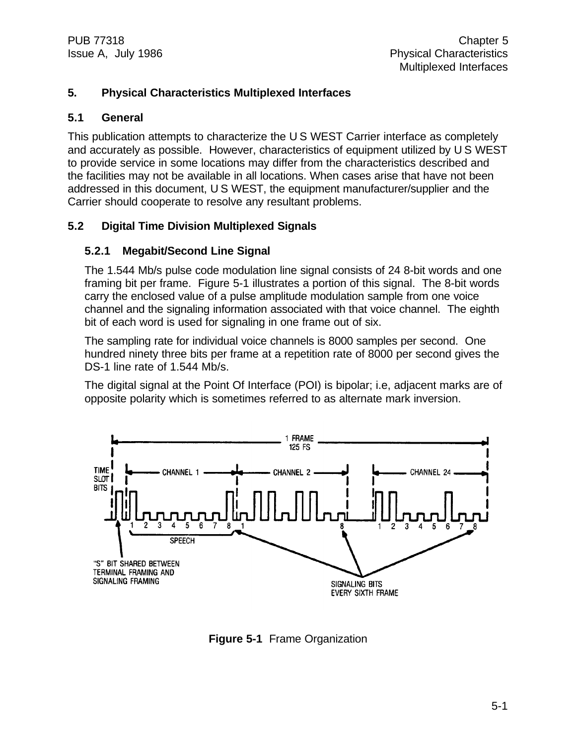# 5. Physical Characteristics Multiplexed Interfaces

## 5.1 General

This publication attempts to characterize the U S WEST Carrier interface as completely and accurately as possible. However, characteristics of equipment utilized by U S WEST to provide service in some locations may differ from the characteristics described and the facilities may not be available in all locations. When cases arise that have not been addressed in this document, U S WEST, the equipment manufacturer/supplier and the Carrier should cooperate to resolve any resultant problems.

## 5.2 Digital Time Division Multiplexed Signals

### 5.2.1 Megabit/Second Line Signal

The 1.544 Mb/s pulse code modulation line signal consists of 24 8-bit words and one framing bit per frame. Figure 5-1 illustrates a portion of this signal. The 8-bit words carry the enclosed value of a pulse amplitude modulation sample from one voice channel and the signaling information associated with that voice channel. The eighth bit of each word is used for signaling in one frame out of six.

The sampling rate for individual voice channels is 8000 samples per second. One hundred ninety three bits per frame at a repetition rate of 8000 per second gives the DS-1 line rate of 1.544 Mb/s.

The digital signal at the Point Of Interface (POI) is bipolar; i.e, adjacent marks are of opposite polarity which is sometimes referred to as alternate mark inversion.

**Figure 5-1** Frame Organization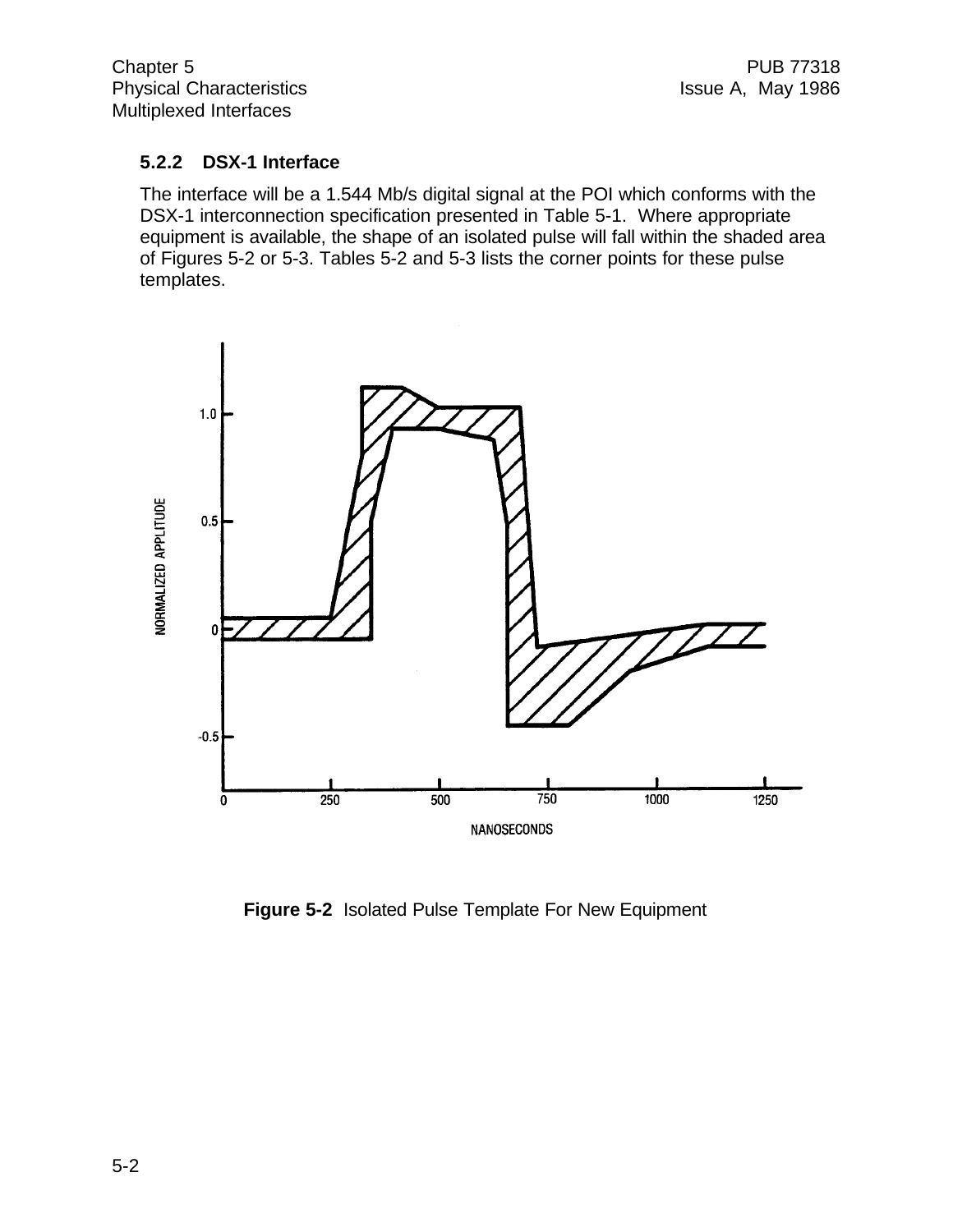### 5.2.2 DSX-1 Interface

The interface will be a 1.544 Mb/s digital signal at the POI which conforms with the DSX-1 interconnection specification presented in Table 5-1. Where appropriate equipment is available, the shape of an isolated pulse will fall within the shaded area of Figures 5-2 or 5-3. Tables 5-2 and 5-3 lists the corner points for these pulse templates.

**Figure 5-2** Isolated Pulse Template For New Equipment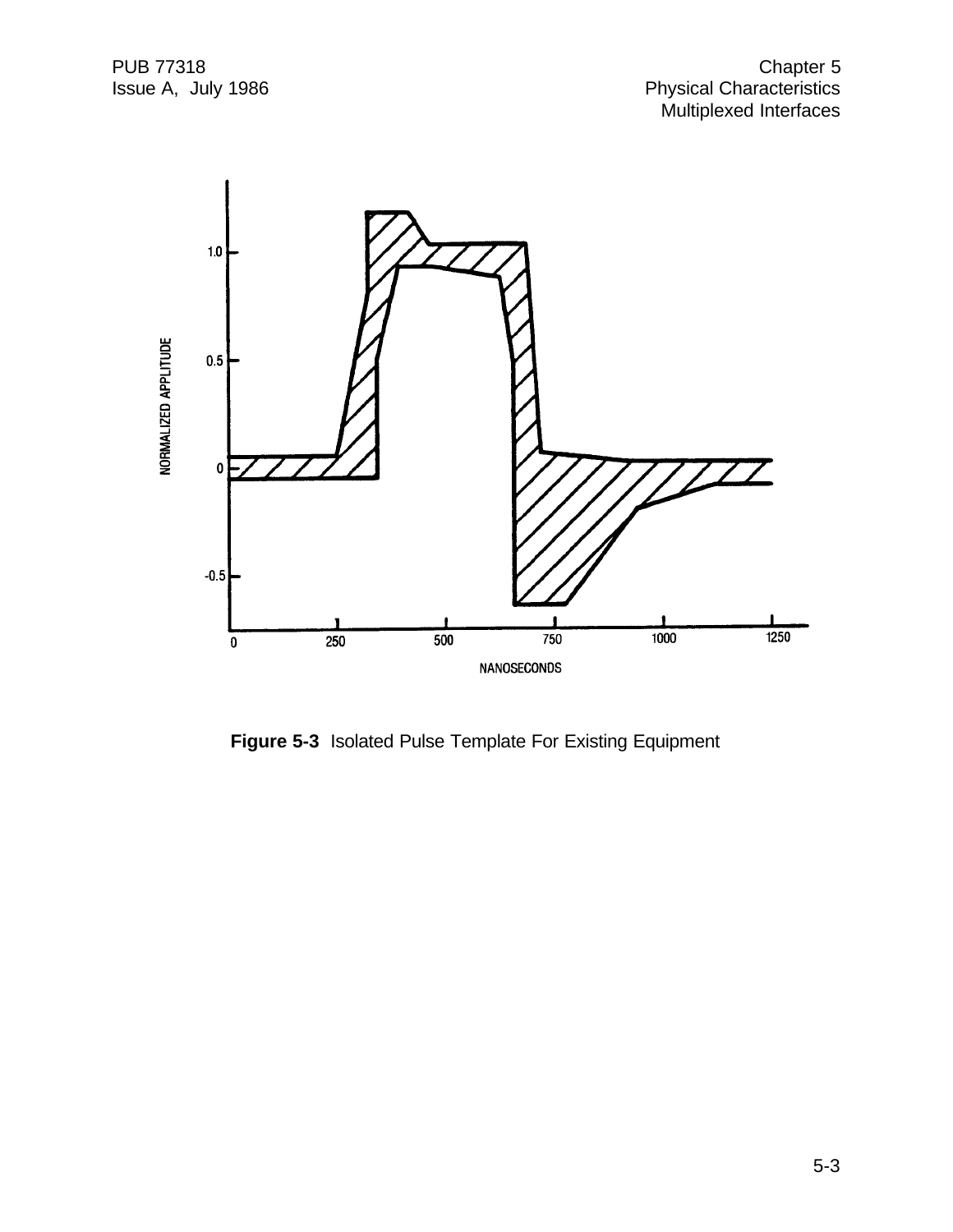**Figure 5-3** Isolated Pulse Template For Existing Equipment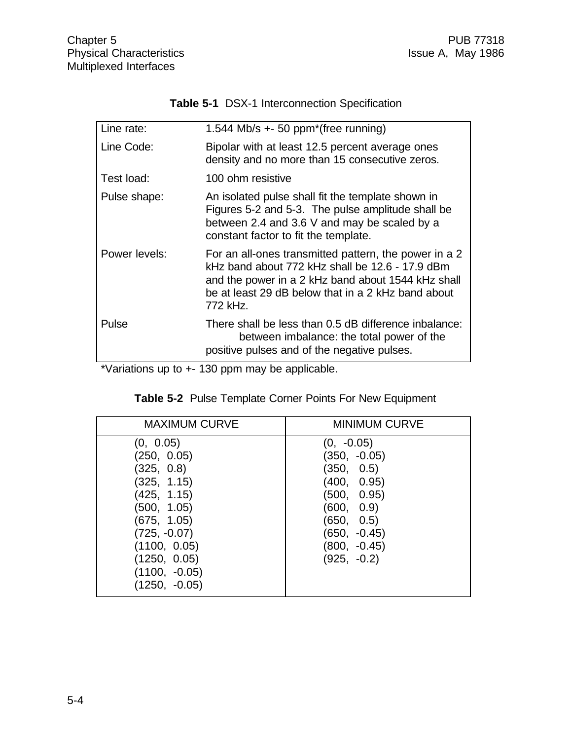**Table 5-1** DSX-1 Interconnection Specification

| | |
|---|---|
| Line rate: | 1.544 Mb/s +- 50 ppm*(free running) |
| Line Code: | Bipolar with at least 12.5 percent average ones density and no more than 15 consecutive zeros. |
| Test load: | 100 ohm resistive |
| Pulse shape: | An isolated pulse shall fit the template shown in Figures 5-2 and 5-3. The pulse amplitude shall be between 2.4 and 3.6 V and may be scaled by a constant factor to fit the template. |
| Power levels: | For an all-ones transmitted pattern, the power in a 2 kHz band about 772 kHz shall be 12.6 - 17.9 dBm and the power in a 2 kHz band about 1544 kHz shall be at least 29 dB below that in a 2 kHz band about 772 kHz. |
| Pulse | There shall be less than 0.5 dB difference inbalance: between imbalance: the total power of the positive pulses and of the negative pulses. |

*Variations up to +- 130 ppm may be applicable.

**Table 5-2** Pulse Template Corner Points For New Equipment

| MAXIMUM CURVE | MINIMUM CURVE |
|---|---|
| (0, 0.05) | (0, -0.05) |
| (250, 0.05) | (350, -0.05) |
| (325, 0.8) | (350, 0.5) |
| (325, 1.15) | (400, 0.95) |
| (425, 1.15) | (500, 0.95) |
| (500, 1.05) | (600, 0.9) |
| (675, 1.05) | (650, 0.5) |
| (725, -0.07) | (650, -0.45) |
| (1100, 0.05) | (800, -0.45) |
| (1250, 0.05) | (925, -0.2) |
| (1100, -0.05) | |
| (1250, -0.05) | |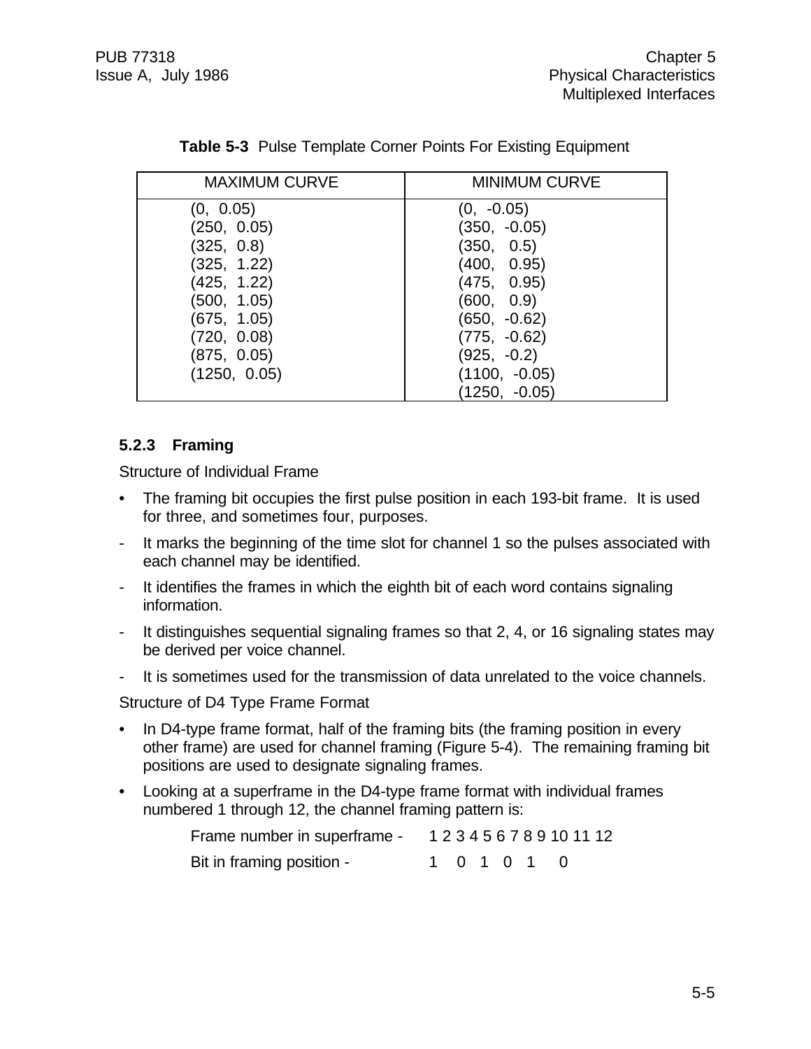**Table 5-3** Pulse Template Corner Points For Existing Equipment

| MAXIMUM CURVE | MINIMUM CURVE |
|---|---|
| (0, 0.05) | (0, -0.05) |
| (250, 0.05) | (350, -0.05) |
| (325, 0.8) | (350, 0.5) |
| (325, 1.22) | (400, 0.95) |
| (425, 1.22) | (475, 0.95) |
| (500, 1.05) | (600, 0.9) |
| (675, 1.05) | (650, -0.62) |
| (720, 0.08) | (775, -0.62) |
| (875, 0.05) | (925, -0.2) |
| (1250, 0.05) | (1100, -0.05) |
| | (1250, -0.05) |

### 5.2.3 Framing

Structure of Individual Frame

- The framing bit occupies the first pulse position in each 193-bit frame. It is used for three, and sometimes four, purposes.
  - It marks the beginning of the time slot for channel 1 so the pulses associated with each channel may be identified.
  - It identifies the frames in which the eighth bit of each word contains signaling information.
  - It distinguishes sequential signaling frames so that 2, 4, or 16 signaling states may be derived per voice channel.
  - It is sometimes used for the transmission of data unrelated to the voice channels.

Structure of D4 Type Frame Format

- In D4-type frame format, half of the framing bits (the framing position in every other frame) are used for channel framing (Figure 5-4). The remaining framing bit positions are used to designate signaling frames.
- Looking at a superframe in the D4-type frame format with individual frames numbered 1 through 12, the channel framing pattern is:

| Frame number in superframe - | 1 | 2 | 3 | 4 | 5 | 6 | 7 | 8 | 9 | 10 | 11 | 12 |
|---|---|---|---|---|---|---|---|---|---|---|---|---|
| Bit in framing position - | 1 | | 0 | | 1 | | 0 | | 1 | | 0 | |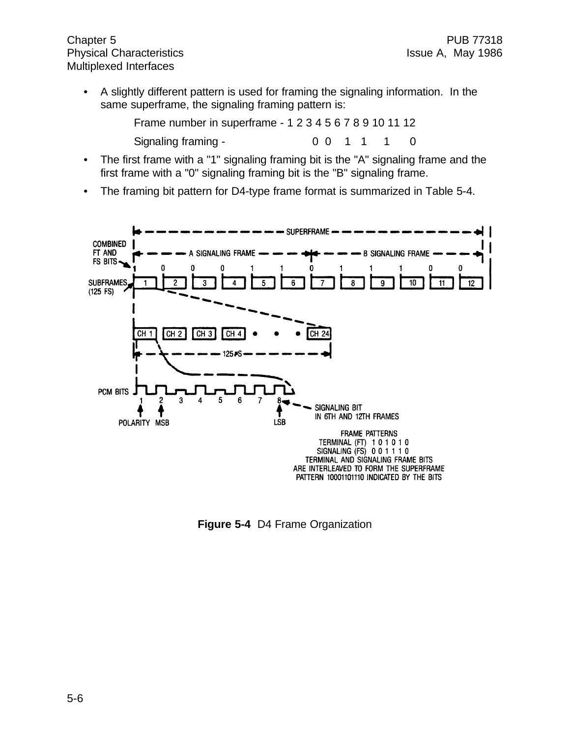- A slightly different pattern is used for framing the signaling information. In the same superframe, the signaling framing pattern is:

  Frame number in superframe - 1 2 3 4 5 6 7 8 9 10 11 12

  Signaling framing - 0 0 1 1 1 0

- The first frame with a "1" signaling framing bit is the "A" signaling frame and the first frame with a "0" signaling framing bit is the "B" signaling frame.
- The framing bit pattern for D4-type frame format is summarized in Table 5-4.

**Figure 5-4** D4 Frame Organization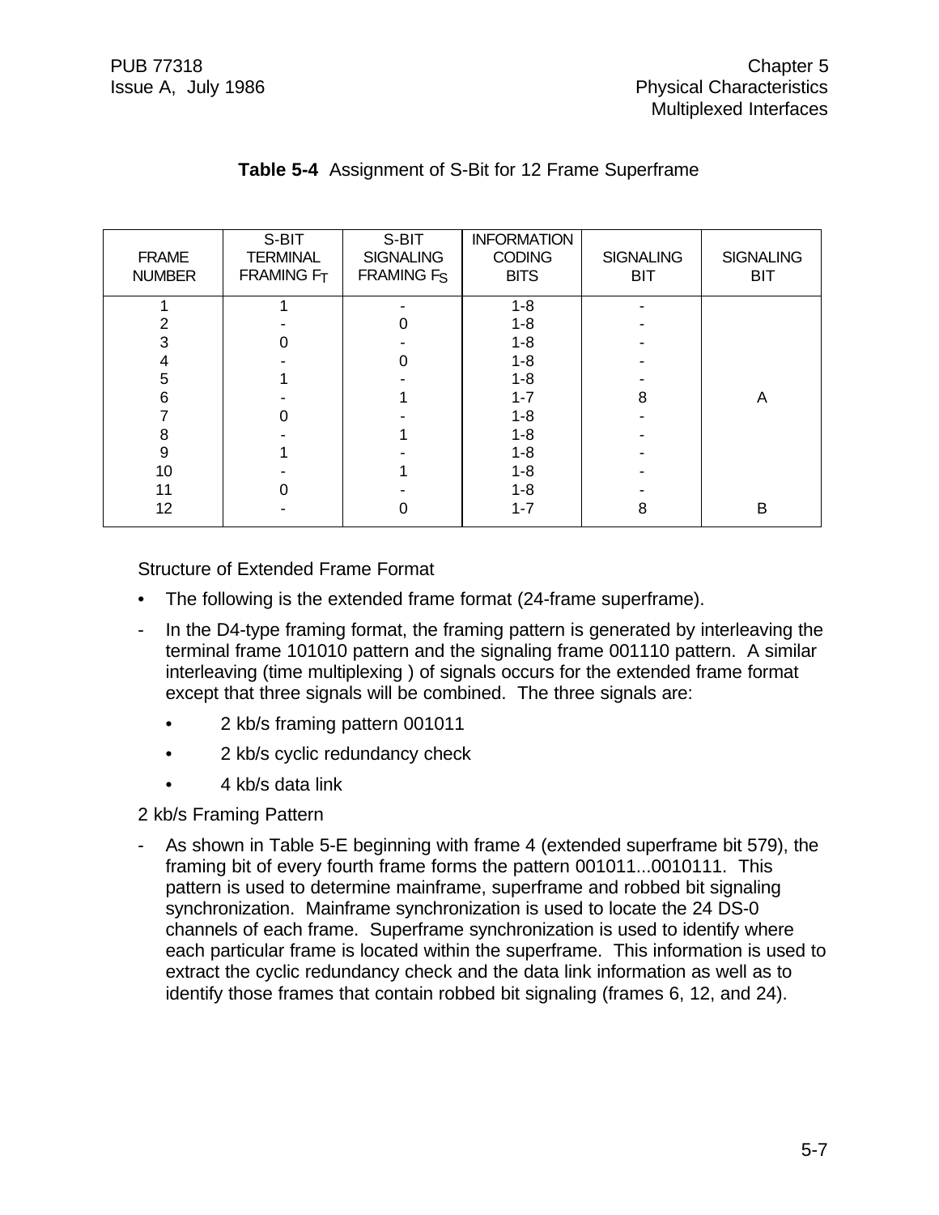**Table 5-4** Assignment of S-Bit for 12 Frame Superframe

| FRAME NUMBER | S-BIT TERMINAL FRAMING $F_T$ | S-BIT SIGNALING FRAMING $F_S$ | INFORMATION CODING BITS | SIGNALING BIT | SIGNALING BIT |
|---|---|---|---|---|---|
| 1 | 1 | - | 1-8 | - | |
| 2 | - | 0 | 1-8 | - | |
| 3 | 0 | - | 1-8 | - | |
| 4 | - | 0 | 1-8 | - | |
| 5 | 1 | - | 1-8 | - | |
| 6 | - | 1 | 1-7 | 8 | A |
| 7 | 0 | - | 1-8 | - | |
| 8 | - | 1 | 1-8 | - | |
| 9 | 1 | - | 1-8 | - | |
| 10 | - | 1 | 1-8 | - | |
| 11 | 0 | - | 1-8 | - | |
| 12 | - | 0 | 1-7 | 8 | B |

Structure of Extended Frame Format

- The following is the extended frame format (24-frame superframe).

- In the D4-type framing format, the framing pattern is generated by interleaving the terminal frame 101010 pattern and the signaling frame 001110 pattern. A similar interleaving (time multiplexing ) of signals occurs for the extended frame format except that three signals will be combined. The three signals are:
  - 2 kb/s framing pattern 001011
  - 2 kb/s cyclic redundancy check
  - 4 kb/s data link

2 kb/s Framing Pattern

- As shown in Table 5-E beginning with frame 4 (extended superframe bit 579), the framing bit of every fourth frame forms the pattern 001011...0010111. This pattern is used to determine mainframe, superframe and robbed bit signaling synchronization. Mainframe synchronization is used to locate the 24 DS-0 channels of each frame. Superframe synchronization is used to identify where each particular frame is located within the superframe. This information is used to extract the cyclic redundancy check and the data link information as well as to identify those frames that contain robbed bit signaling (frames 6, 12, and 24).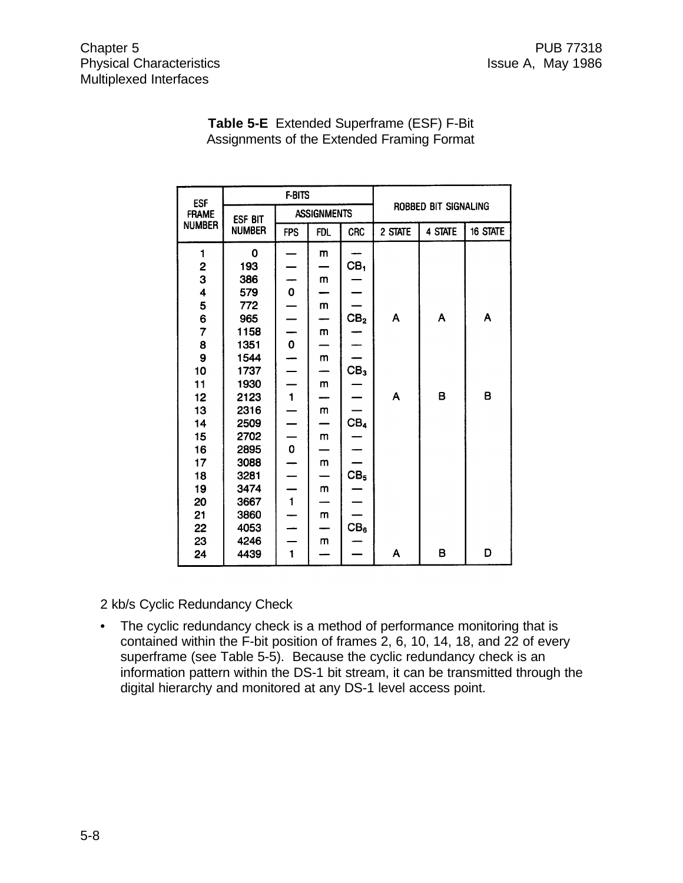**Table 5-E** Extended Superframe (ESF) F-Bit Assignments of the Extended Framing Format

| ESF FRAME NUMBER | F-BITS | | | | ROBBED BIT SIGNALING | | |
|---|---|---|---|---|---|---|---|
| | ESF BIT NUMBER | ASSIGNMENTS | | | | | |
| | | FPS | FDL | CRC | 2 STATE | 4 STATE | 16 STATE |
| 1 | 0 | — | m | — | | | |
| 2 | 193 | — | — | $CB_1$ | | | |
| 3 | 386 | — | m | — | | | |
| 4 | 579 | 0 | — | — | | | |
| 5 | 772 | — | m | — | | | |
| 6 | 965 | — | — | $CB_2$ | A | A | A |
| 7 | 1158 | — | m | — | | | |
| 8 | 1351 | 0 | — | — | | | |
| 9 | 1544 | — | m | — | | | |
| 10 | 1737 | — | — | $CB_3$ | | | |
| 11 | 1930 | — | m | — | | | |
| 12 | 2123 | 1 | — | — | A | B | B |
| 13 | 2316 | — | m | — | | | |
| 14 | 2509 | — | — | $CB_4$ | | | |
| 15 | 2702 | — | m | — | | | |
| 16 | 2895 | 0 | — | — | | | |
| 17 | 3088 | — | m | — | | | |
| 18 | 3281 | — | — | $CB_5$ | | | |
| 19 | 3474 | — | m | — | | | |
| 20 | 3667 | 1 | — | — | | | |
| 21 | 3860 | — | m | — | | | |
| 22 | 4053 | — | — | $CB_6$ | | | |
| 23 | 4246 | — | m | — | | | |
| 24 | 4439 | 1 | — | — | A | B | D |

2 kb/s Cyclic Redundancy Check

- The cyclic redundancy check is a method of performance monitoring that is contained within the F-bit position of frames 2, 6, 10, 14, 18, and 22 of every superframe (see Table 5-5). Because the cyclic redundancy check is an information pattern within the DS-1 bit stream, it can be transmitted through the digital hierarchy and monitored at any DS-1 level access point.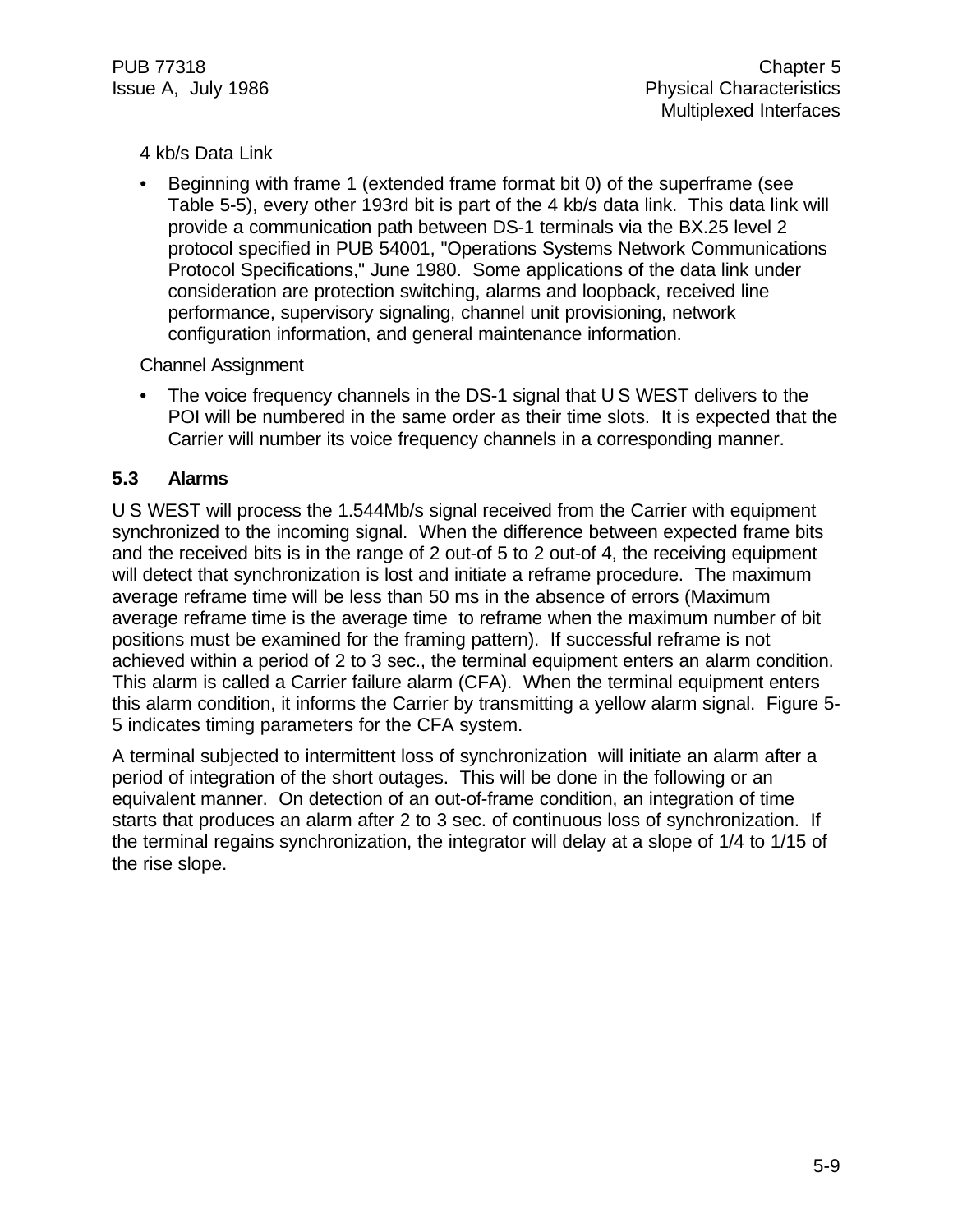4 kb/s Data Link

- Beginning with frame 1 (extended frame format bit 0) of the superframe (see Table 5-5), every other 193rd bit is part of the 4 kb/s data link. This data link will provide a communication path between DS-1 terminals via the BX.25 level 2 protocol specified in PUB 54001, "Operations Systems Network Communications Protocol Specifications," June 1980. Some applications of the data link under consideration are protection switching, alarms and loopback, received line performance, supervisory signaling, channel unit provisioning, network configuration information, and general maintenance information.

Channel Assignment

- The voice frequency channels in the DS-1 signal that U S WEST delivers to the POI will be numbered in the same order as their time slots. It is expected that the Carrier will number its voice frequency channels in a corresponding manner.

## 5.3 Alarms

U S WEST will process the 1.544Mb/s signal received from the Carrier with equipment synchronized to the incoming signal. When the difference between expected frame bits and the received bits is in the range of 2 out-of 5 to 2 out-of 4, the receiving equipment will detect that synchronization is lost and initiate a reframe procedure. The maximum average reframe time will be less than 50 ms in the absence of errors (Maximum average reframe time is the average time to reframe when the maximum number of bit positions must be examined for the framing pattern). If successful reframe is not achieved within a period of 2 to 3 sec., the terminal equipment enters an alarm condition. This alarm is called a Carrier failure alarm (CFA). When the terminal equipment enters this alarm condition, it informs the Carrier by transmitting a yellow alarm signal. Figure 5-5 indicates timing parameters for the CFA system.

A terminal subjected to intermittent loss of synchronization will initiate an alarm after a period of integration of the short outages. This will be done in the following or an equivalent manner. On detection of an out-of-frame condition, an integration of time starts that produces an alarm after 2 to 3 sec. of continuous loss of synchronization. If the terminal regains synchronization, the integrator will delay at a slope of 1/4 to 1/15 of the rise slope.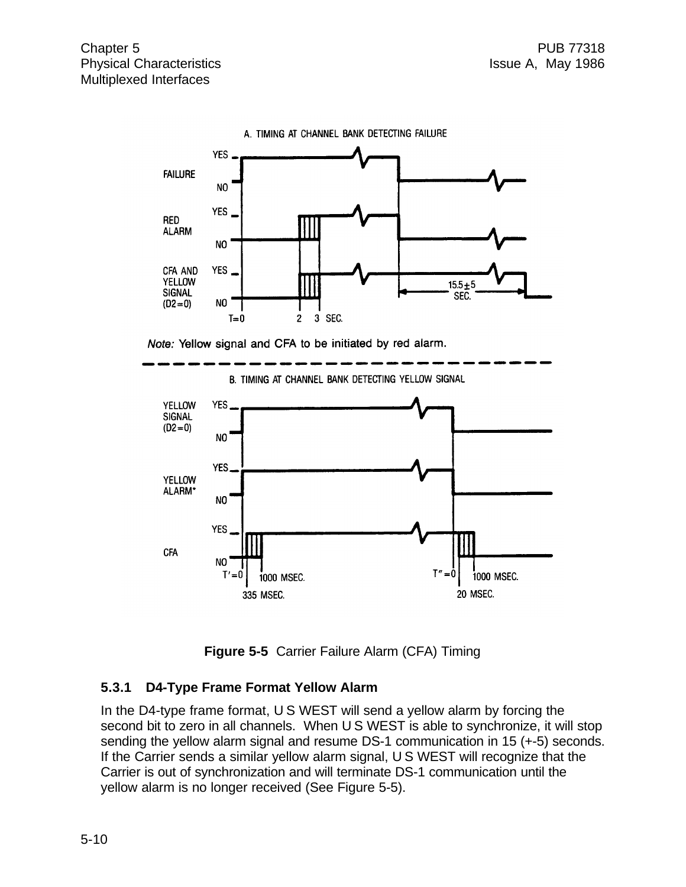**Figure 5-5** Carrier Failure Alarm (CFA) Timing

### 5.3.1 D4-Type Frame Format Yellow Alarm

In the D4-type frame format, U S WEST will send a yellow alarm by forcing the second bit to zero in all channels. When U S WEST is able to synchronize, it will stop sending the yellow alarm signal and resume DS-1 communication in 15 (+-5) seconds. If the Carrier sends a similar yellow alarm signal, U S WEST will recognize that the Carrier is out of synchronization and will terminate DS-1 communication until the yellow alarm is no longer received (See Figure 5-5).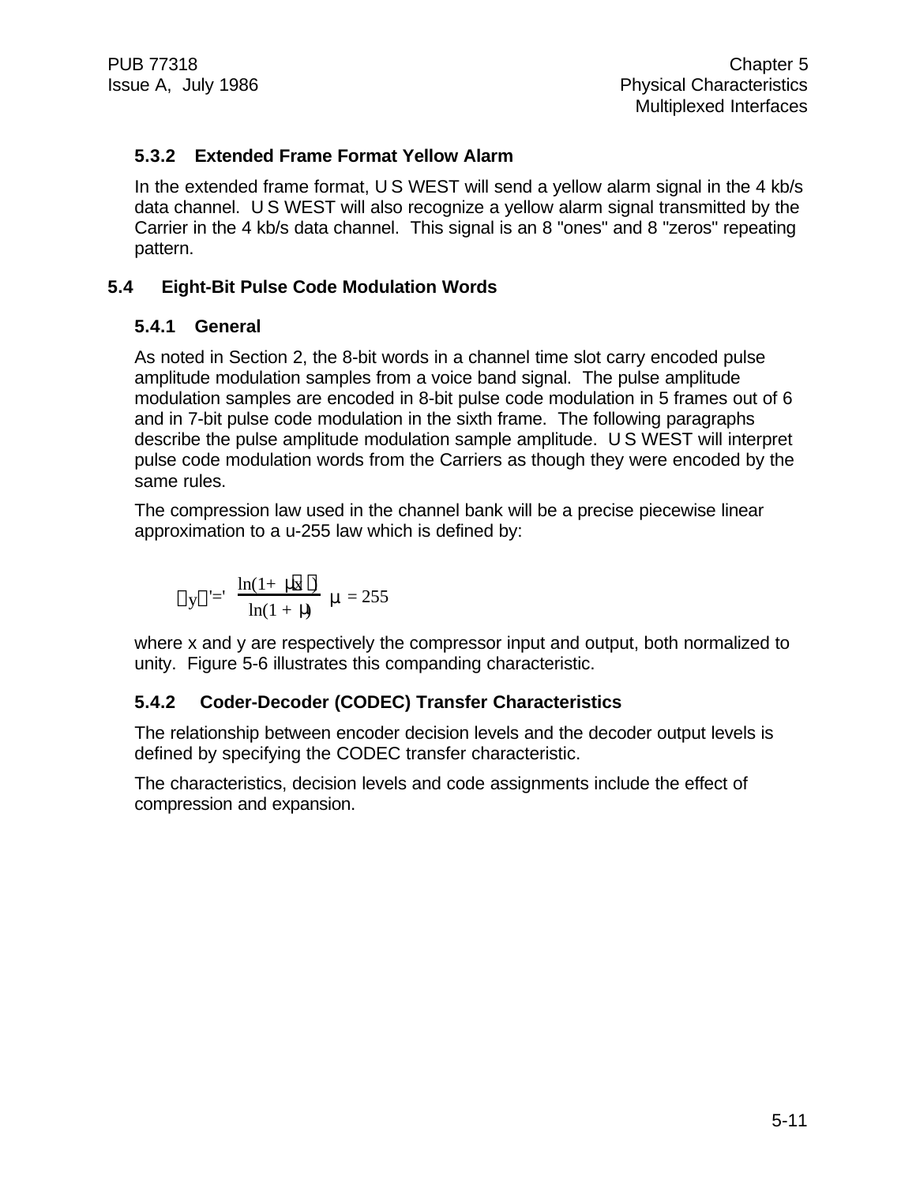### 5.3.2 Extended Frame Format Yellow Alarm

In the extended frame format, U S WEST will send a yellow alarm signal in the 4 kb/s data channel. U S WEST will also recognize a yellow alarm signal transmitted by the Carrier in the 4 kb/s data channel. This signal is an 8 "ones" and 8 "zeros" repeating pattern.

## 5.4 Eight-Bit Pulse Code Modulation Words

### 5.4.1 General

As noted in Section 2, the 8-bit words in a channel time slot carry encoded pulse amplitude modulation samples from a voice band signal. The pulse amplitude modulation samples are encoded in 8-bit pulse code modulation in 5 frames out of 6 and in 7-bit pulse code modulation in the sixth frame. The following paragraphs describe the pulse amplitude modulation sample amplitude. U S WEST will interpret pulse code modulation words from the Carriers as though they were encoded by the same rules.

The compression law used in the channel bank will be a precise piecewise linear approximation to a u-255 law which is defined by:

$$|y| = \frac{\ln(1+\mu|x|)}{\ln(1+\mu)} \quad \mu = 255$$

where x and y are respectively the compressor input and output, both normalized to unity. Figure 5-6 illustrates this companding characteristic.

### 5.4.2 Coder-Decoder (CODEC) Transfer Characteristics

The relationship between encoder decision levels and the decoder output levels is defined by specifying the CODEC transfer characteristic.

The characteristics, decision levels and code assignments include the effect of compression and expansion.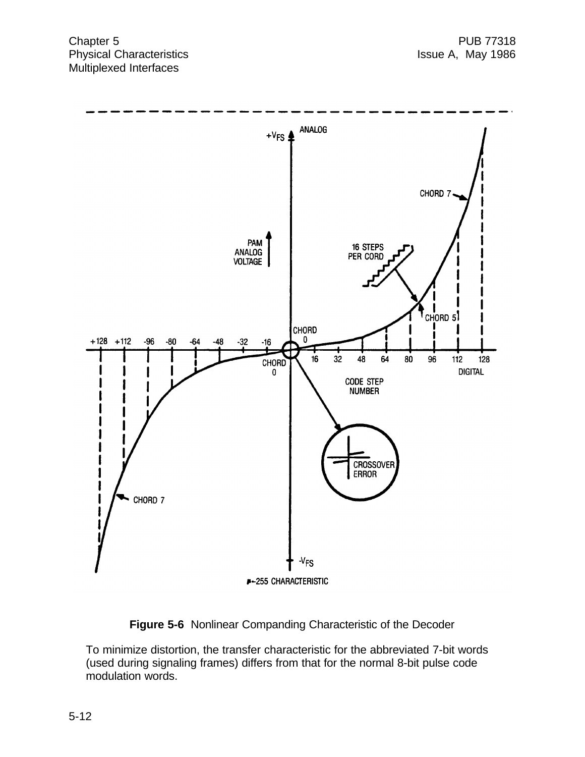**Figure 5-6** Nonlinear Companding Characteristic of the Decoder

To minimize distortion, the transfer characteristic for the abbreviated 7-bit words (used during signaling frames) differs from that for the normal 8-bit pulse code modulation words.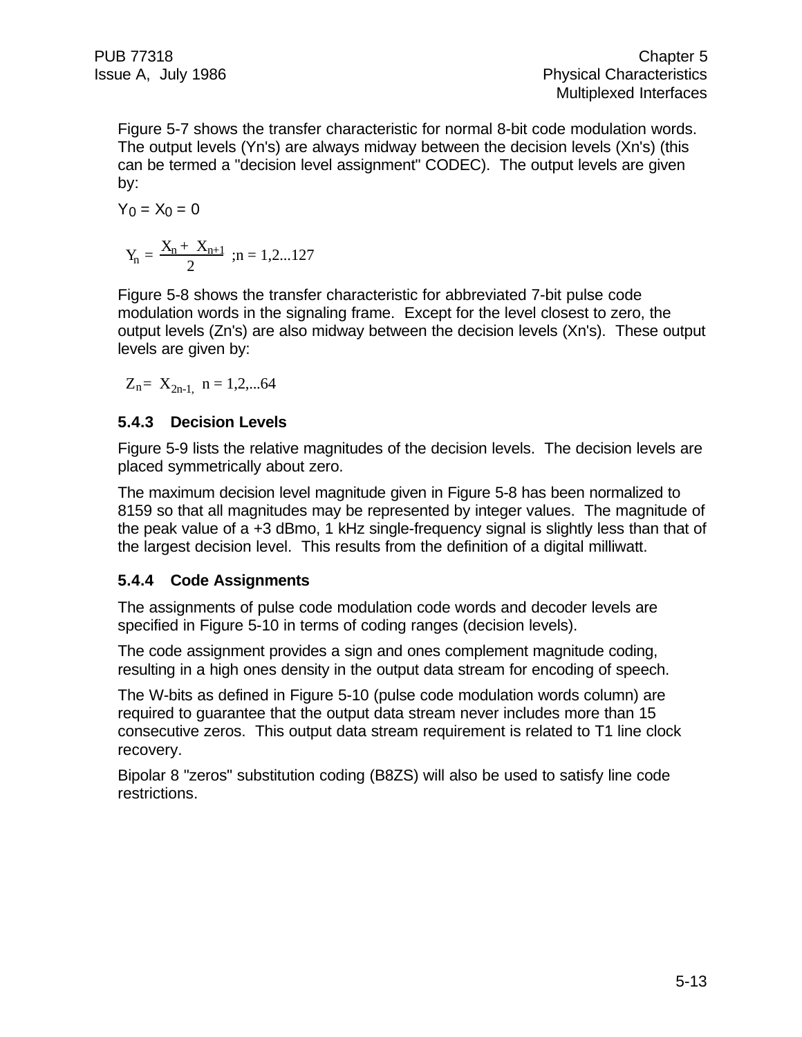Figure 5-7 shows the transfer characteristic for normal 8-bit code modulation words. The output levels (Yn's) are always midway between the decision levels (Xn's) (this can be termed a "decision level assignment" CODEC). The output levels are given by:

$$Y_0 = X_0 = 0$$

$$Y_n = \frac{X_n + X_{n+1}}{2} \quad ;n = 1,2...127$$

Figure 5-8 shows the transfer characteristic for abbreviated 7-bit pulse code modulation words in the signaling frame. Except for the level closest to zero, the output levels (Zn's) are also midway between the decision levels (Xn's). These output levels are given by:

$$Z_n = X_{2n-1}, \quad n = 1,2,...64$$

### 5.4.3 Decision Levels

Figure 5-9 lists the relative magnitudes of the decision levels. The decision levels are placed symmetrically about zero.

The maximum decision level magnitude given in Figure 5-8 has been normalized to 8159 so that all magnitudes may be represented by integer values. The magnitude of the peak value of a +3 dBmo, 1 kHz single-frequency signal is slightly less than that of the largest decision level. This results from the definition of a digital milliwatt.

### 5.4.4 Code Assignments

The assignments of pulse code modulation code words and decoder levels are specified in Figure 5-10 in terms of coding ranges (decision levels).

The code assignment provides a sign and ones complement magnitude coding, resulting in a high ones density in the output data stream for encoding of speech.

The W-bits as defined in Figure 5-10 (pulse code modulation words column) are required to guarantee that the output data stream never includes more than 15 consecutive zeros. This output data stream requirement is related to T1 line clock recovery.

Bipolar 8 "zeros" substitution coding (B8ZS) will also be used to satisfy line code restrictions.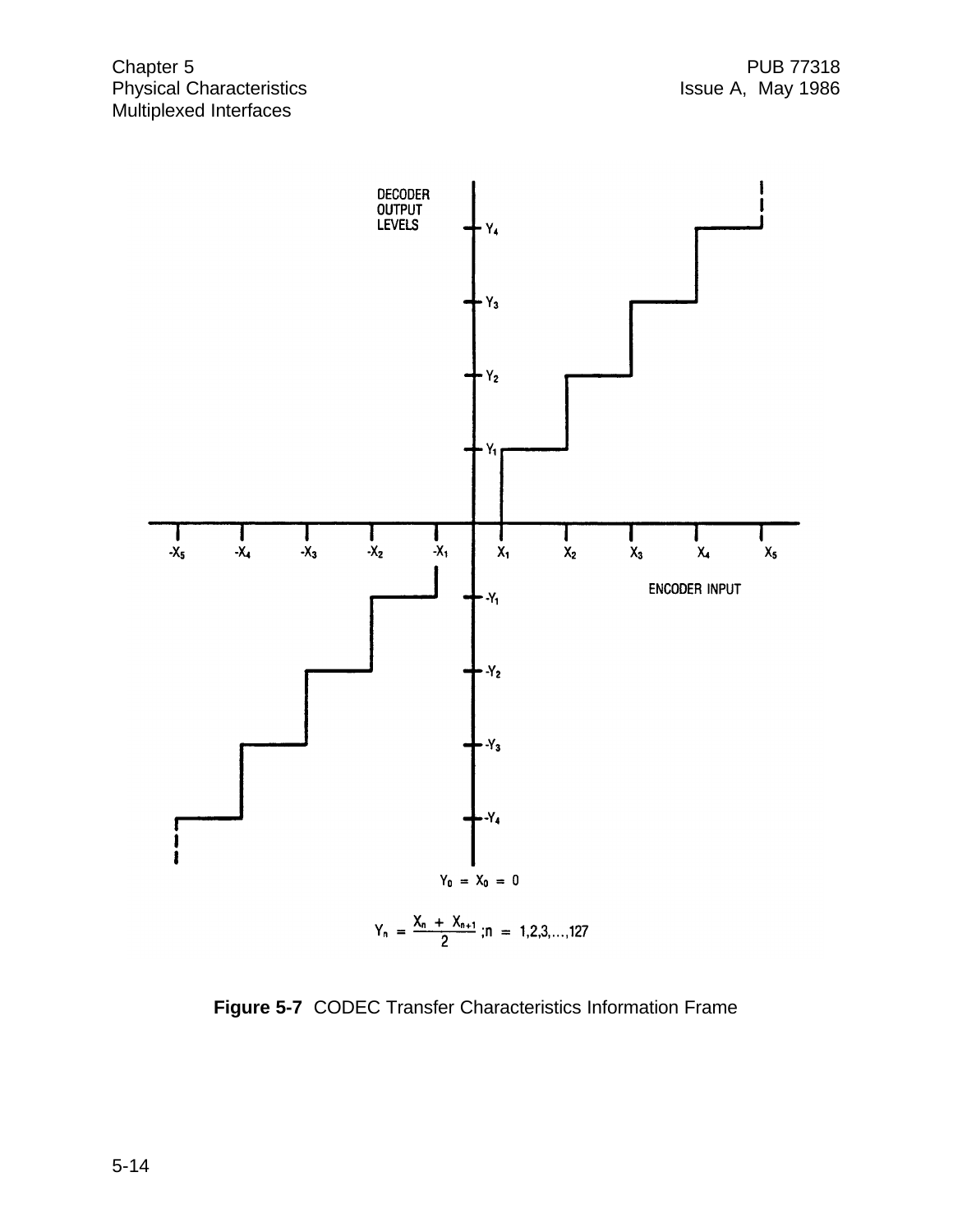DECODER OUTPUT LEVELS

ENCODER INPUT

$Y_0 = X_0 = 0$

$$Y_n = \frac{X_n + X_{n+1}}{2}\ ;n = 1,2,3,\ldots,127$$

**Figure 5-7** CODEC Transfer Characteristics Information Frame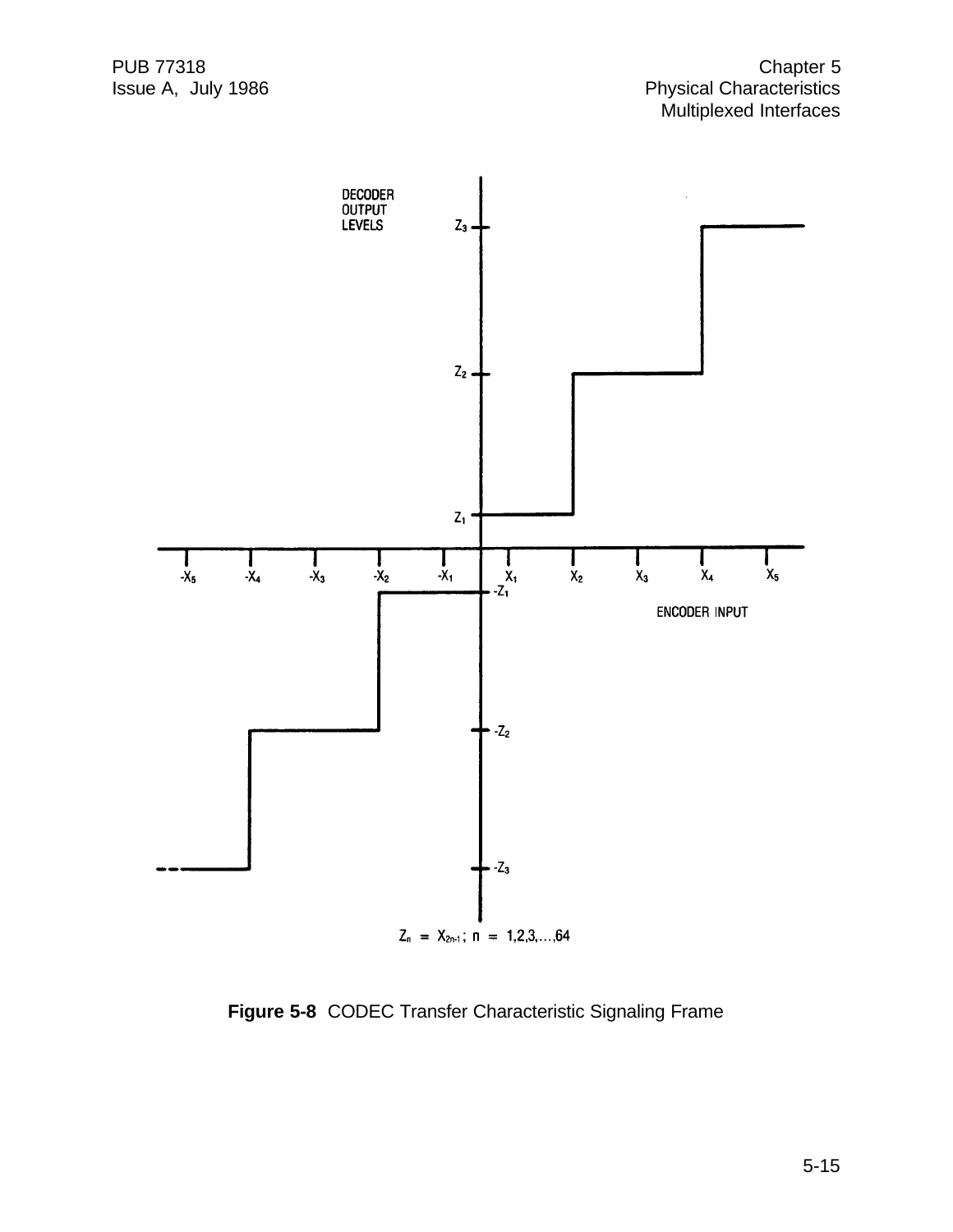DECODER OUTPUT LEVELS

ENCODER INPUT

$Z_n = X_{2n-1}$; $n = 1,2,3,\ldots,64$

**Figure 5-8** CODEC Transfer Characteristic Signaling Frame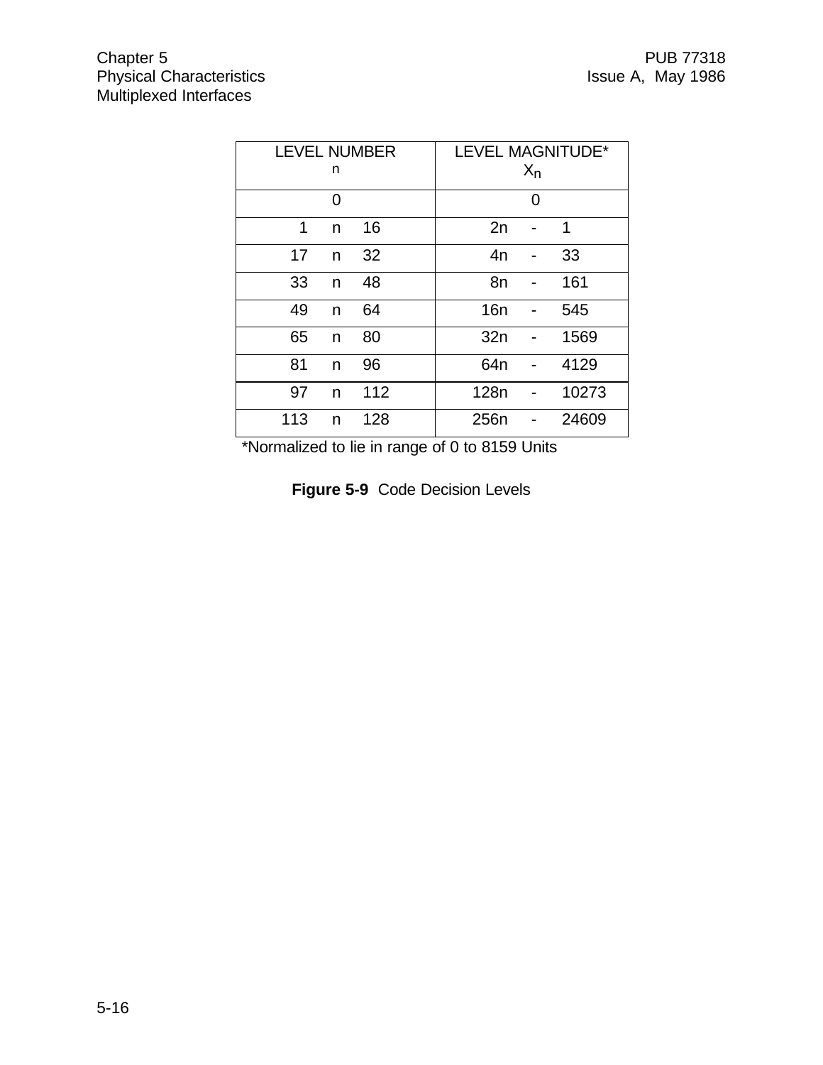| LEVEL NUMBER $n$ | LEVEL MAGNITUDE* $X_n$ |
|---|---|
| 0 | 0 |
| 1 n 16 | 2n - 1 |
| 17 n 32 | 4n - 33 |
| 33 n 48 | 8n - 161 |
| 49 n 64 | 16n - 545 |
| 65 n 80 | 32n - 1569 |
| 81 n 96 | 64n - 4129 |
| 97 n 112 | 128n - 10273 |
| 113 n 128 | 256n - 24609 |

*Normalized to lie in range of 0 to 8159 Units

**Figure 5-9** Code Decision Levels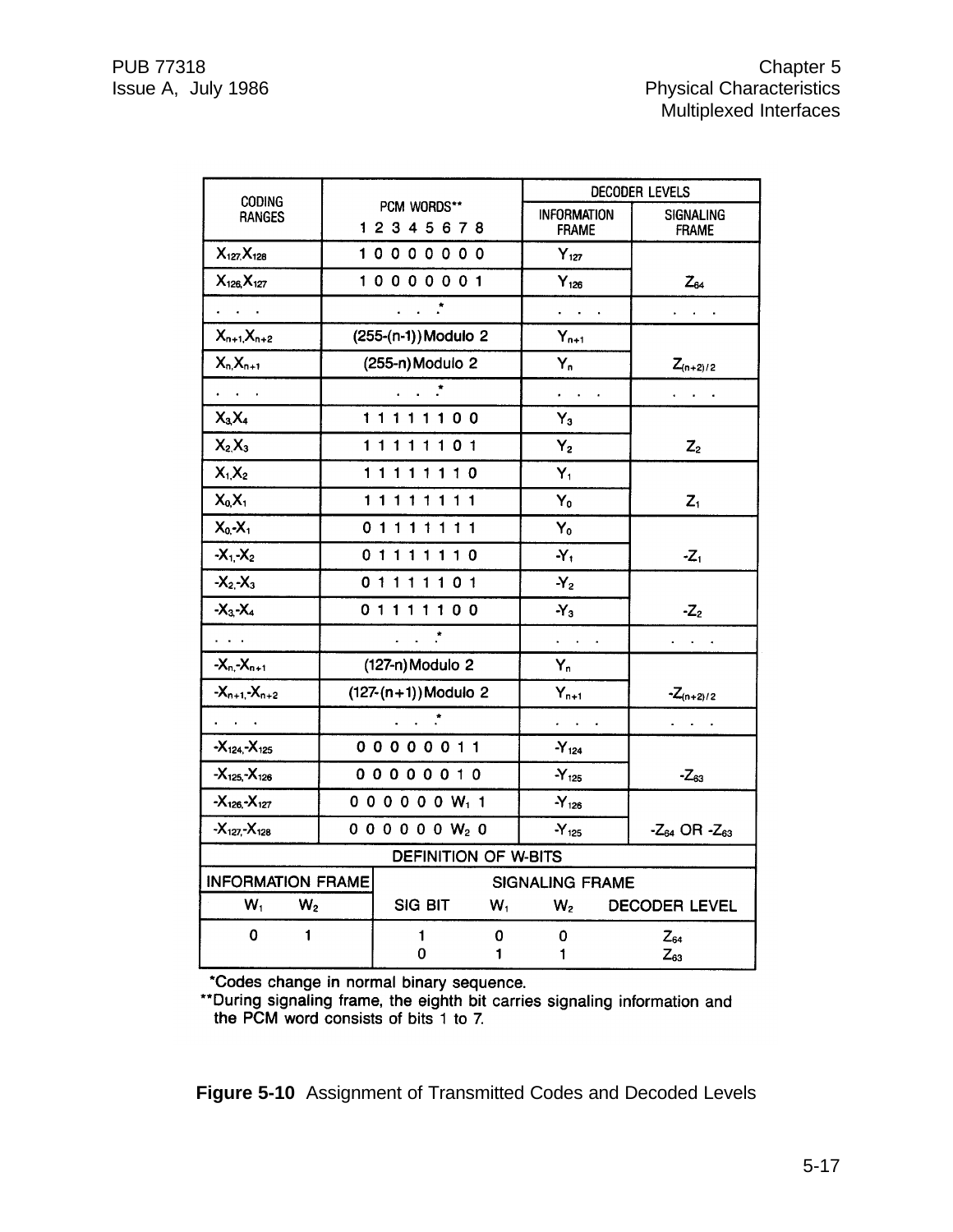| CODING RANGES | PCM WORDS** 1 2 3 4 5 6 7 8 | DECODER LEVELS | |
|---|---|---|---|
| | | INFORMATION FRAME | SIGNALING FRAME |
| $X_{127}, X_{128}$ | 1 0 0 0 0 0 0 0 | $Y_{127}$ | $Z_{64}$ |
| $X_{126}, X_{127}$ | 1 0 0 0 0 0 0 1 | $Y_{126}$ | |
| . . . | . . .* | . . . | . . . |
| $X_{n+1}, X_{n+2}$ | (255-(n-1)) Modulo 2 | $Y_{n+1}$ | $Z_{(n+2)/2}$ |
| $X_n, X_{n+1}$ | (255-n) Modulo 2 | $Y_n$ | |
| . . . | . . .* | . . . | . . . |
| $X_3, X_4$ | 1 1 1 1 1 1 0 0 | $Y_3$ | $Z_2$ |
| $X_2, X_3$ | 1 1 1 1 1 1 0 1 | $Y_2$ | |
| $X_1, X_2$ | 1 1 1 1 1 1 1 0 | $Y_1$ | $Z_1$ |
| $X_0, X_1$ | 1 1 1 1 1 1 1 1 | $Y_0$ | |
| $X_0, -X_1$ | 0 1 1 1 1 1 1 1 | $Y_0$ | $-Z_1$ |
| $-X_1, -X_2$ | 0 1 1 1 1 1 1 0 | $-Y_1$ | |
| $-X_2, -X_3$ | 0 1 1 1 1 1 0 1 | $-Y_2$ | $-Z_2$ |
| $-X_3, -X_4$ | 0 1 1 1 1 1 0 0 | $-Y_3$ | |
| . . . | . . .* | . . . | . . . |
| $-X_n, -X_{n+1}$ | (127-n) Modulo 2 | $Y_n$ | $-Z_{(n+2)/2}$ |
| $-X_{n+1}, -X_{n+2}$ | (127-(n+1)) Modulo 2 | $Y_{n+1}$ | |
| . . . | . . .* | . . . | . . . |
| $-X_{124}, -X_{125}$ | 0 0 0 0 0 0 1 1 | $-Y_{124}$ | $-Z_{63}$ |
| $-X_{125}, -X_{126}$ | 0 0 0 0 0 0 1 0 | $-Y_{125}$ | |
| $-X_{126}, -X_{127}$ | 0 0 0 0 0 0 $W_1$ 1 | $-Y_{126}$ | $-Z_{64}$ OR $-Z_{63}$ |
| $-X_{127}, -X_{128}$ | 0 0 0 0 0 0 $W_2$ 0 | $-Y_{125}$ | |

**DEFINITION OF W-BITS**

| INFORMATION FRAME | | SIGNALING FRAME | | | |
|---|---|---|---|---|---|
| $W_1$ | $W_2$ | SIG BIT | $W_1$ | $W_2$ | DECODER LEVEL |
| 0 | 1 | 1 | 0 | 0 | $Z_{64}$ |
| | | 0 | 1 | 1 | $Z_{63}$ |

*Codes change in normal binary sequence.
**During signaling frame, the eighth bit carries signaling information and the PCM word consists of bits 1 to 7.

**Figure 5-10** Assignment of Transmitted Codes and Decoded Levels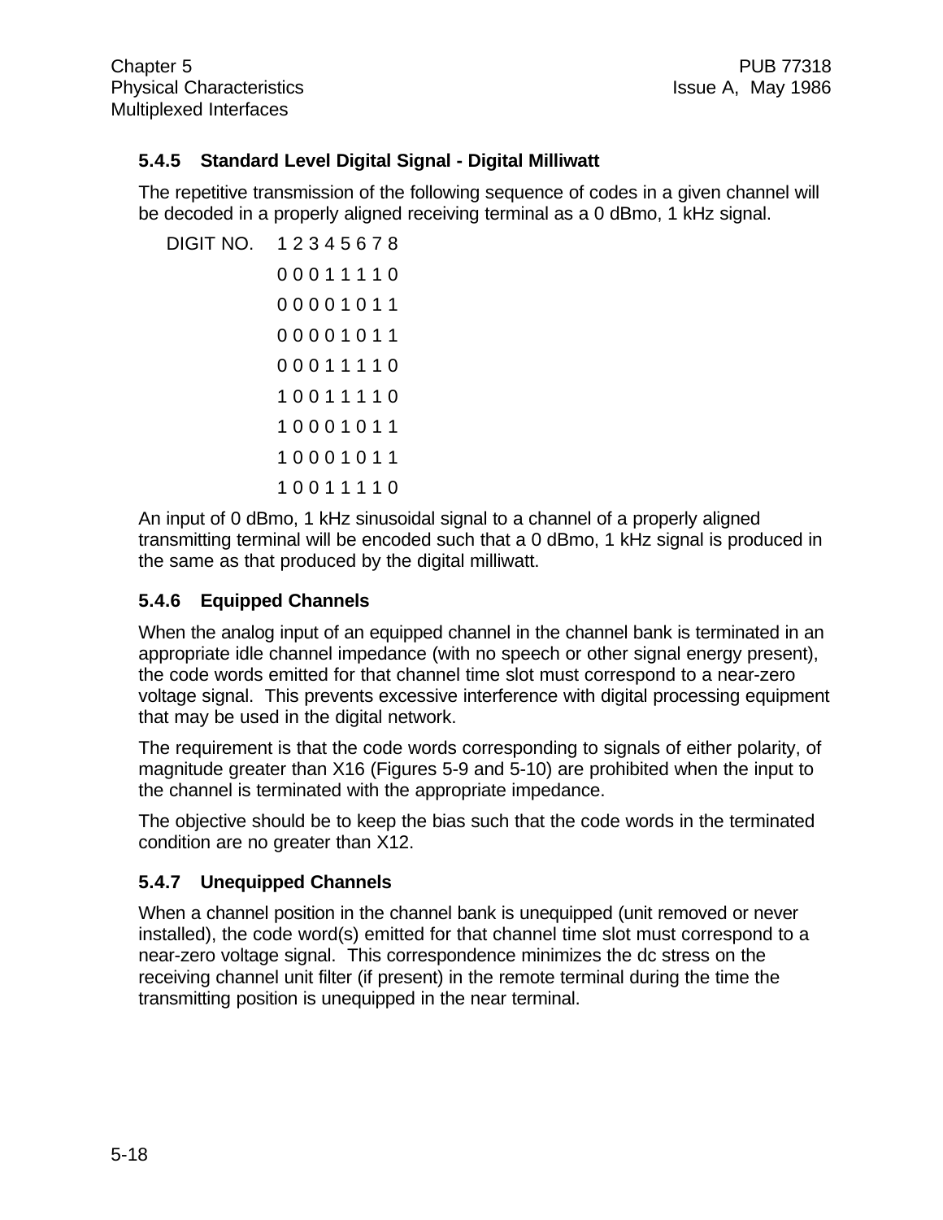### 5.4.5 Standard Level Digital Signal - Digital Milliwatt

The repetitive transmission of the following sequence of codes in a given channel will be decoded in a properly aligned receiving terminal as a 0 dBmo, 1 kHz signal.

```
DIGIT NO.   1 2 3 4 5 6 7 8
            0 0 0 1 1 1 1 0
            0 0 0 0 1 0 1 1
            0 0 0 0 1 0 1 1
            0 0 0 1 1 1 1 0
            1 0 0 1 1 1 1 0
            1 0 0 0 1 0 1 1
            1 0 0 0 1 0 1 1
            1 0 0 1 1 1 1 0
```

An input of 0 dBmo, 1 kHz sinusoidal signal to a channel of a properly aligned transmitting terminal will be encoded such that a 0 dBmo, 1 kHz signal is produced in the same as that produced by the digital milliwatt.

### 5.4.6 Equipped Channels

When the analog input of an equipped channel in the channel bank is terminated in an appropriate idle channel impedance (with no speech or other signal energy present), the code words emitted for that channel time slot must correspond to a near-zero voltage signal. This prevents excessive interference with digital processing equipment that may be used in the digital network.

The requirement is that the code words corresponding to signals of either polarity, of magnitude greater than X16 (Figures 5-9 and 5-10) are prohibited when the input to the channel is terminated with the appropriate impedance.

The objective should be to keep the bias such that the code words in the terminated condition are no greater than X12.

### 5.4.7 Unequipped Channels

When a channel position in the channel bank is unequipped (unit removed or never installed), the code word(s) emitted for that channel time slot must correspond to a near-zero voltage signal. This correspondence minimizes the dc stress on the receiving channel unit filter (if present) in the remote terminal during the time the transmitting position is unequipped in the near terminal.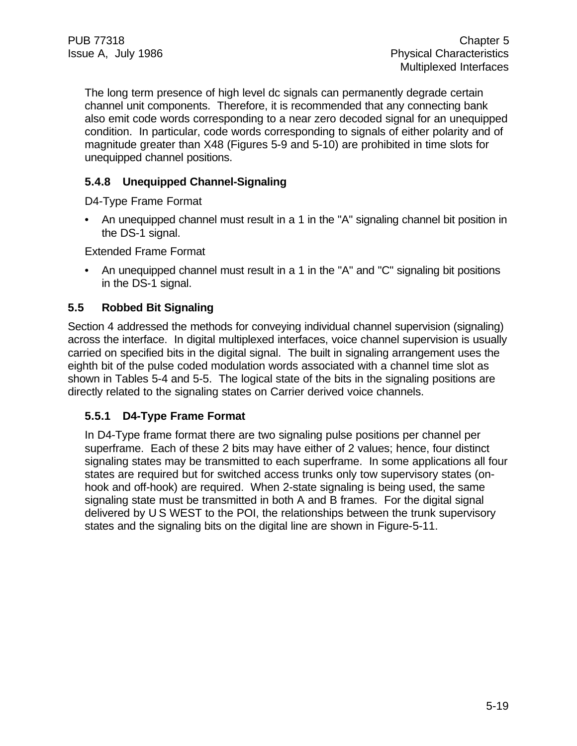The long term presence of high level dc signals can permanently degrade certain channel unit components. Therefore, it is recommended that any connecting bank also emit code words corresponding to a near zero decoded signal for an unequipped condition. In particular, code words corresponding to signals of either polarity and of magnitude greater than X48 (Figures 5-9 and 5-10) are prohibited in time slots for unequipped channel positions.

### 5.4.8 Unequipped Channel-Signaling

D4-Type Frame Format

- An unequipped channel must result in a 1 in the "A" signaling channel bit position in the DS-1 signal.

Extended Frame Format

- An unequipped channel must result in a 1 in the "A" and "C" signaling bit positions in the DS-1 signal.

## 5.5 Robbed Bit Signaling

Section 4 addressed the methods for conveying individual channel supervision (signaling) across the interface. In digital multiplexed interfaces, voice channel supervision is usually carried on specified bits in the digital signal. The built in signaling arrangement uses the eighth bit of the pulse coded modulation words associated with a channel time slot as shown in Tables 5-4 and 5-5. The logical state of the bits in the signaling positions are directly related to the signaling states on Carrier derived voice channels.

### 5.5.1 D4-Type Frame Format

In D4-Type frame format there are two signaling pulse positions per channel per superframe. Each of these 2 bits may have either of 2 values; hence, four distinct signaling states may be transmitted to each superframe. In some applications all four states are required but for switched access trunks only tow supervisory states (on-hook and off-hook) are required. When 2-state signaling is being used, the same signaling state must be transmitted in both A and B frames. For the digital signal delivered by U S WEST to the POI, the relationships between the trunk supervisory states and the signaling bits on the digital line are shown in Figure-5-11.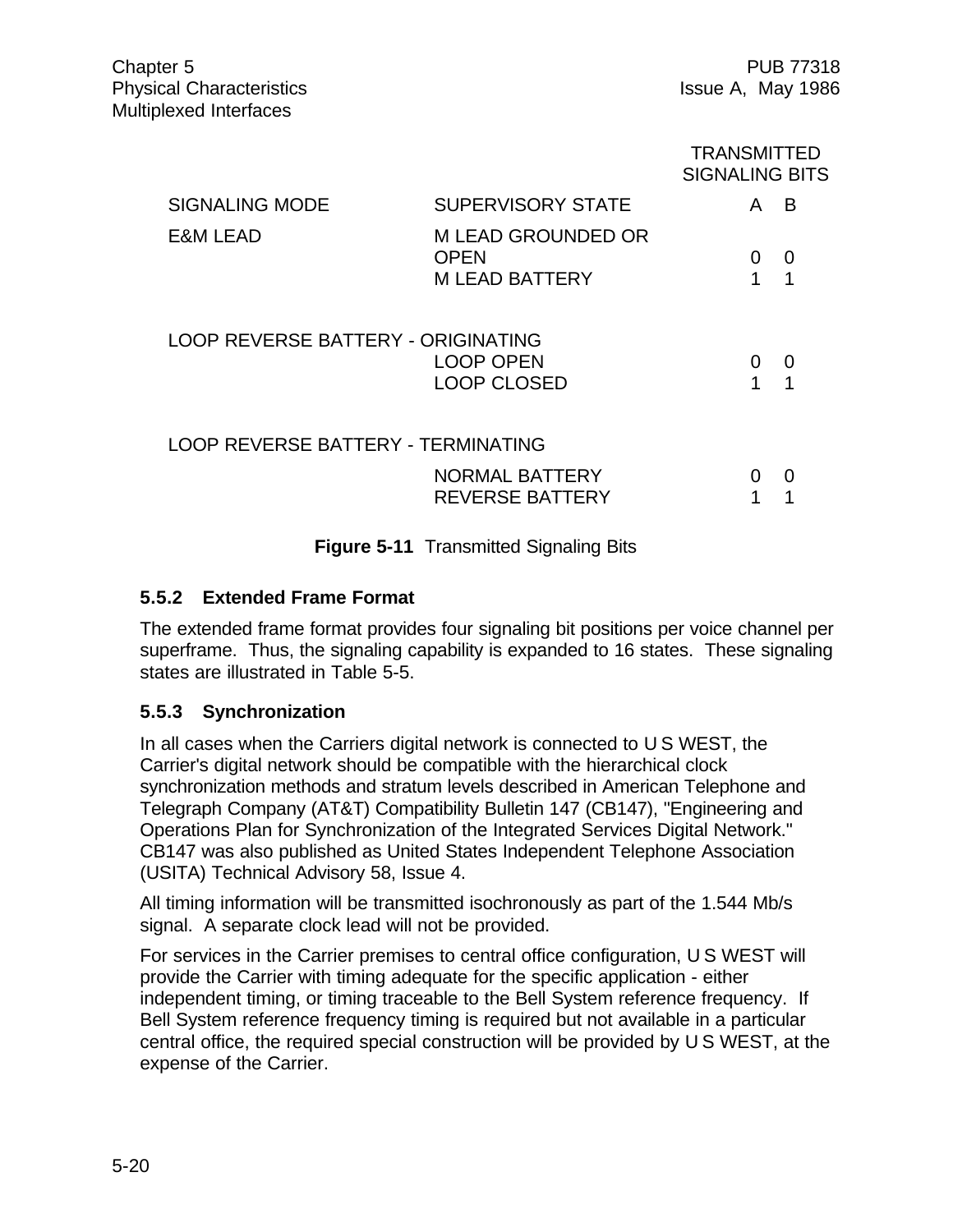| SIGNALING MODE | SUPERVISORY STATE | TRANSMITTED SIGNALING BITS A | B |
|---|---|---|---|
| E&M LEAD | M LEAD GROUNDED OR OPEN | 0 | 0 |
| | M LEAD BATTERY | 1 | 1 |
| LOOP REVERSE BATTERY - ORIGINATING | | | |
| | LOOP OPEN | 0 | 0 |
| | LOOP CLOSED | 1 | 1 |
| LOOP REVERSE BATTERY - TERMINATING | | | |
| | NORMAL BATTERY | 0 | 0 |
| | REVERSE BATTERY | 1 | 1 |

**Figure 5-11** Transmitted Signaling Bits

### 5.5.2 Extended Frame Format

The extended frame format provides four signaling bit positions per voice channel per superframe. Thus, the signaling capability is expanded to 16 states. These signaling states are illustrated in Table 5-5.

### 5.5.3 Synchronization

In all cases when the Carriers digital network is connected to U S WEST, the Carrier's digital network should be compatible with the hierarchical clock synchronization methods and stratum levels described in American Telephone and Telegraph Company (AT&T) Compatibility Bulletin 147 (CB147), "Engineering and Operations Plan for Synchronization of the Integrated Services Digital Network." CB147 was also published as United States Independent Telephone Association (USITA) Technical Advisory 58, Issue 4.

All timing information will be transmitted isochronously as part of the 1.544 Mb/s signal. A separate clock lead will not be provided.

For services in the Carrier premises to central office configuration, U S WEST will provide the Carrier with timing adequate for the specific application - either independent timing, or timing traceable to the Bell System reference frequency. If Bell System reference frequency timing is required but not available in a particular central office, the required special construction will be provided by U S WEST, at the expense of the Carrier.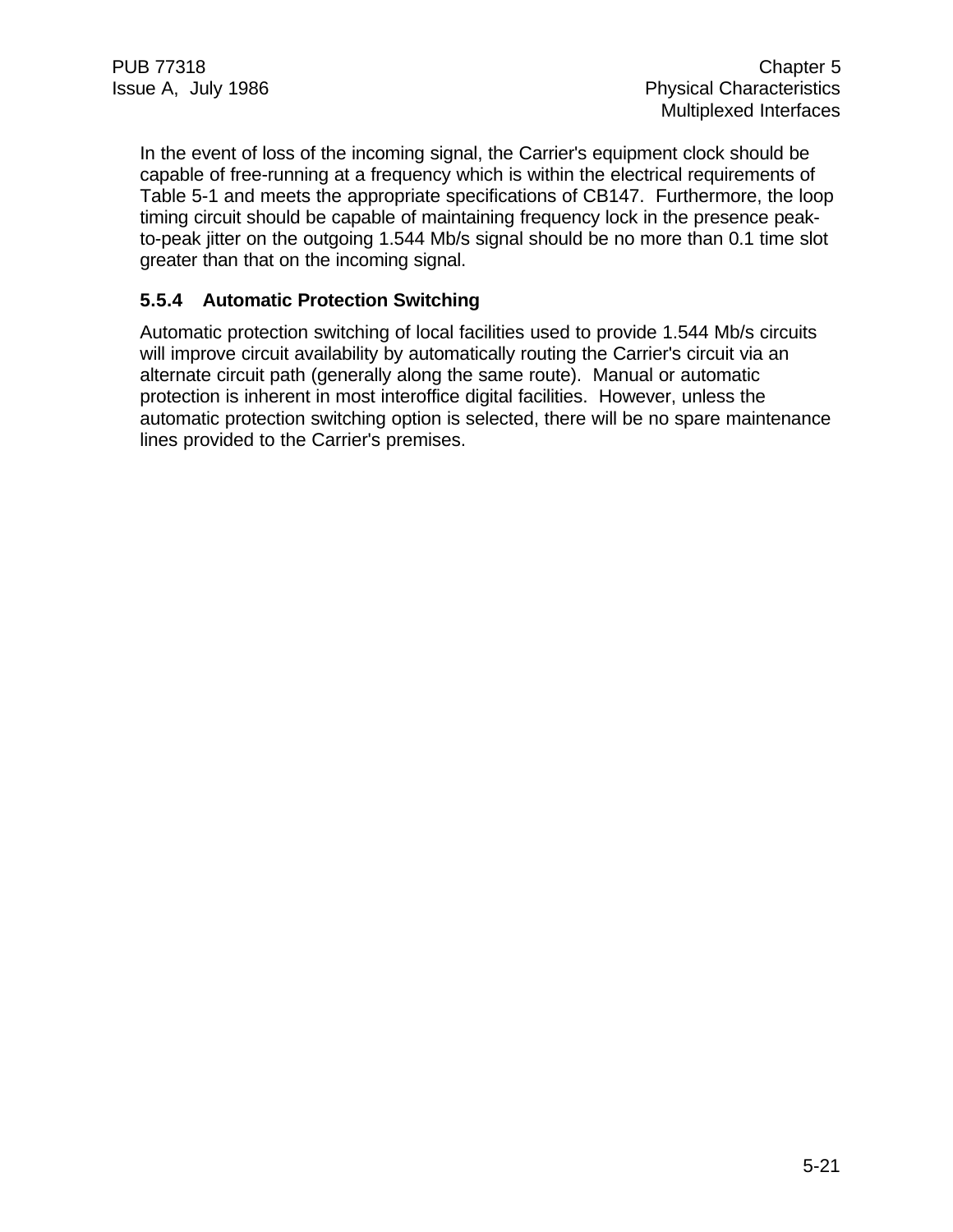In the event of loss of the incoming signal, the Carrier's equipment clock should be capable of free-running at a frequency which is within the electrical requirements of Table 5-1 and meets the appropriate specifications of CB147. Furthermore, the loop timing circuit should be capable of maintaining frequency lock in the presence peak-to-peak jitter on the outgoing 1.544 Mb/s signal should be no more than 0.1 time slot greater than that on the incoming signal.

### 5.5.4 Automatic Protection Switching

Automatic protection switching of local facilities used to provide 1.544 Mb/s circuits will improve circuit availability by automatically routing the Carrier's circuit via an alternate circuit path (generally along the same route). Manual or automatic protection is inherent in most interoffice digital facilities. However, unless the automatic protection switching option is selected, there will be no spare maintenance lines provided to the Carrier's premises.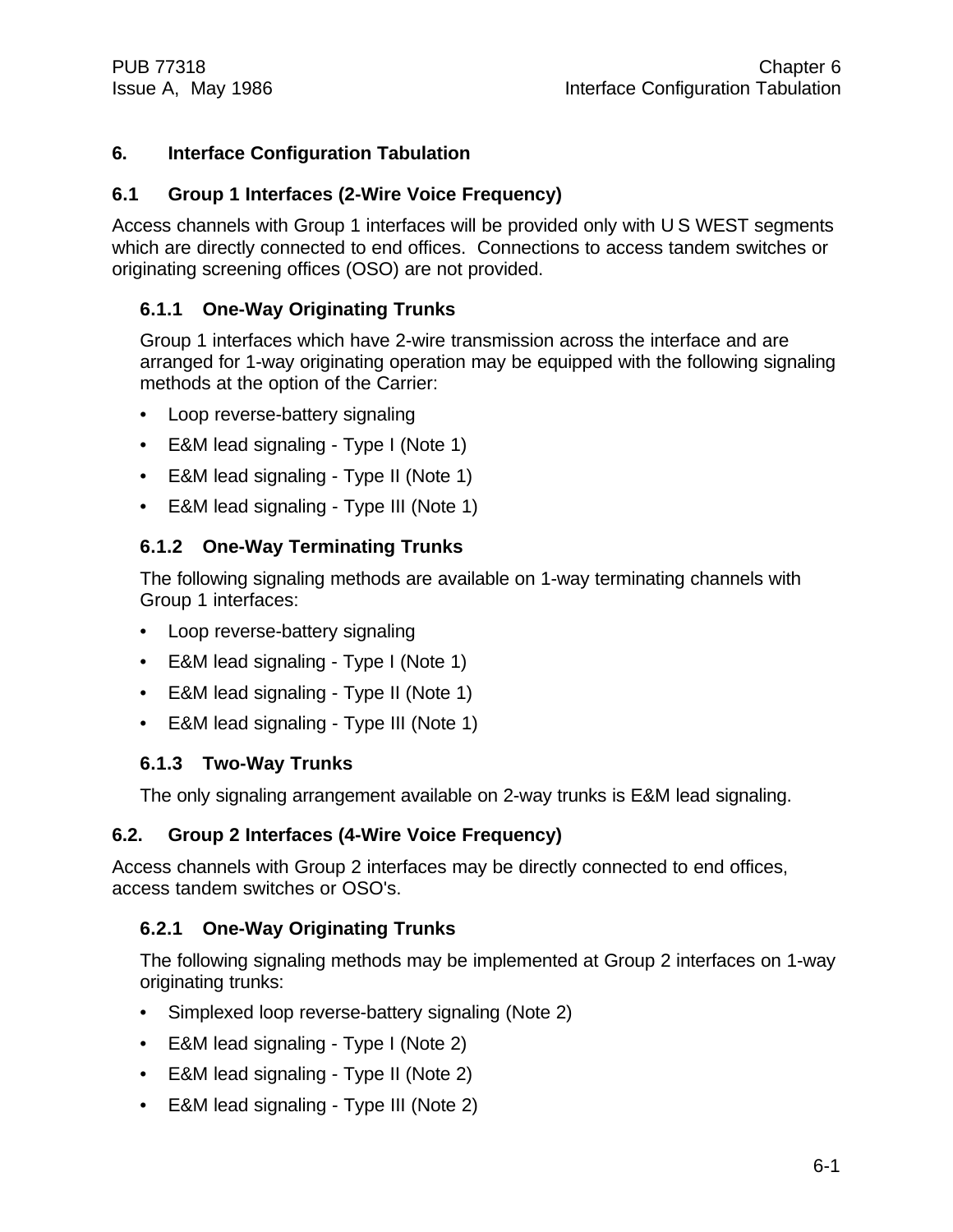# 6. Interface Configuration Tabulation

## 6.1 Group 1 Interfaces (2-Wire Voice Frequency)

Access channels with Group 1 interfaces will be provided only with U S WEST segments which are directly connected to end offices. Connections to access tandem switches or originating screening offices (OSO) are not provided.

### 6.1.1 One-Way Originating Trunks

Group 1 interfaces which have 2-wire transmission across the interface and are arranged for 1-way originating operation may be equipped with the following signaling methods at the option of the Carrier:

- Loop reverse-battery signaling
- E&M lead signaling - Type I (Note 1)
- E&M lead signaling - Type II (Note 1)
- E&M lead signaling - Type III (Note 1)

### 6.1.2 One-Way Terminating Trunks

The following signaling methods are available on 1-way terminating channels with Group 1 interfaces:

- Loop reverse-battery signaling
- E&M lead signaling - Type I (Note 1)
- E&M lead signaling - Type II (Note 1)
- E&M lead signaling - Type III (Note 1)

### 6.1.3 Two-Way Trunks

The only signaling arrangement available on 2-way trunks is E&M lead signaling.

## 6.2. Group 2 Interfaces (4-Wire Voice Frequency)

Access channels with Group 2 interfaces may be directly connected to end offices, access tandem switches or OSO's.

### 6.2.1 One-Way Originating Trunks

The following signaling methods may be implemented at Group 2 interfaces on 1-way originating trunks:

- Simplexed loop reverse-battery signaling (Note 2)
- E&M lead signaling - Type I (Note 2)
- E&M lead signaling - Type II (Note 2)
- E&M lead signaling - Type III (Note 2)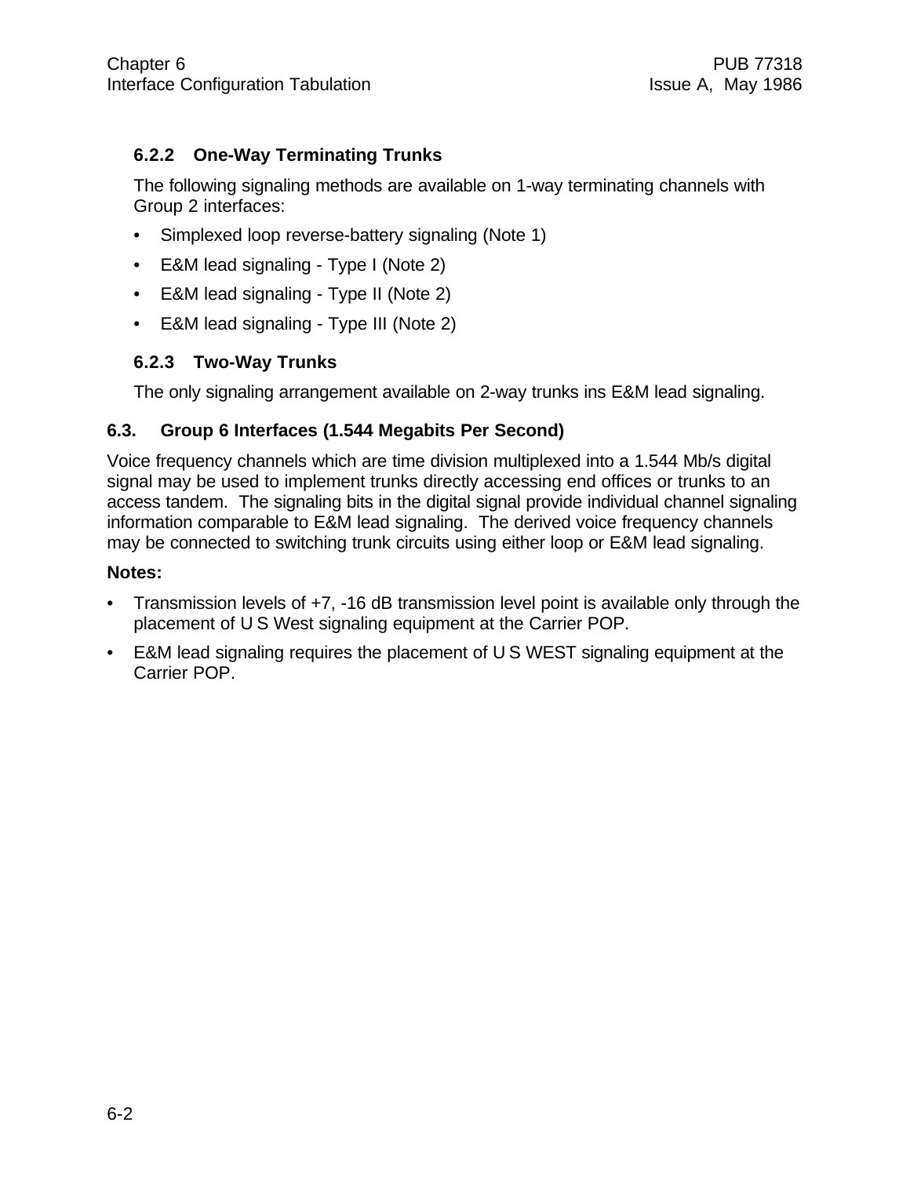### 6.2.2 One-Way Terminating Trunks

The following signaling methods are available on 1-way terminating channels with Group 2 interfaces:

- Simplexed loop reverse-battery signaling (Note 1)
- E&M lead signaling - Type I (Note 2)
- E&M lead signaling - Type II (Note 2)
- E&M lead signaling - Type III (Note 2)

### 6.2.3 Two-Way Trunks

The only signaling arrangement available on 2-way trunks ins E&M lead signaling.

## 6.3. Group 6 Interfaces (1.544 Megabits Per Second)

Voice frequency channels which are time division multiplexed into a 1.544 Mb/s digital signal may be used to implement trunks directly accessing end offices or trunks to an access tandem. The signaling bits in the digital signal provide individual channel signaling information comparable to E&M lead signaling. The derived voice frequency channels may be connected to switching trunk circuits using either loop or E&M lead signaling.

**Notes:**

- Transmission levels of +7, -16 dB transmission level point is available only through the placement of U S West signaling equipment at the Carrier POP.
- E&M lead signaling requires the placement of U S WEST signaling equipment at the Carrier POP.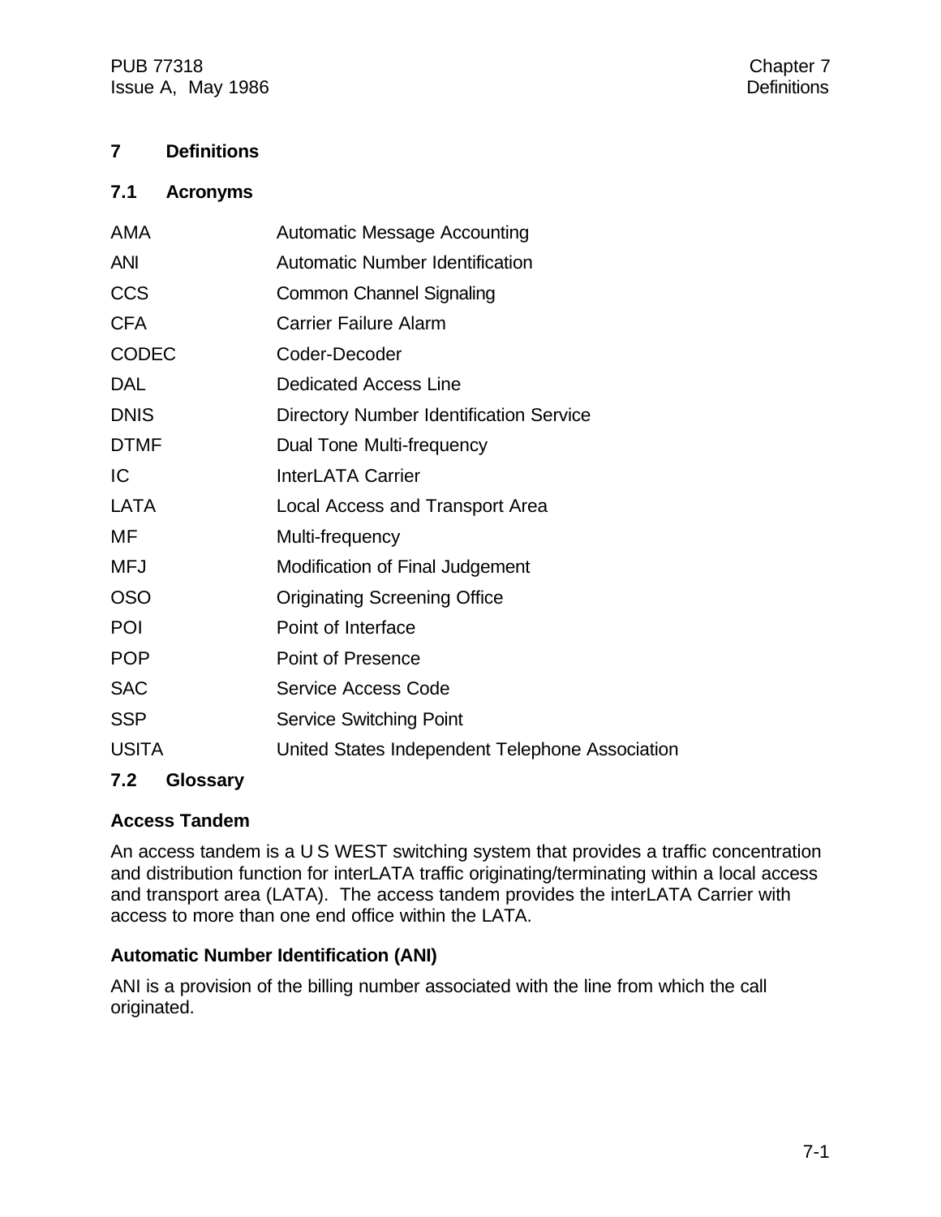# 7 Definitions

## 7.1 Acronyms

| | |
|---|---|
| AMA | Automatic Message Accounting |
| ANI | Automatic Number Identification |
| CCS | Common Channel Signaling |
| CFA | Carrier Failure Alarm |
| CODEC | Coder-Decoder |
| DAL | Dedicated Access Line |
| DNIS | Directory Number Identification Service |
| DTMF | Dual Tone Multi-frequency |
| IC | InterLATA Carrier |
| LATA | Local Access and Transport Area |
| MF | Multi-frequency |
| MFJ | Modification of Final Judgement |
| OSO | Originating Screening Office |
| POI | Point of Interface |
| POP | Point of Presence |
| SAC | Service Access Code |
| SSP | Service Switching Point |
| USITA | United States Independent Telephone Association |

## 7.2 Glossary

**Access Tandem**

An access tandem is a U S WEST switching system that provides a traffic concentration and distribution function for interLATA traffic originating/terminating within a local access and transport area (LATA). The access tandem provides the interLATA Carrier with access to more than one end office within the LATA.

**Automatic Number Identification (ANI)**

ANI is a provision of the billing number associated with the line from which the call originated.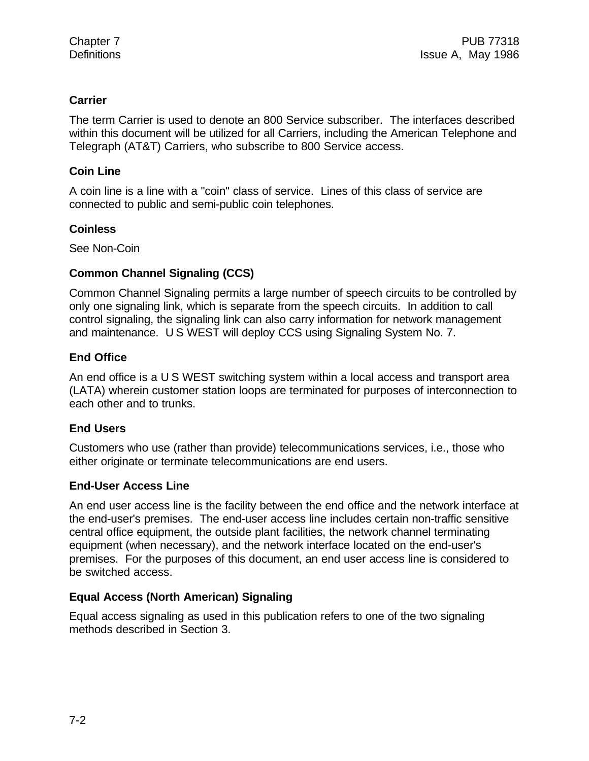**Carrier**

The term Carrier is used to denote an 800 Service subscriber. The interfaces described within this document will be utilized for all Carriers, including the American Telephone and Telegraph (AT&T) Carriers, who subscribe to 800 Service access.

**Coin Line**

A coin line is a line with a "coin" class of service. Lines of this class of service are connected to public and semi-public coin telephones.

**Coinless**

See Non-Coin

**Common Channel Signaling (CCS)**

Common Channel Signaling permits a large number of speech circuits to be controlled by only one signaling link, which is separate from the speech circuits. In addition to call control signaling, the signaling link can also carry information for network management and maintenance. U S WEST will deploy CCS using Signaling System No. 7.

**End Office**

An end office is a U S WEST switching system within a local access and transport area (LATA) wherein customer station loops are terminated for purposes of interconnection to each other and to trunks.

**End Users**

Customers who use (rather than provide) telecommunications services, i.e., those who either originate or terminate telecommunications are end users.

**End-User Access Line**

An end user access line is the facility between the end office and the network interface at the end-user's premises. The end-user access line includes certain non-traffic sensitive central office equipment, the outside plant facilities, the network channel terminating equipment (when necessary), and the network interface located on the end-user's premises. For the purposes of this document, an end user access line is considered to be switched access.

**Equal Access (North American) Signaling**

Equal access signaling as used in this publication refers to one of the two signaling methods described in Section 3.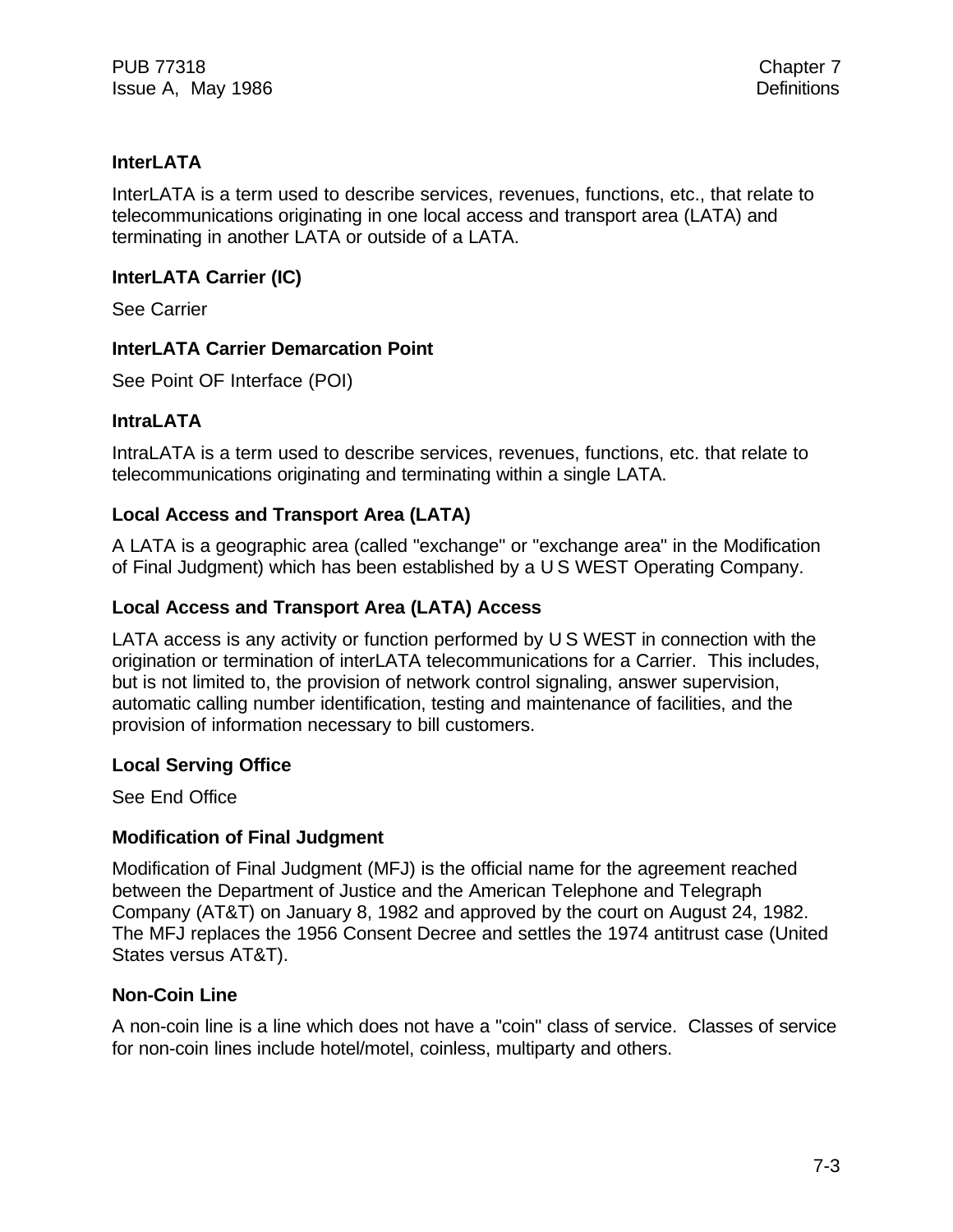### InterLATA

InterLATA is a term used to describe services, revenues, functions, etc., that relate to telecommunications originating in one local access and transport area (LATA) and terminating in another LATA or outside of a LATA.

### InterLATA Carrier (IC)

See Carrier

### InterLATA Carrier Demarcation Point

See Point OF Interface (POI)

### IntraLATA

IntraLATA is a term used to describe services, revenues, functions, etc. that relate to telecommunications originating and terminating within a single LATA.

### Local Access and Transport Area (LATA)

A LATA is a geographic area (called "exchange" or "exchange area" in the Modification of Final Judgment) which has been established by a U S WEST Operating Company.

### Local Access and Transport Area (LATA) Access

LATA access is any activity or function performed by U S WEST in connection with the origination or termination of interLATA telecommunications for a Carrier. This includes, but is not limited to, the provision of network control signaling, answer supervision, automatic calling number identification, testing and maintenance of facilities, and the provision of information necessary to bill customers.

### Local Serving Office

See End Office

### Modification of Final Judgment

Modification of Final Judgment (MFJ) is the official name for the agreement reached between the Department of Justice and the American Telephone and Telegraph Company (AT&T) on January 8, 1982 and approved by the court on August 24, 1982. The MFJ replaces the 1956 Consent Decree and settles the 1974 antitrust case (United States versus AT&T).

### Non-Coin Line

A non-coin line is a line which does not have a "coin" class of service. Classes of service for non-coin lines include hotel/motel, coinless, multiparty and others.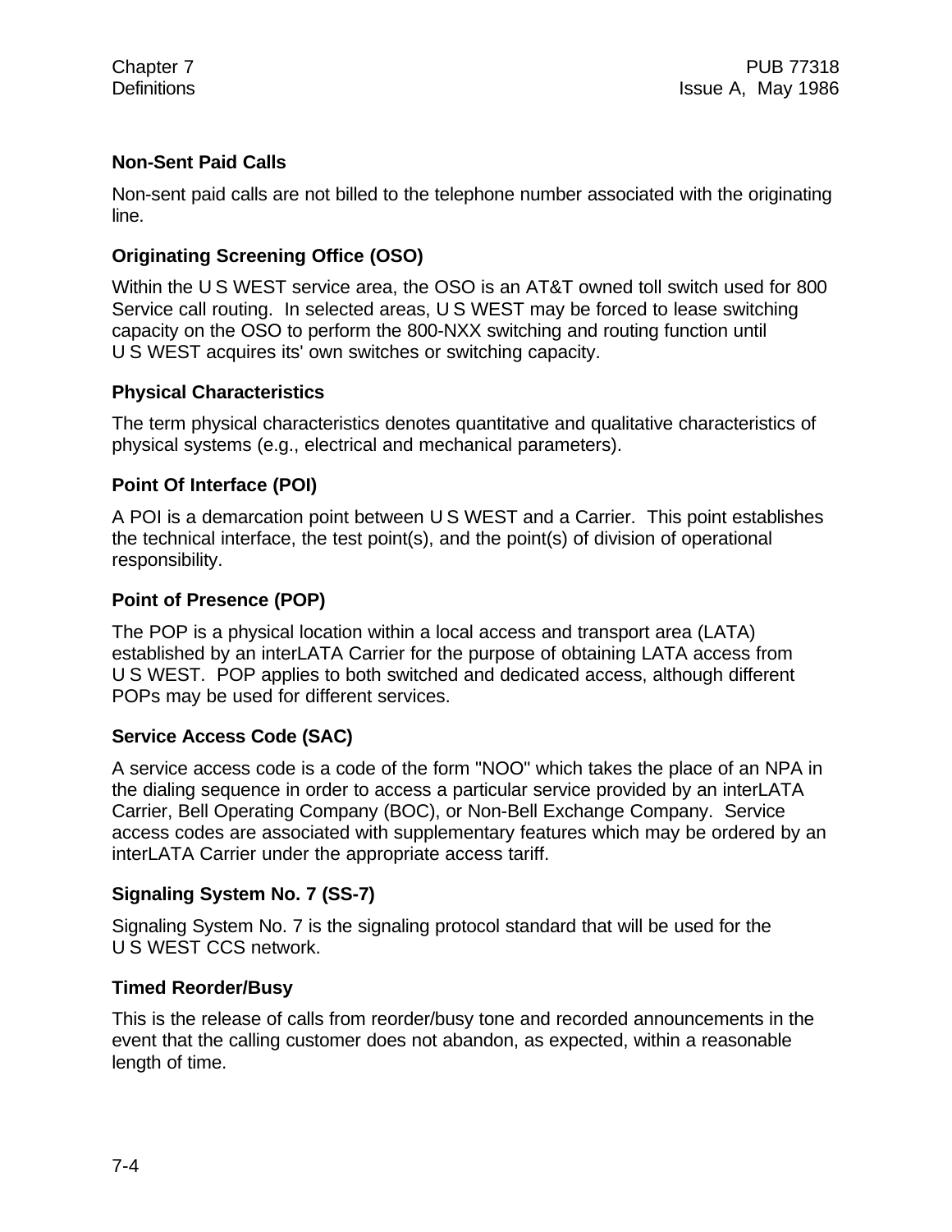**Non-Sent Paid Calls**

Non-sent paid calls are not billed to the telephone number associated with the originating line.

**Originating Screening Office (OSO)**

Within the U S WEST service area, the OSO is an AT&T owned toll switch used for 800 Service call routing. In selected areas, U S WEST may be forced to lease switching capacity on the OSO to perform the 800-NXX switching and routing function until U S WEST acquires its' own switches or switching capacity.

**Physical Characteristics**

The term physical characteristics denotes quantitative and qualitative characteristics of physical systems (e.g., electrical and mechanical parameters).

**Point Of Interface (POI)**

A POI is a demarcation point between U S WEST and a Carrier. This point establishes the technical interface, the test point(s), and the point(s) of division of operational responsibility.

**Point of Presence (POP)**

The POP is a physical location within a local access and transport area (LATA) established by an interLATA Carrier for the purpose of obtaining LATA access from U S WEST. POP applies to both switched and dedicated access, although different POPs may be used for different services.

**Service Access Code (SAC)**

A service access code is a code of the form "NOO" which takes the place of an NPA in the dialing sequence in order to access a particular service provided by an interLATA Carrier, Bell Operating Company (BOC), or Non-Bell Exchange Company. Service access codes are associated with supplementary features which may be ordered by an interLATA Carrier under the appropriate access tariff.

**Signaling System No. 7 (SS-7)**

Signaling System No. 7 is the signaling protocol standard that will be used for the U S WEST CCS network.

**Timed Reorder/Busy**

This is the release of calls from reorder/busy tone and recorded announcements in the event that the calling customer does not abandon, as expected, within a reasonable length of time.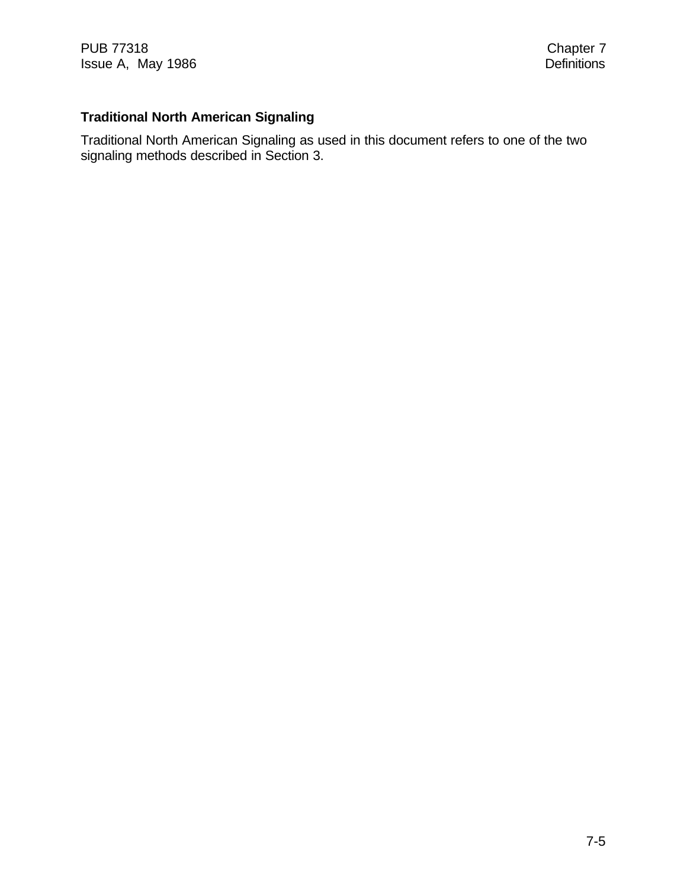### Traditional North American Signaling

Traditional North American Signaling as used in this document refers to one of the two signaling methods described in Section 3.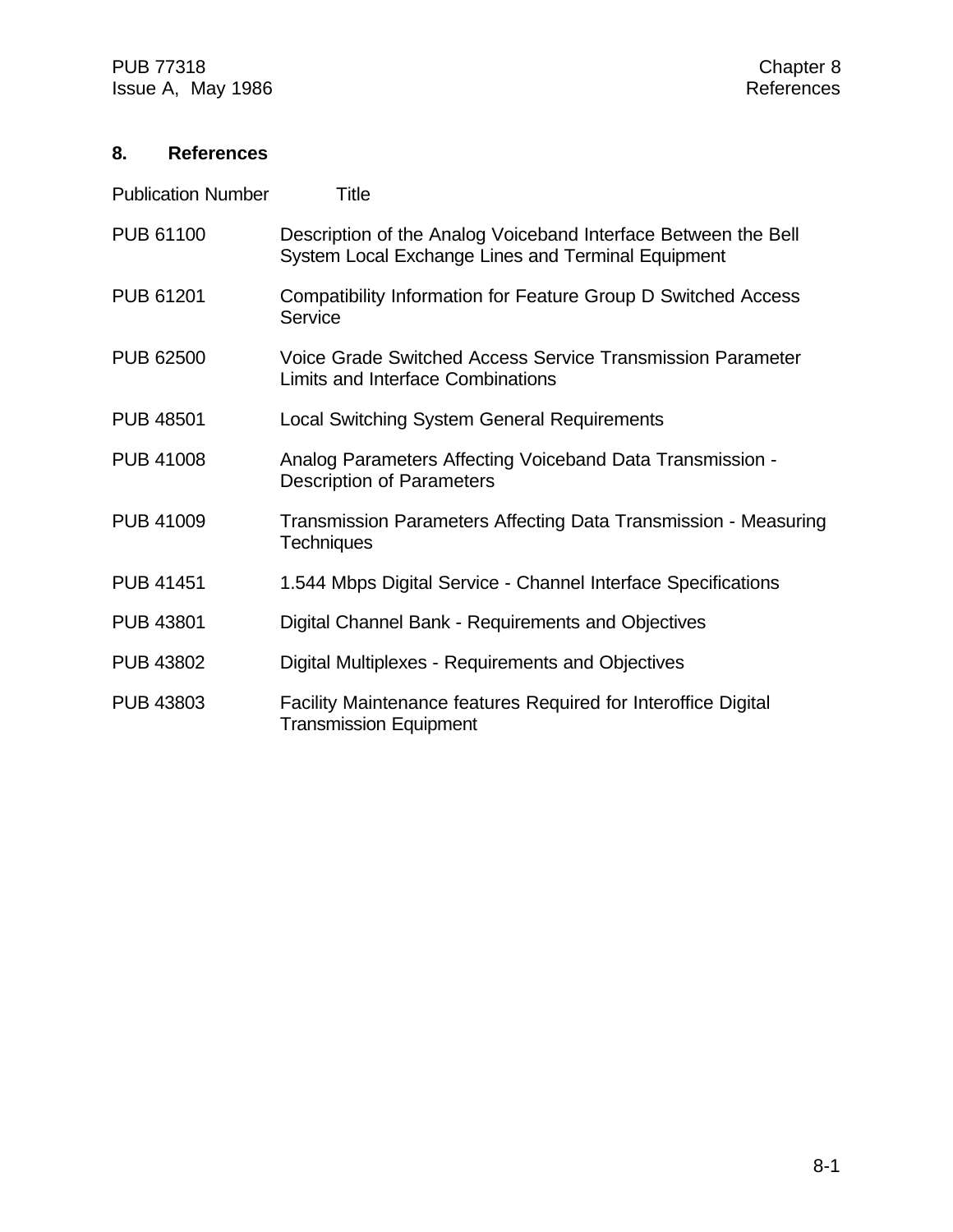## 8. References

| Publication Number | Title |
|---|---|
| PUB 61100 | Description of the Analog Voiceband Interface Between the Bell System Local Exchange Lines and Terminal Equipment |
| PUB 61201 | Compatibility Information for Feature Group D Switched Access Service |
| PUB 62500 | Voice Grade Switched Access Service Transmission Parameter Limits and Interface Combinations |
| PUB 48501 | Local Switching System General Requirements |
| PUB 41008 | Analog Parameters Affecting Voiceband Data Transmission - Description of Parameters |
| PUB 41009 | Transmission Parameters Affecting Data Transmission - Measuring Techniques |
| PUB 41451 | 1.544 Mbps Digital Service - Channel Interface Specifications |
| PUB 43801 | Digital Channel Bank - Requirements and Objectives |
| PUB 43802 | Digital Multiplexes - Requirements and Objectives |
| PUB 43803 | Facility Maintenance features Required for Interoffice Digital Transmission Equipment |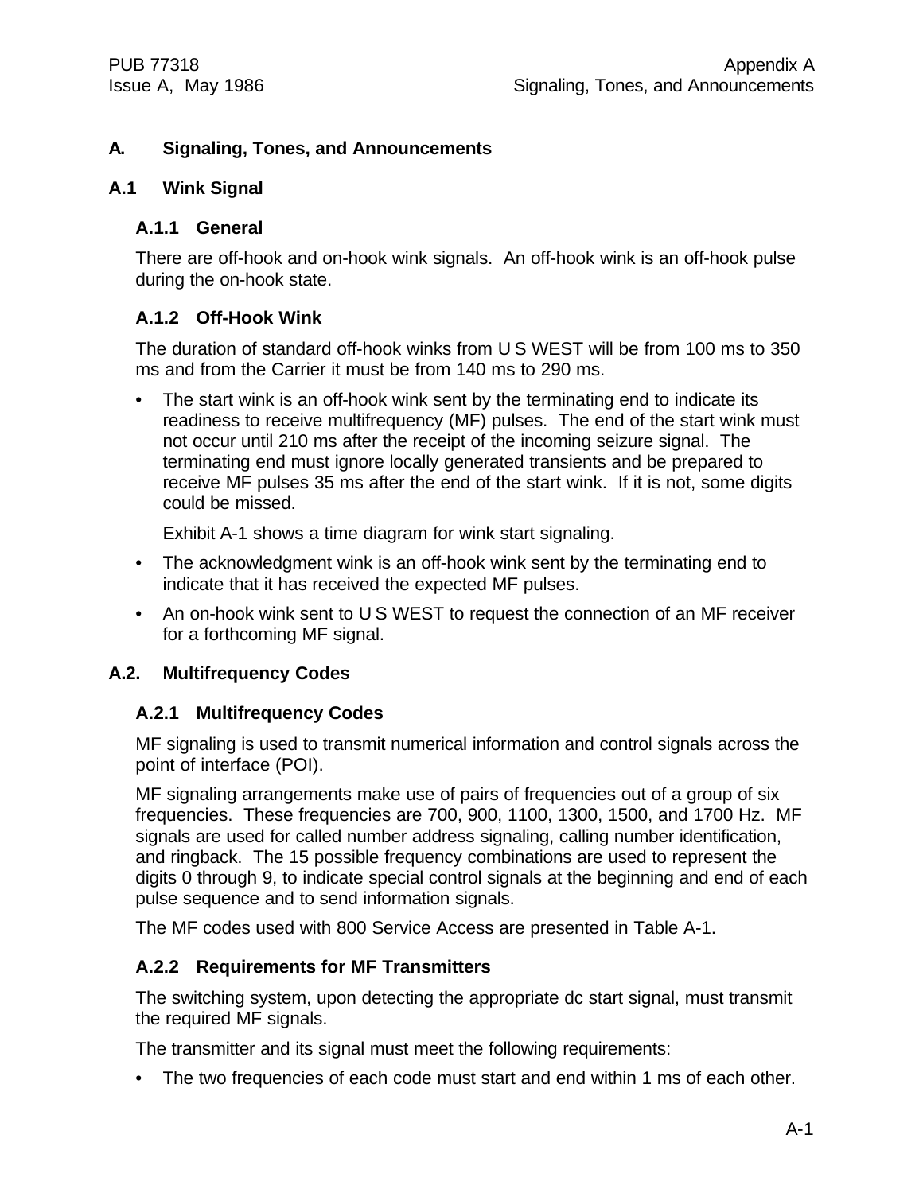# A. Signaling, Tones, and Announcements

## A.1 Wink Signal

### A.1.1 General

There are off-hook and on-hook wink signals. An off-hook wink is an off-hook pulse during the on-hook state.

### A.1.2 Off-Hook Wink

The duration of standard off-hook winks from U S WEST will be from 100 ms to 350 ms and from the Carrier it must be from 140 ms to 290 ms.

- The start wink is an off-hook wink sent by the terminating end to indicate its readiness to receive multifrequency (MF) pulses. The end of the start wink must not occur until 210 ms after the receipt of the incoming seizure signal. The terminating end must ignore locally generated transients and be prepared to receive MF pulses 35 ms after the end of the start wink. If it is not, some digits could be missed.

  Exhibit A-1 shows a time diagram for wink start signaling.

- The acknowledgment wink is an off-hook wink sent by the terminating end to indicate that it has received the expected MF pulses.
- An on-hook wink sent to U S WEST to request the connection of an MF receiver for a forthcoming MF signal.

## A.2. Multifrequency Codes

### A.2.1 Multifrequency Codes

MF signaling is used to transmit numerical information and control signals across the point of interface (POI).

MF signaling arrangements make use of pairs of frequencies out of a group of six frequencies. These frequencies are 700, 900, 1100, 1300, 1500, and 1700 Hz. MF signals are used for called number address signaling, calling number identification, and ringback. The 15 possible frequency combinations are used to represent the digits 0 through 9, to indicate special control signals at the beginning and end of each pulse sequence and to send information signals.

The MF codes used with 800 Service Access are presented in Table A-1.

### A.2.2 Requirements for MF Transmitters

The switching system, upon detecting the appropriate dc start signal, must transmit the required MF signals.

The transmitter and its signal must meet the following requirements:

- The two frequencies of each code must start and end within 1 ms of each other.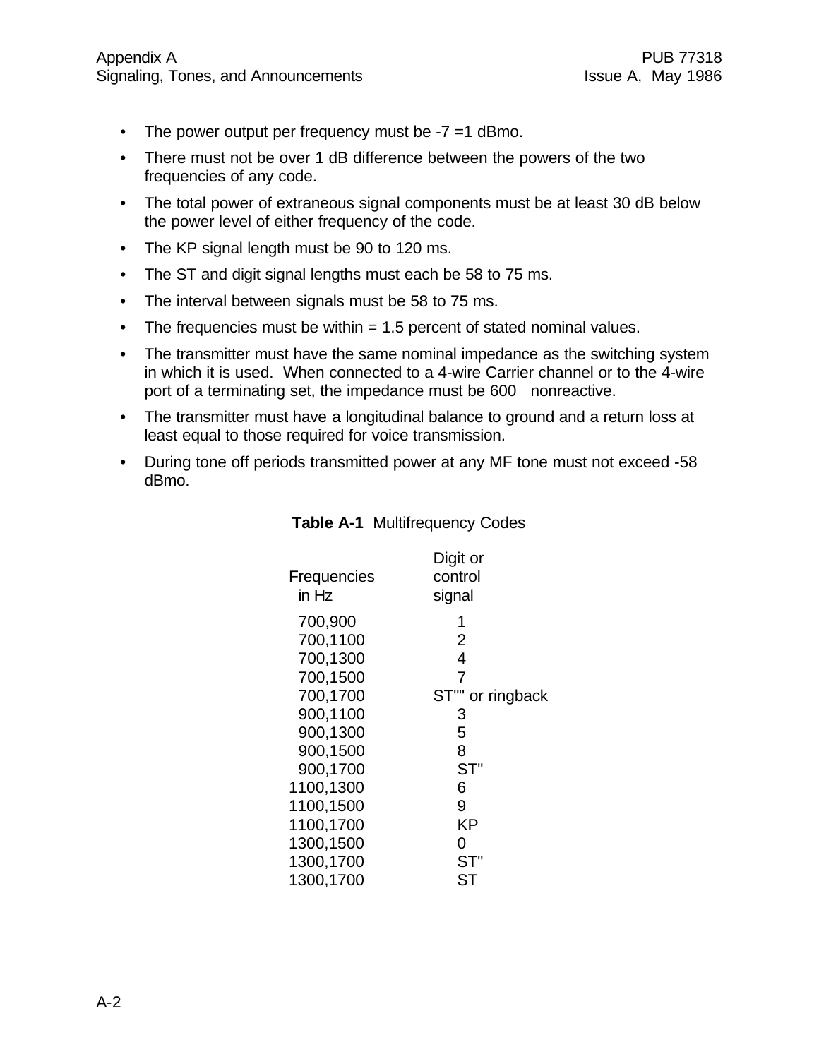- The power output per frequency must be -7 =1 dBmo.
- There must not be over 1 dB difference between the powers of the two frequencies of any code.
- The total power of extraneous signal components must be at least 30 dB below the power level of either frequency of the code.
- The KP signal length must be 90 to 120 ms.
- The ST and digit signal lengths must each be 58 to 75 ms.
- The interval between signals must be 58 to 75 ms.
- The frequencies must be within = 1.5 percent of stated nominal values.
- The transmitter must have the same nominal impedance as the switching system in which it is used. When connected to a 4-wire Carrier channel or to the 4-wire port of a terminating set, the impedance must be 600   nonreactive.
- The transmitter must have a longitudinal balance to ground and a return loss at least equal to those required for voice transmission.
- During tone off periods transmitted power at any MF tone must not exceed -58 dBmo.

**Table A-1** Multifrequency Codes

| Frequencies in Hz | Digit or control signal |
|---|---|
| 700,900 | 1 |
| 700,1100 | 2 |
| 700,1300 | 4 |
| 700,1500 | 7 |
| 700,1700 | ST"" or ringback |
| 900,1100 | 3 |
| 900,1300 | 5 |
| 900,1500 | 8 |
| 900,1700 | ST" |
| 1100,1300 | 6 |
| 1100,1500 | 9 |
| 1100,1700 | KP |
| 1300,1500 | 0 |
| 1300,1700 | ST" |
| 1300,1700 | ST |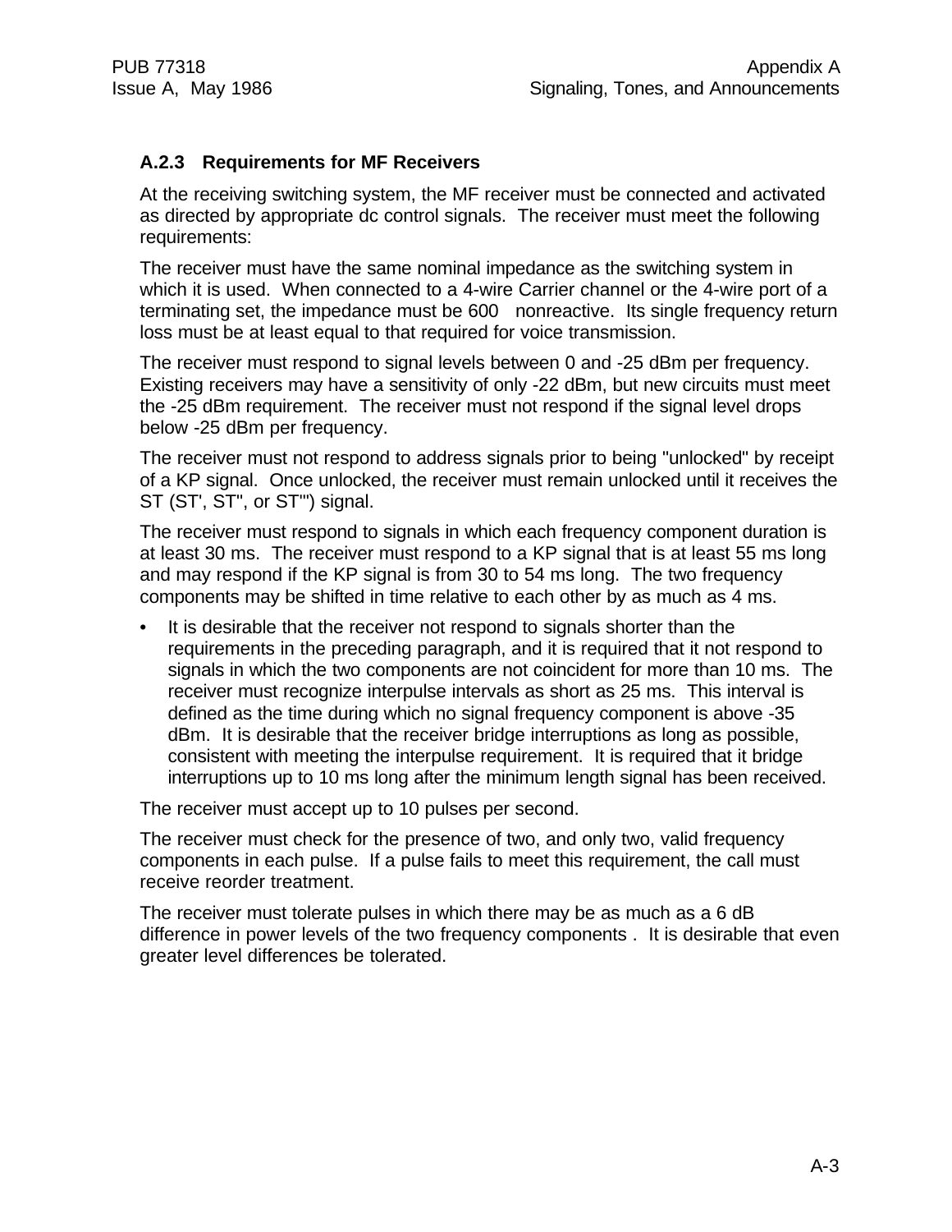### A.2.3 Requirements for MF Receivers

At the receiving switching system, the MF receiver must be connected and activated as directed by appropriate dc control signals. The receiver must meet the following requirements:

The receiver must have the same nominal impedance as the switching system in which it is used. When connected to a 4-wire Carrier channel or the 4-wire port of a terminating set, the impedance must be 600 nonreactive. Its single frequency return loss must be at least equal to that required for voice transmission.

The receiver must respond to signal levels between 0 and -25 dBm per frequency. Existing receivers may have a sensitivity of only -22 dBm, but new circuits must meet the -25 dBm requirement. The receiver must not respond if the signal level drops below -25 dBm per frequency.

The receiver must not respond to address signals prior to being "unlocked" by receipt of a KP signal. Once unlocked, the receiver must remain unlocked until it receives the ST (ST', ST", or ST'") signal.

The receiver must respond to signals in which each frequency component duration is at least 30 ms. The receiver must respond to a KP signal that is at least 55 ms long and may respond if the KP signal is from 30 to 54 ms long. The two frequency components may be shifted in time relative to each other by as much as 4 ms.

- It is desirable that the receiver not respond to signals shorter than the requirements in the preceding paragraph, and it is required that it not respond to signals in which the two components are not coincident for more than 10 ms. The receiver must recognize interpulse intervals as short as 25 ms. This interval is defined as the time during which no signal frequency component is above -35 dBm. It is desirable that the receiver bridge interruptions as long as possible, consistent with meeting the interpulse requirement. It is required that it bridge interruptions up to 10 ms long after the minimum length signal has been received.

The receiver must accept up to 10 pulses per second.

The receiver must check for the presence of two, and only two, valid frequency components in each pulse. If a pulse fails to meet this requirement, the call must receive reorder treatment.

The receiver must tolerate pulses in which there may be as much as a 6 dB difference in power levels of the two frequency components . It is desirable that even greater level differences be tolerated.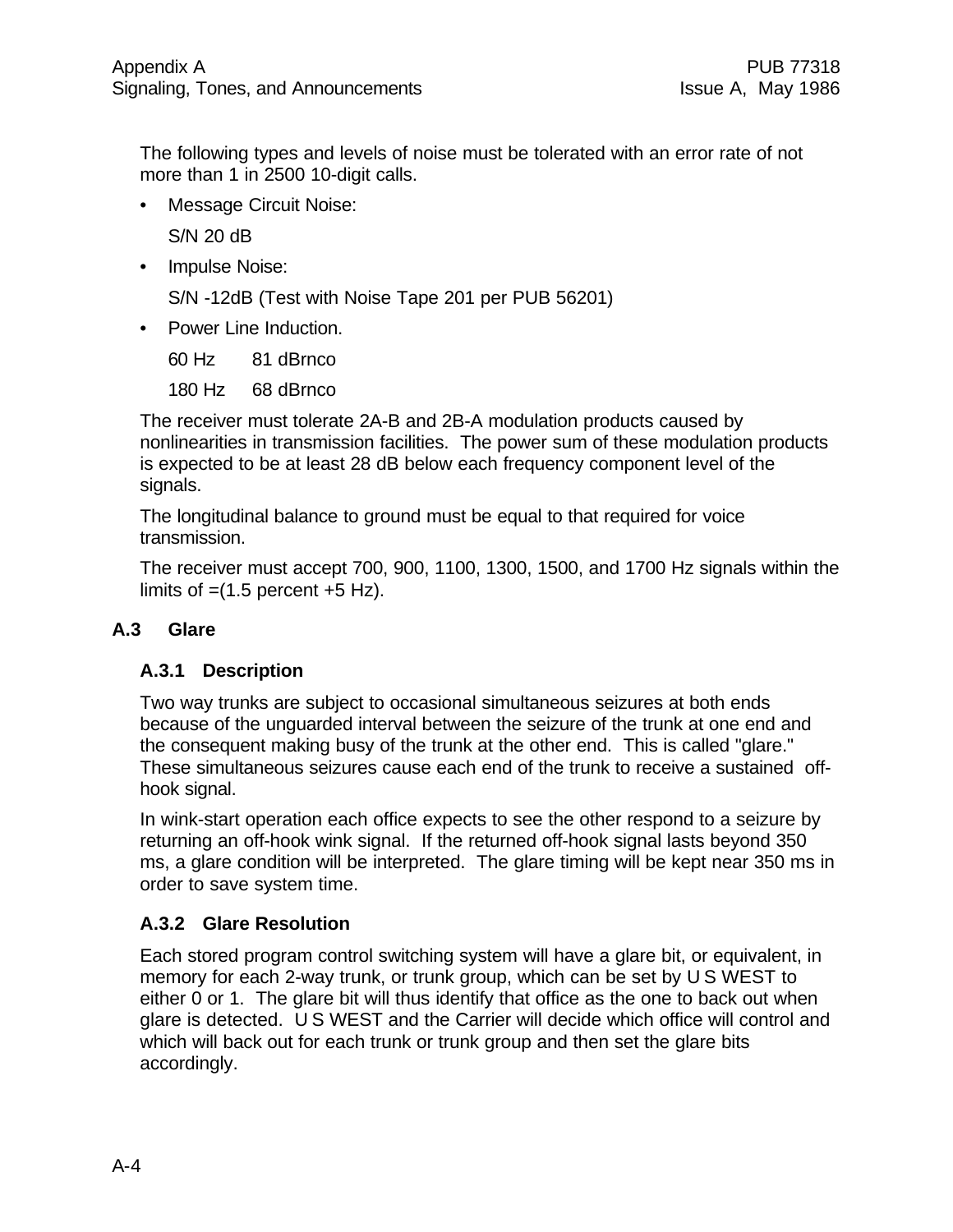The following types and levels of noise must be tolerated with an error rate of not more than 1 in 2500 10-digit calls.

- Message Circuit Noise:

  S/N 20 dB

- Impulse Noise:

  S/N -12dB (Test with Noise Tape 201 per PUB 56201)

- Power Line Induction.

  60 Hz 81 dBrnco

  180 Hz 68 dBrnco

The receiver must tolerate 2A-B and 2B-A modulation products caused by nonlinearities in transmission facilities. The power sum of these modulation products is expected to be at least 28 dB below each frequency component level of the signals.

The longitudinal balance to ground must be equal to that required for voice transmission.

The receiver must accept 700, 900, 1100, 1300, 1500, and 1700 Hz signals within the limits of =(1.5 percent +5 Hz).

## A.3 Glare

### A.3.1 Description

Two way trunks are subject to occasional simultaneous seizures at both ends because of the unguarded interval between the seizure of the trunk at one end and the consequent making busy of the trunk at the other end. This is called "glare." These simultaneous seizures cause each end of the trunk to receive a sustained off-hook signal.

In wink-start operation each office expects to see the other respond to a seizure by returning an off-hook wink signal. If the returned off-hook signal lasts beyond 350 ms, a glare condition will be interpreted. The glare timing will be kept near 350 ms in order to save system time.

### A.3.2 Glare Resolution

Each stored program control switching system will have a glare bit, or equivalent, in memory for each 2-way trunk, or trunk group, which can be set by U S WEST to either 0 or 1. The glare bit will thus identify that office as the one to back out when glare is detected. U S WEST and the Carrier will decide which office will control and which will back out for each trunk or trunk group and then set the glare bits accordingly.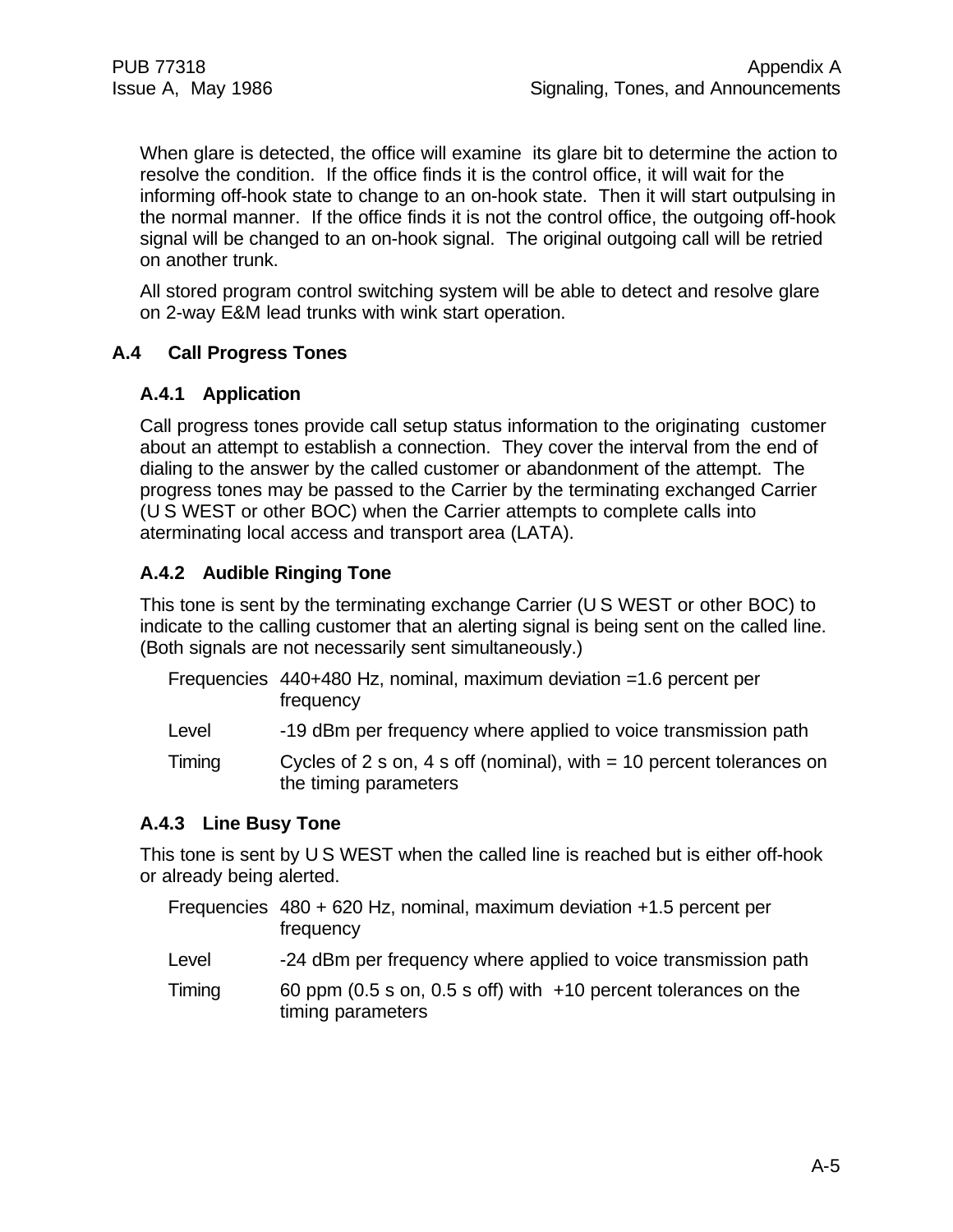When glare is detected, the office will examine its glare bit to determine the action to resolve the condition. If the office finds it is the control office, it will wait for the informing off-hook state to change to an on-hook state. Then it will start outpulsing in the normal manner. If the office finds it is not the control office, the outgoing off-hook signal will be changed to an on-hook signal. The original outgoing call will be retried on another trunk.

All stored program control switching system will be able to detect and resolve glare on 2-way E&M lead trunks with wink start operation.

## A.4 Call Progress Tones

### A.4.1 Application

Call progress tones provide call setup status information to the originating customer about an attempt to establish a connection. They cover the interval from the end of dialing to the answer by the called customer or abandonment of the attempt. The progress tones may be passed to the Carrier by the terminating exchanged Carrier (U S WEST or other BOC) when the Carrier attempts to complete calls into aterminating local access and transport area (LATA).

### A.4.2 Audible Ringing Tone

This tone is sent by the terminating exchange Carrier (U S WEST or other BOC) to indicate to the calling customer that an alerting signal is being sent on the called line. (Both signals are not necessarily sent simultaneously.)

| | |
|---|---|
| Frequencies | 440+480 Hz, nominal, maximum deviation =1.6 percent per frequency |
| Level | -19 dBm per frequency where applied to voice transmission path |
| Timing | Cycles of 2 s on, 4 s off (nominal), with = 10 percent tolerances on the timing parameters |

### A.4.3 Line Busy Tone

This tone is sent by U S WEST when the called line is reached but is either off-hook or already being alerted.

| | |
|---|---|
| Frequencies | 480 + 620 Hz, nominal, maximum deviation +1.5 percent per frequency |
| Level | -24 dBm per frequency where applied to voice transmission path |
| Timing | 60 ppm (0.5 s on, 0.5 s off) with +10 percent tolerances on the timing parameters |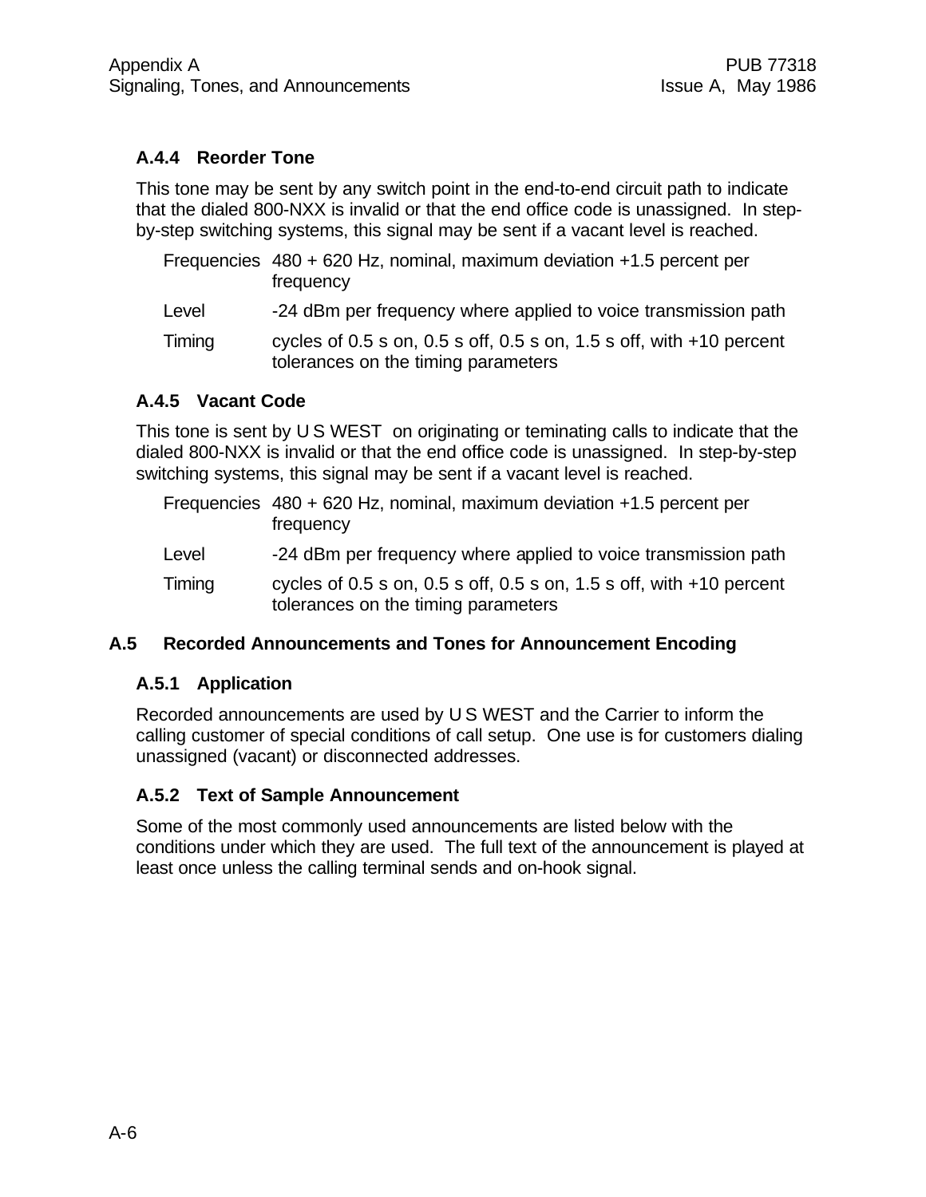### A.4.4 Reorder Tone

This tone may be sent by any switch point in the end-to-end circuit path to indicate that the dialed 800-NXX is invalid or that the end office code is unassigned. In step-by-step switching systems, this signal may be sent if a vacant level is reached.

| | |
|---|---|
| Frequencies | 480 + 620 Hz, nominal, maximum deviation +1.5 percent per frequency |
| Level | -24 dBm per frequency where applied to voice transmission path |
| Timing | cycles of 0.5 s on, 0.5 s off, 0.5 s on, 1.5 s off, with +10 percent tolerances on the timing parameters |

### A.4.5 Vacant Code

This tone is sent by U S WEST on originating or teminating calls to indicate that the dialed 800-NXX is invalid or that the end office code is unassigned. In step-by-step switching systems, this signal may be sent if a vacant level is reached.

| | |
|---|---|
| Frequencies | 480 + 620 Hz, nominal, maximum deviation +1.5 percent per frequency |
| Level | -24 dBm per frequency where applied to voice transmission path |
| Timing | cycles of 0.5 s on, 0.5 s off, 0.5 s on, 1.5 s off, with +10 percent tolerances on the timing parameters |

## A.5 Recorded Announcements and Tones for Announcement Encoding

### A.5.1 Application

Recorded announcements are used by U S WEST and the Carrier to inform the calling customer of special conditions of call setup. One use is for customers dialing unassigned (vacant) or disconnected addresses.

### A.5.2 Text of Sample Announcement

Some of the most commonly used announcements are listed below with the conditions under which they are used. The full text of the announcement is played at least once unless the calling terminal sends and on-hook signal.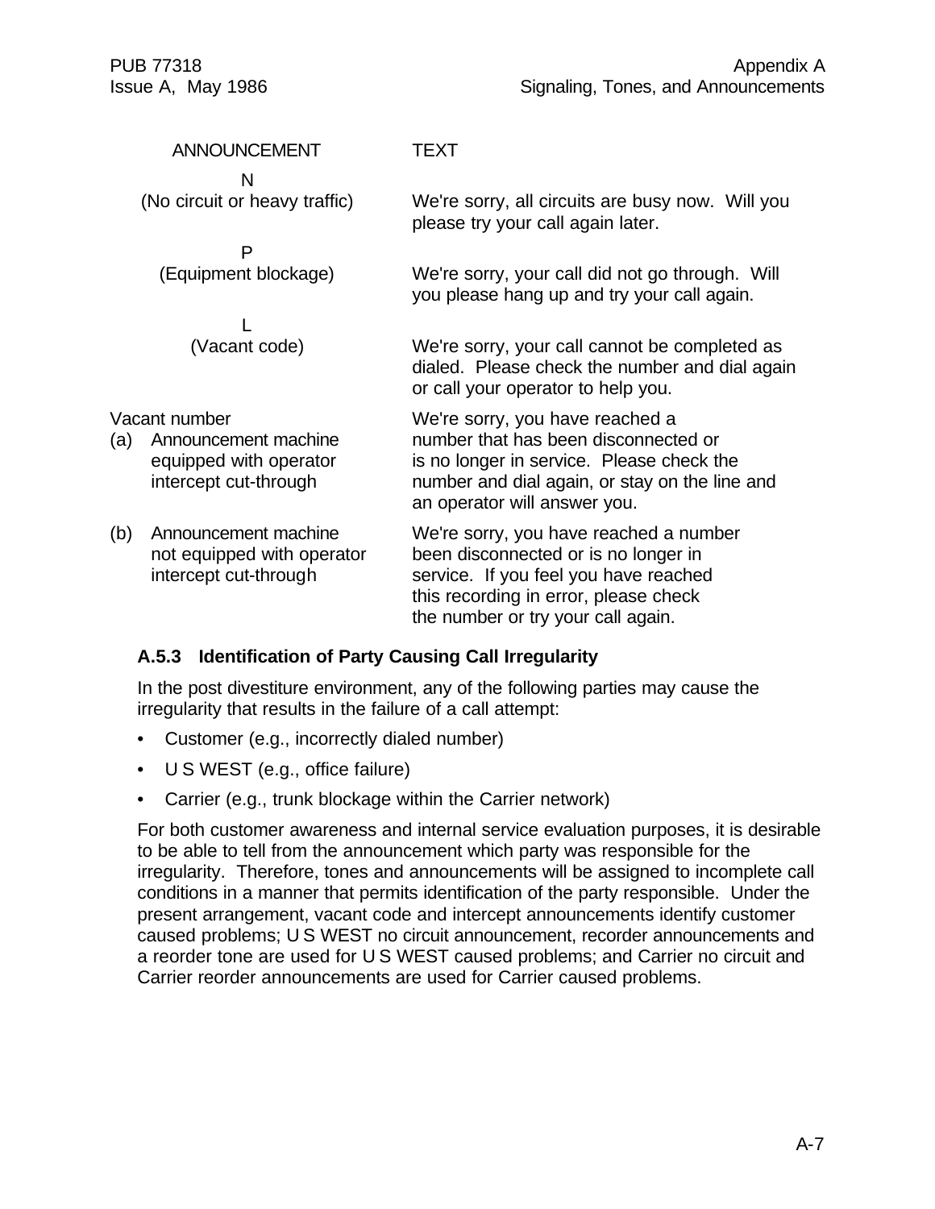| ANNOUNCEMENT | TEXT |
| --- | --- |
| N (No circuit or heavy traffic) | We're sorry, all circuits are busy now. Will you please try your call again later. |
| P (Equipment blockage) | We're sorry, your call did not go through. Will you please hang up and try your call again. |
| L (Vacant code) | We're sorry, your call cannot be completed as dialed. Please check the number and dial again or call your operator to help you. |
| Vacant number (a) Announcement machine equipped with operator intercept cut-through | We're sorry, you have reached a number that has been disconnected or is no longer in service. Please check the number and dial again, or stay on the line and an operator will answer you. |
| (b) Announcement machine not equipped with operator intercept cut-through | We're sorry, you have reached a number been disconnected or is no longer in service. If you feel you have reached this recording in error, please check the number or try your call again. |

### A.5.3 Identification of Party Causing Call Irregularity

In the post divestiture environment, any of the following parties may cause the irregularity that results in the failure of a call attempt:

- Customer (e.g., incorrectly dialed number)
- U S WEST (e.g., office failure)
- Carrier (e.g., trunk blockage within the Carrier network)

For both customer awareness and internal service evaluation purposes, it is desirable to be able to tell from the announcement which party was responsible for the irregularity. Therefore, tones and announcements will be assigned to incomplete call conditions in a manner that permits identification of the party responsible. Under the present arrangement, vacant code and intercept announcements identify customer caused problems; U S WEST no circuit announcement, recorder announcements and a reorder tone are used for U S WEST caused problems; and Carrier no circuit and Carrier reorder announcements are used for Carrier caused problems.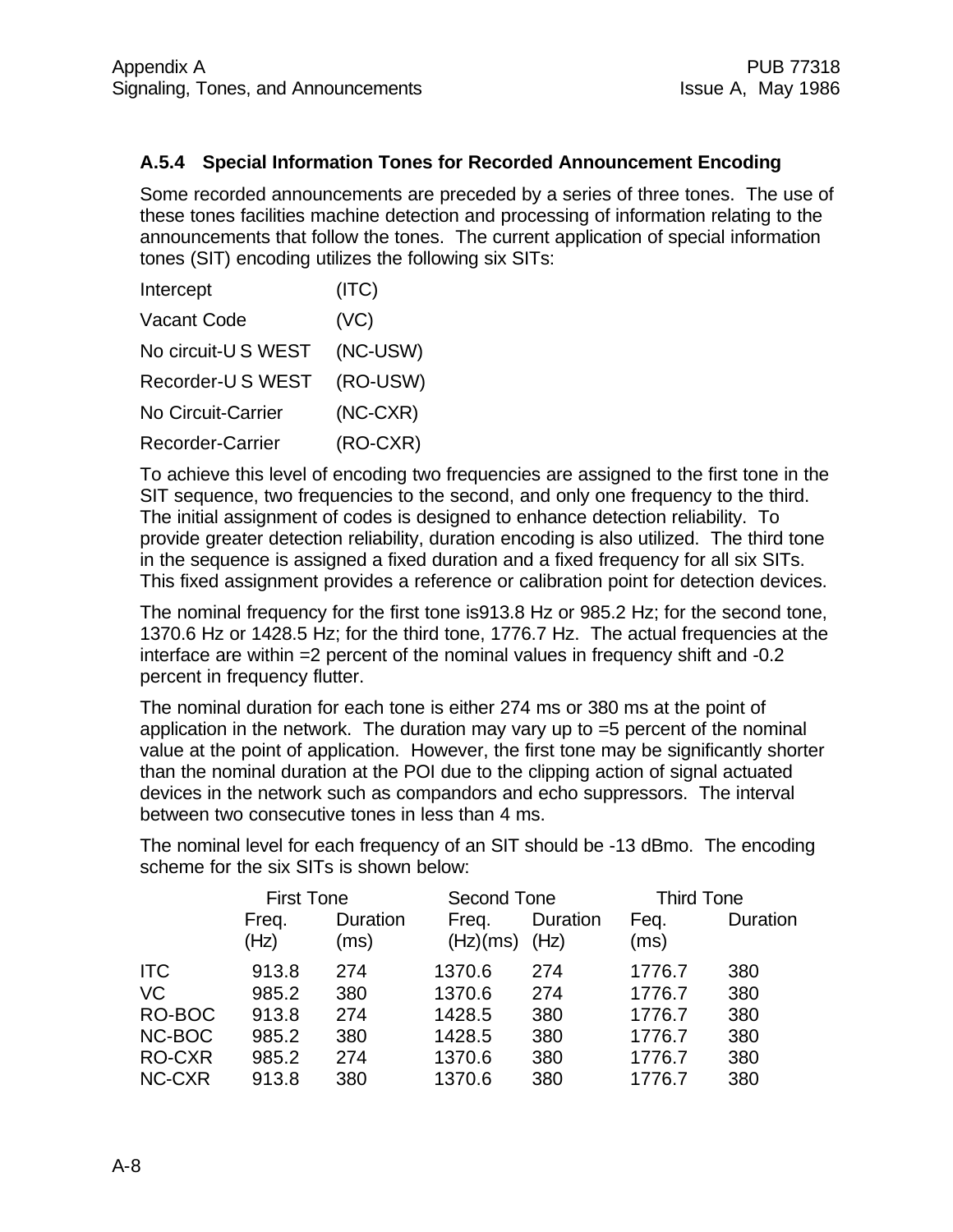### A.5.4 Special Information Tones for Recorded Announcement Encoding

Some recorded announcements are preceded by a series of three tones. The use of these tones facilities machine detection and processing of information relating to the announcements that follow the tones. The current application of special information tones (SIT) encoding utilizes the following six SITs:

| | |
|---|---|
| Intercept | (ITC) |
| Vacant Code | (VC) |
| No circuit-U S WEST | (NC-USW) |
| Recorder-U S WEST | (RO-USW) |
| No Circuit-Carrier | (NC-CXR) |
| Recorder-Carrier | (RO-CXR) |

To achieve this level of encoding two frequencies are assigned to the first tone in the SIT sequence, two frequencies to the second, and only one frequency to the third. The initial assignment of codes is designed to enhance detection reliability. To provide greater detection reliability, duration encoding is also utilized. The third tone in the sequence is assigned a fixed duration and a fixed frequency for all six SITs. This fixed assignment provides a reference or calibration point for detection devices.

The nominal frequency for the first tone is913.8 Hz or 985.2 Hz; for the second tone, 1370.6 Hz or 1428.5 Hz; for the third tone, 1776.7 Hz. The actual frequencies at the interface are within =2 percent of the nominal values in frequency shift and -0.2 percent in frequency flutter.

The nominal duration for each tone is either 274 ms or 380 ms at the point of application in the network. The duration may vary up to =5 percent of the nominal value at the point of application. However, the first tone may be significantly shorter than the nominal duration at the POI due to the clipping action of signal actuated devices in the network such as compandors and echo suppressors. The interval between two consecutive tones in less than 4 ms.

The nominal level for each frequency of an SIT should be -13 dBmo. The encoding scheme for the six SITs is shown below:

| | First Tone | | Second Tone | | Third Tone | |
|---|---|---|---|---|---|---|
| | Freq. (Hz) | Duration (ms) | Freq. (Hz)(ms) | Duration (Hz) | Feq. (ms) | Duration |
| ITC | 913.8 | 274 | 1370.6 | 274 | 1776.7 | 380 |
| VC | 985.2 | 380 | 1370.6 | 274 | 1776.7 | 380 |
| RO-BOC | 913.8 | 274 | 1428.5 | 380 | 1776.7 | 380 |
| NC-BOC | 985.2 | 380 | 1428.5 | 380 | 1776.7 | 380 |
| RO-CXR | 985.2 | 274 | 1370.6 | 380 | 1776.7 | 380 |
| NC-CXR | 913.8 | 380 | 1370.6 | 380 | 1776.7 | 380 |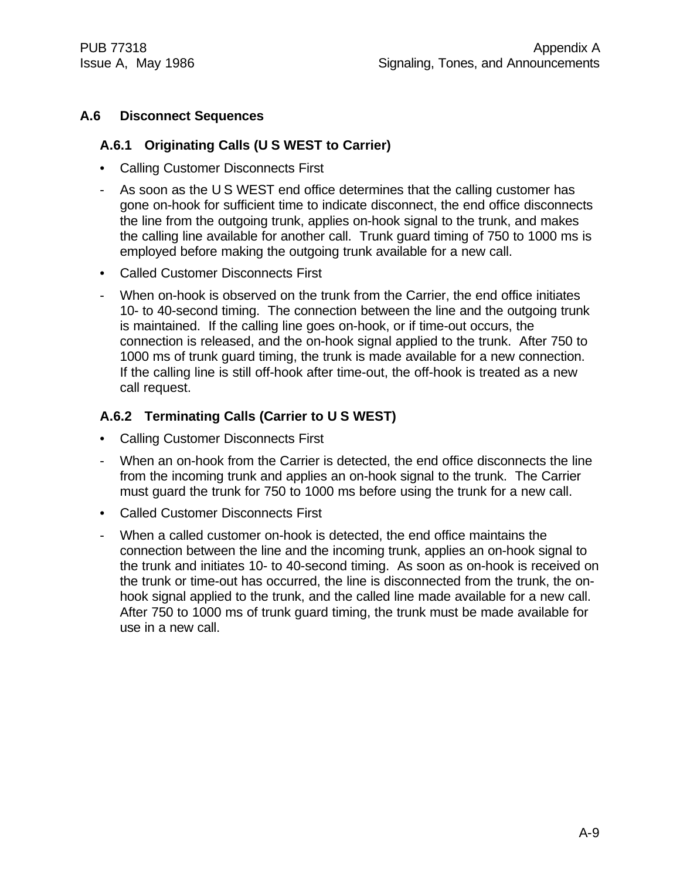## A.6 Disconnect Sequences

### A.6.1 Originating Calls (U S WEST to Carrier)

- Calling Customer Disconnects First

- As soon as the U S WEST end office determines that the calling customer has gone on-hook for sufficient time to indicate disconnect, the end office disconnects the line from the outgoing trunk, applies on-hook signal to the trunk, and makes the calling line available for another call. Trunk guard timing of 750 to 1000 ms is employed before making the outgoing trunk available for a new call.

- Called Customer Disconnects First

- When on-hook is observed on the trunk from the Carrier, the end office initiates 10- to 40-second timing. The connection between the line and the outgoing trunk is maintained. If the calling line goes on-hook, or if time-out occurs, the connection is released, and the on-hook signal applied to the trunk. After 750 to 1000 ms of trunk guard timing, the trunk is made available for a new connection. If the calling line is still off-hook after time-out, the off-hook is treated as a new call request.

### A.6.2 Terminating Calls (Carrier to U S WEST)

- Calling Customer Disconnects First

- When an on-hook from the Carrier is detected, the end office disconnects the line from the incoming trunk and applies an on-hook signal to the trunk. The Carrier must guard the trunk for 750 to 1000 ms before using the trunk for a new call.

- Called Customer Disconnects First

- When a called customer on-hook is detected, the end office maintains the connection between the line and the incoming trunk, applies an on-hook signal to the trunk and initiates 10- to 40-second timing. As soon as on-hook is received on the trunk or time-out has occurred, the line is disconnected from the trunk, the on-hook signal applied to the trunk, and the called line made available for a new call. After 750 to 1000 ms of trunk guard timing, the trunk must be made available for use in a new call.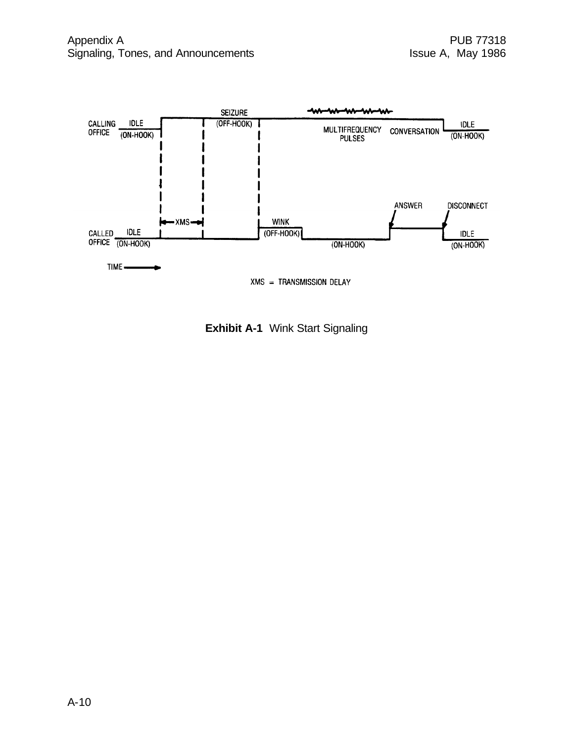SEIZURE

CALLING OFFICE IDLE (ON-HOOK)

(OFF-HOOK)

MULTIFREQUENCY PULSES

CONVERSATION

IDLE (ON-HOOK)

ANSWER

DISCONNECT

XMS

WINK (OFF-HOOK)

CALLED OFFICE IDLE (ON-HOOK)

(ON-HOOK)

IDLE (ON-HOOK)

TIME

XMS = TRANSMISSION DELAY

**Exhibit A-1** Wink Start Signaling